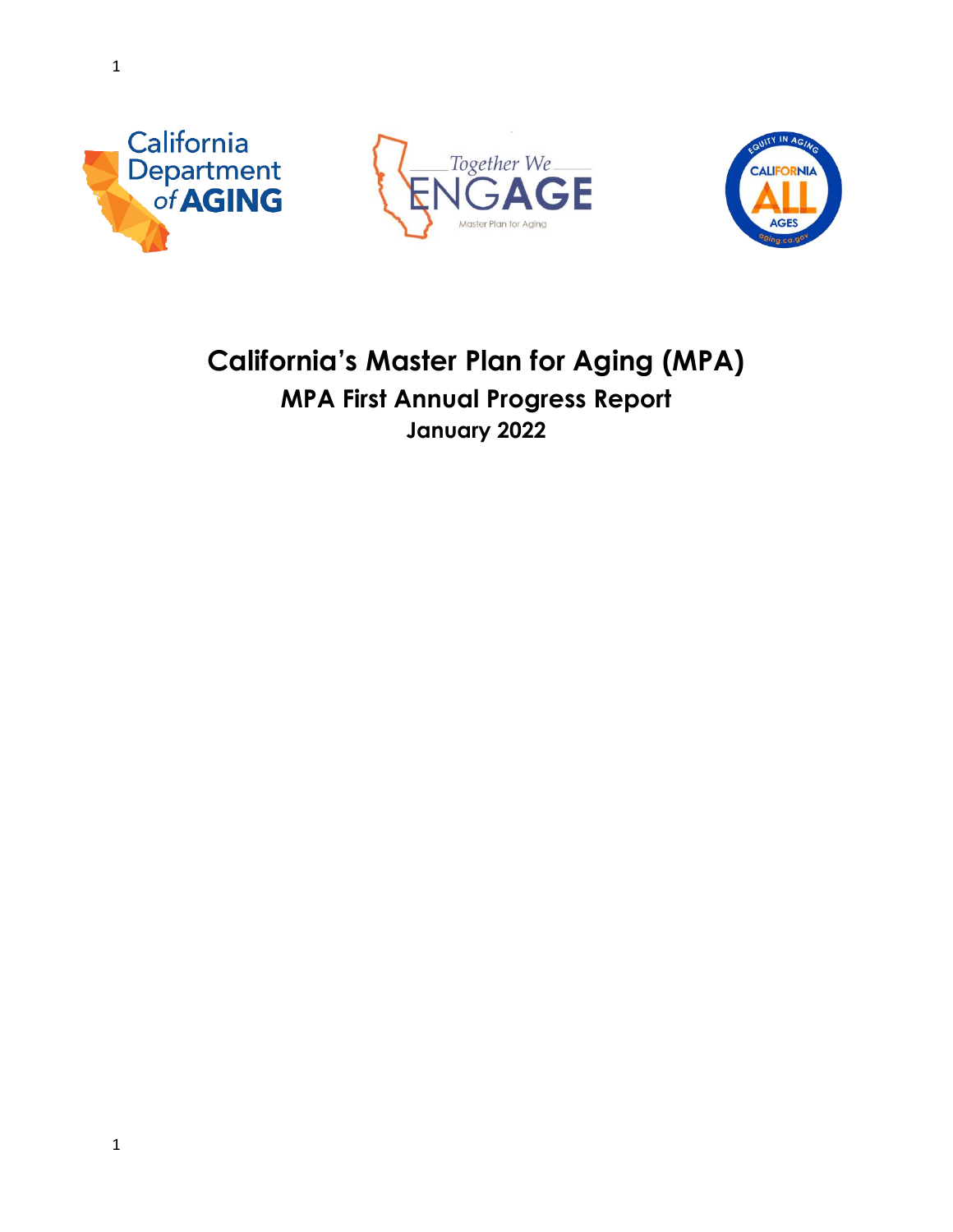# California's Master Plan for Aging (MPA)

## MPA First Annual Progress Report

### January 2022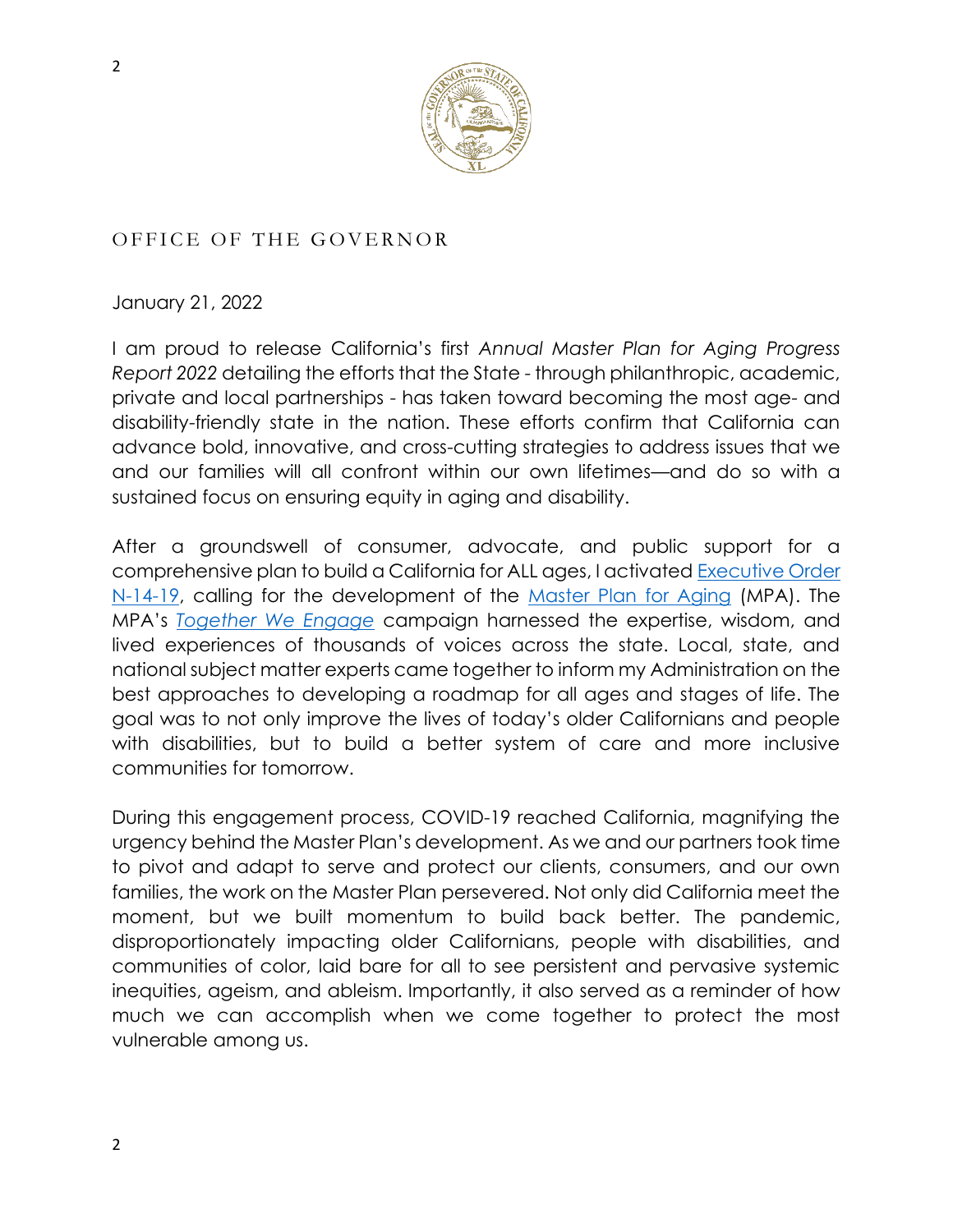OFFICE OF THE GOVERNOR

January 21, 2022

I am proud to release California's first *Annual Master Plan for Aging Progress Report 2022* detailing the efforts that the State - through philanthropic, academic, private and local partnerships - has taken toward becoming the most age- and disability-friendly state in the nation. These efforts confirm that California can advance bold, innovative, and cross-cutting strategies to address issues that we and our families will all confront within our own lifetimes—and do so with a sustained focus on ensuring equity in aging and disability.

After a groundswell of consumer, advocate, and public support for a comprehensive plan to build a California for ALL ages, I activated Executive Order N-14-19, calling for the development of the Master Plan for Aging (MPA). The MPA's *Together We Engage* campaign harnessed the expertise, wisdom, and lived experiences of thousands of voices across the state. Local, state, and national subject matter experts came together to inform my Administration on the best approaches to developing a roadmap for all ages and stages of life. The goal was to not only improve the lives of today's older Californians and people with disabilities, but to build a better system of care and more inclusive communities for tomorrow.

During this engagement process, COVID-19 reached California, magnifying the urgency behind the Master Plan's development. As we and our partners took time to pivot and adapt to serve and protect our clients, consumers, and our own families, the work on the Master Plan persevered. Not only did California meet the moment, but we built momentum to build back better. The pandemic, disproportionately impacting older Californians, people with disabilities, and communities of color, laid bare for all to see persistent and pervasive systemic inequities, ageism, and ableism. Importantly, it also served as a reminder of how much we can accomplish when we come together to protect the most vulnerable among us.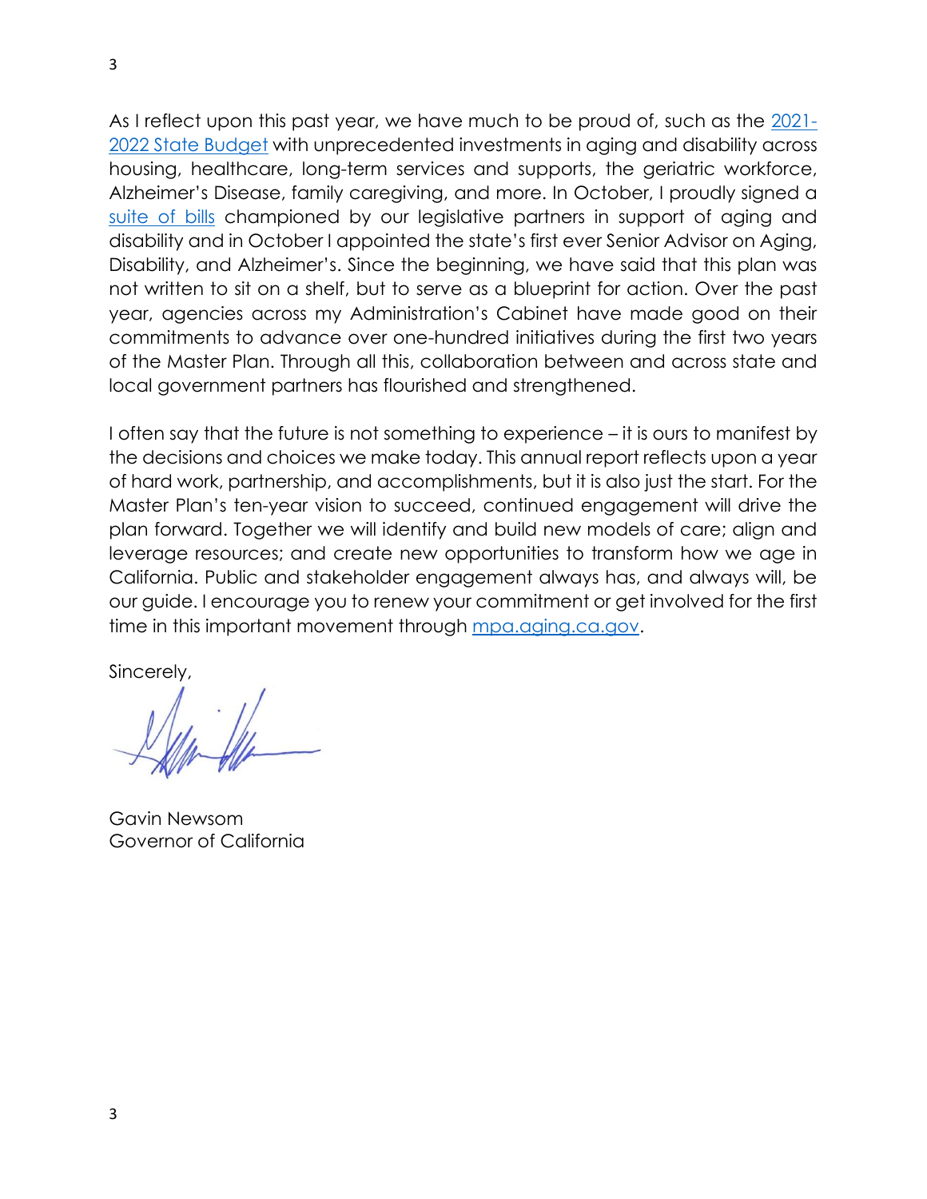As I reflect upon this past year, we have much to be proud of, such as the [2021-2022 State Budget](#) with unprecedented investments in aging and disability across housing, healthcare, long-term services and supports, the geriatric workforce, Alzheimer's Disease, family caregiving, and more. In October, I proudly signed a [suite of bills](#) championed by our legislative partners in support of aging and disability and in October I appointed the state's first ever Senior Advisor on Aging, Disability, and Alzheimer's. Since the beginning, we have said that this plan was not written to sit on a shelf, but to serve as a blueprint for action. Over the past year, agencies across my Administration's Cabinet have made good on their commitments to advance over one-hundred initiatives during the first two years of the Master Plan. Through all this, collaboration between and across state and local government partners has flourished and strengthened.

I often say that the future is not something to experience – it is ours to manifest by the decisions and choices we make today. This annual report reflects upon a year of hard work, partnership, and accomplishments, but it is also just the start. For the Master Plan's ten-year vision to succeed, continued engagement will drive the plan forward. Together we will identify and build new models of care; align and leverage resources; and create new opportunities to transform how we age in California. Public and stakeholder engagement always has, and always will, be our guide. I encourage you to renew your commitment or get involved for the first time in this important movement through [mpa.aging.ca.gov](mpa.aging.ca.gov).

Sincerely,

Gavin Newsom
Governor of California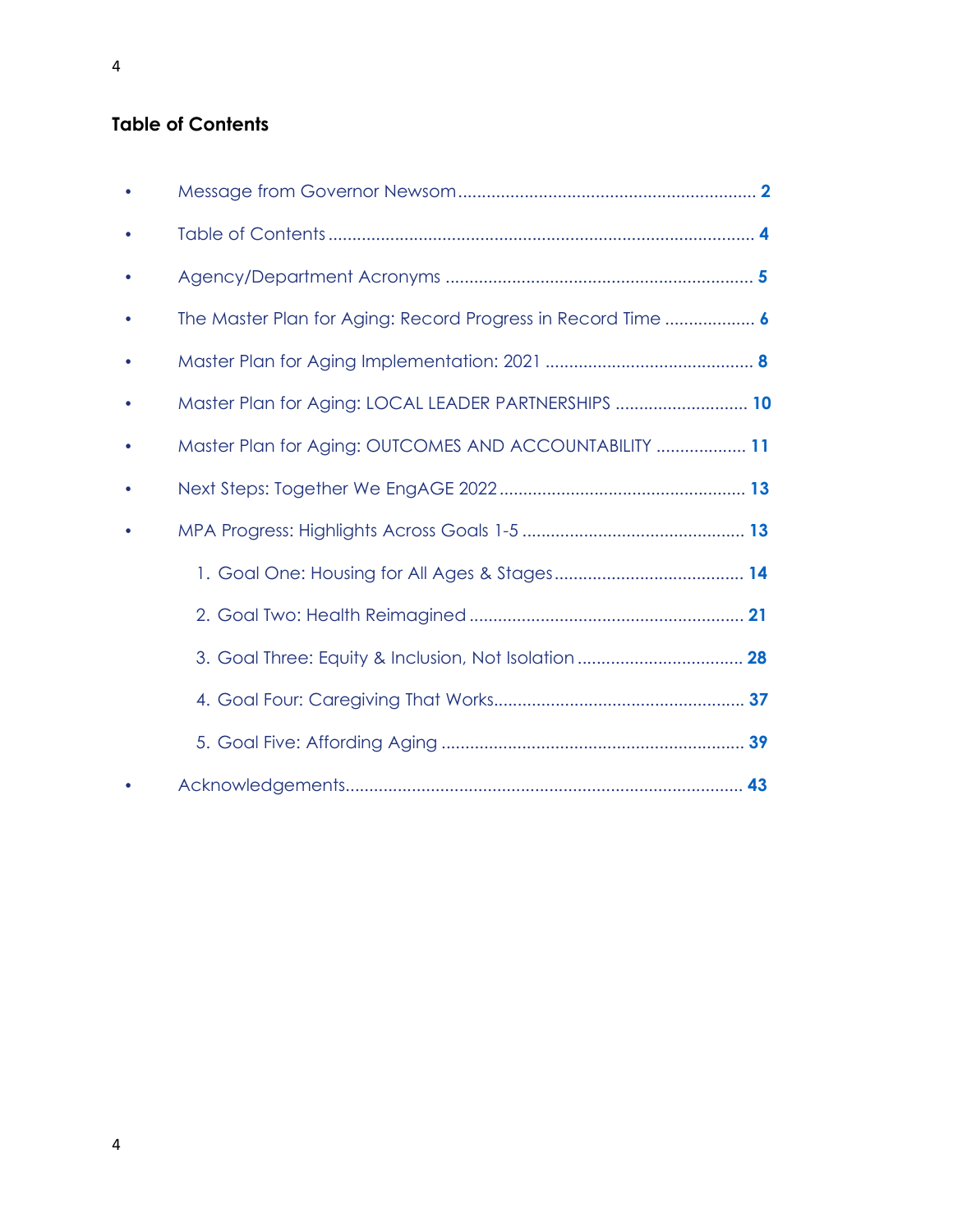## Table of Contents

- Message from Governor Newsom ............................................................... 2
- Table of Contents ......................................................................................... 4
- Agency/Department Acronyms ................................................................. 5
- The Master Plan for Aging: Record Progress in Record Time ................... 6
- Master Plan for Aging Implementation: 2021 ............................................ 8
- Master Plan for Aging: LOCAL LEADER PARTNERSHIPS ............................ 10
- Master Plan for Aging: OUTCOMES AND ACCOUNTABILITY ................... 11
- Next Steps: Together We EngAGE 2022 .................................................... 13
- MPA Progress: Highlights Across Goals 1-5 ............................................... 13
    1. Goal One: Housing for All Ages & Stages ........................................ 14
    2. Goal Two: Health Reimagined .......................................................... 21
    3. Goal Three: Equity & Inclusion, Not Isolation ................................... 28
    4. Goal Four: Caregiving That Works..................................................... 37
    5. Goal Five: Affording Aging ................................................................ 39
- Acknowledgements.................................................................................... 43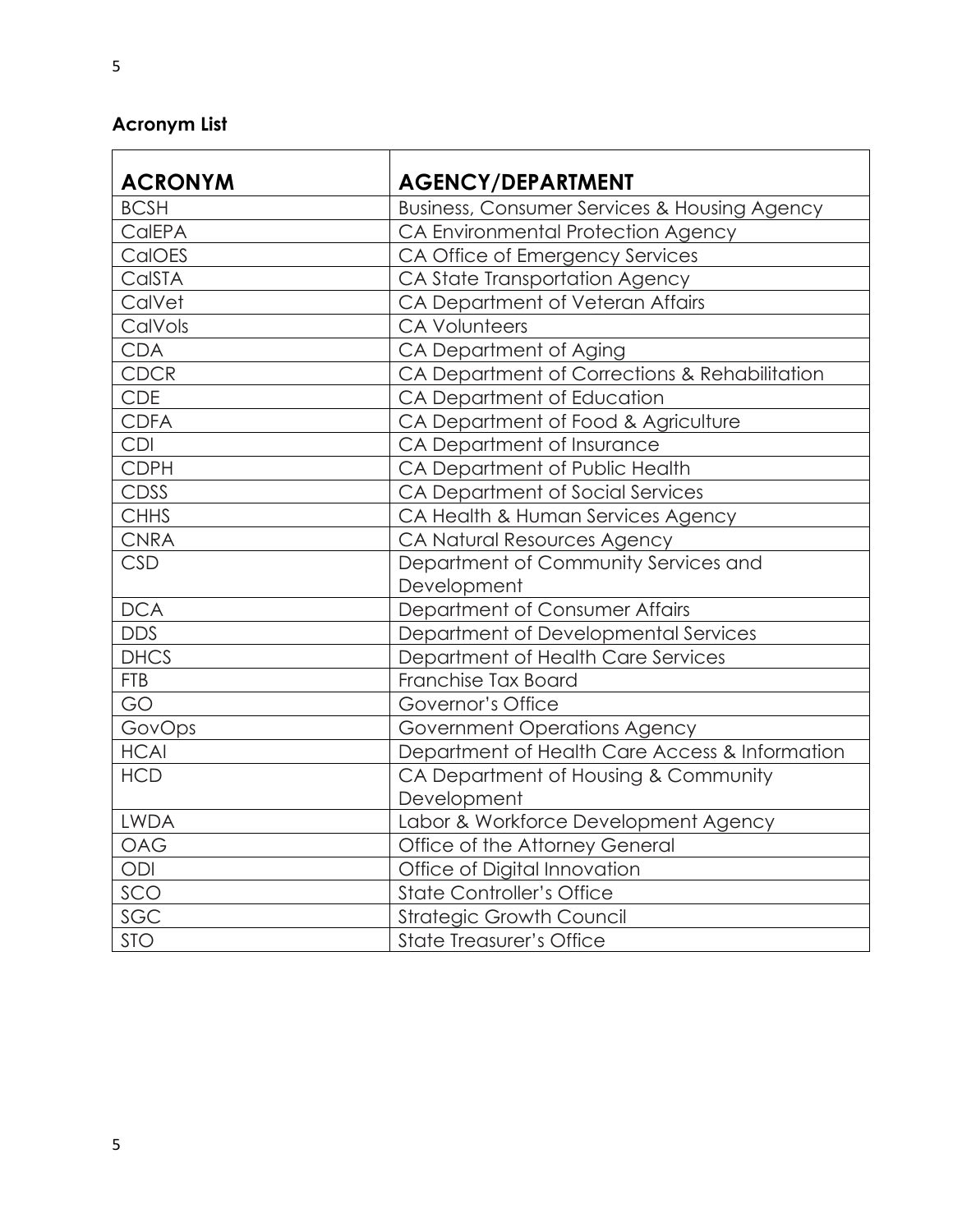## Acronym List

| ACRONYM | AGENCY/DEPARTMENT |
| --- | --- |
| BCSH | Business, Consumer Services & Housing Agency |
| CalEPA | CA Environmental Protection Agency |
| CalOES | CA Office of Emergency Services |
| CalSTA | CA State Transportation Agency |
| CalVet | CA Department of Veteran Affairs |
| CalVols | CA Volunteers |
| CDA | CA Department of Aging |
| CDCR | CA Department of Corrections & Rehabilitation |
| CDE | CA Department of Education |
| CDFA | CA Department of Food & Agriculture |
| CDI | CA Department of Insurance |
| CDPH | CA Department of Public Health |
| CDSS | CA Department of Social Services |
| CHHS | CA Health & Human Services Agency |
| CNRA | CA Natural Resources Agency |
| CSD | Department of Community Services and Development |
| DCA | Department of Consumer Affairs |
| DDS | Department of Developmental Services |
| DHCS | Department of Health Care Services |
| FTB | Franchise Tax Board |
| GO | Governor's Office |
| GovOps | Government Operations Agency |
| HCAI | Department of Health Care Access & Information |
| HCD | CA Department of Housing & Community Development |
| LWDA | Labor & Workforce Development Agency |
| OAG | Office of the Attorney General |
| ODI | Office of Digital Innovation |
| SCO | State Controller's Office |
| SGC | Strategic Growth Council |
| STO | State Treasurer's Office |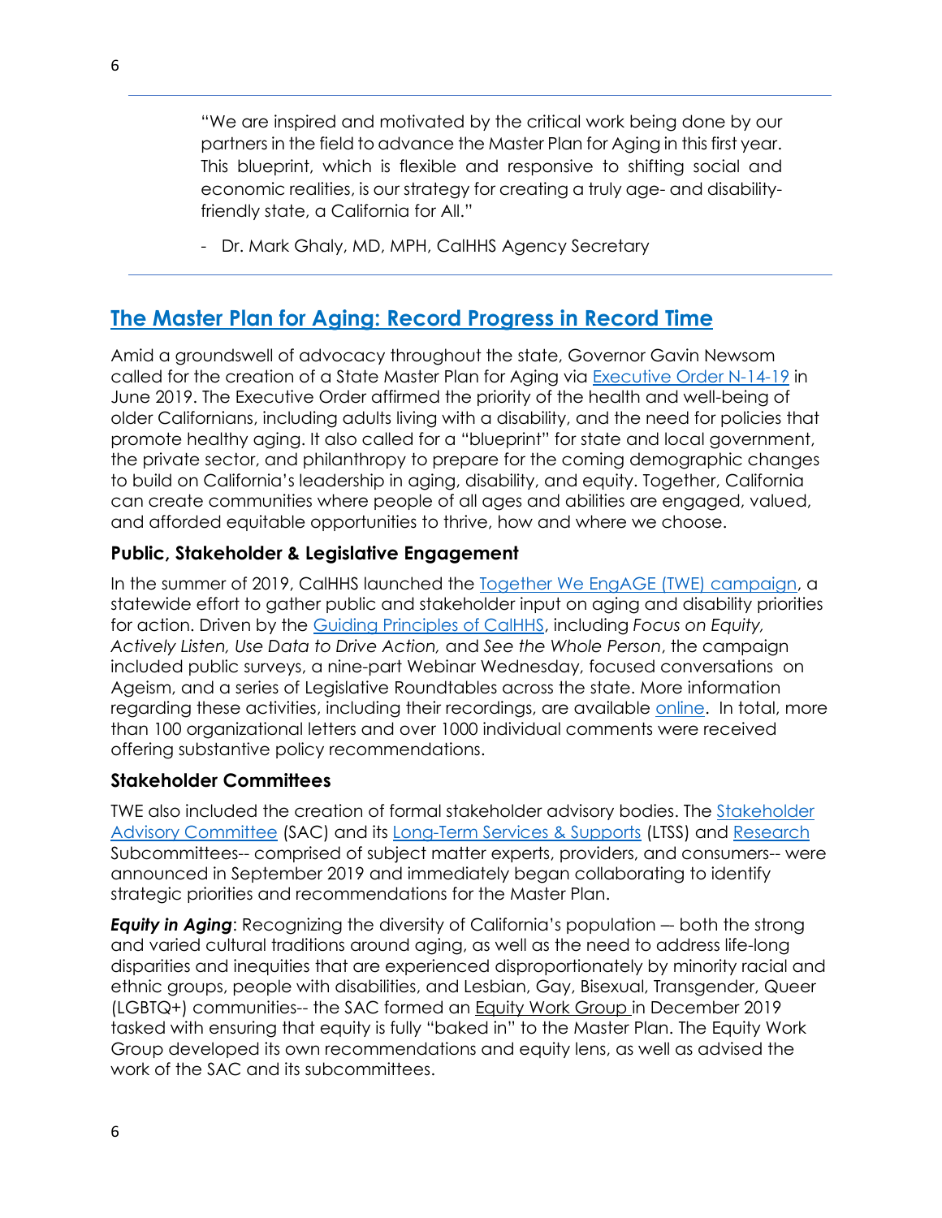> "We are inspired and motivated by the critical work being done by our partners in the field to advance the Master Plan for Aging in this first year. This blueprint, which is flexible and responsive to shifting social and economic realities, is our strategy for creating a truly age- and disability-friendly state, a California for All."
>
> - Dr. Mark Ghaly, MD, MPH, CalHHS Agency Secretary

## The Master Plan for Aging: Record Progress in Record Time

Amid a groundswell of advocacy throughout the state, Governor Gavin Newsom called for the creation of a State Master Plan for Aging via Executive Order N-14-19 in June 2019. The Executive Order affirmed the priority of the health and well-being of older Californians, including adults living with a disability, and the need for policies that promote healthy aging. It also called for a "blueprint" for state and local government, the private sector, and philanthropy to prepare for the coming demographic changes to build on California's leadership in aging, disability, and equity. Together, California can create communities where people of all ages and abilities are engaged, valued, and afforded equitable opportunities to thrive, how and where we choose.

### Public, Stakeholder & Legislative Engagement

In the summer of 2019, CalHHS launched the Together We EngAGE (TWE) campaign, a statewide effort to gather public and stakeholder input on aging and disability priorities for action. Driven by the Guiding Principles of CalHHS, including *Focus on Equity, Actively Listen, Use Data to Drive Action,* and *See the Whole Person*, the campaign included public surveys, a nine-part Webinar Wednesday, focused conversations on Ageism, and a series of Legislative Roundtables across the state. More information regarding these activities, including their recordings, are available online. In total, more than 100 organizational letters and over 1000 individual comments were received offering substantive policy recommendations.

### Stakeholder Committees

TWE also included the creation of formal stakeholder advisory bodies. The Stakeholder Advisory Committee (SAC) and its Long-Term Services & Supports (LTSS) and Research Subcommittees-- comprised of subject matter experts, providers, and consumers-- were announced in September 2019 and immediately began collaborating to identify strategic priorities and recommendations for the Master Plan.

***Equity in Aging***: Recognizing the diversity of California's population — both the strong and varied cultural traditions around aging, as well as the need to address life-long disparities and inequities that are experienced disproportionately by minority racial and ethnic groups, people with disabilities, and Lesbian, Gay, Bisexual, Transgender, Queer (LGBTQ+) communities-- the SAC formed an Equity Work Group in December 2019 tasked with ensuring that equity is fully "baked in" to the Master Plan. The Equity Work Group developed its own recommendations and equity lens, as well as advised the work of the SAC and its subcommittees.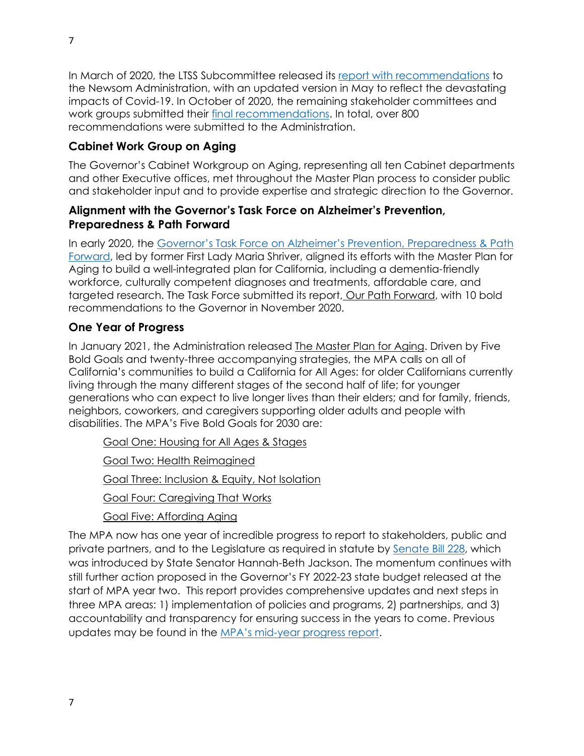In March of 2020, the LTSS Subcommittee released its report with recommendations to the Newsom Administration, with an updated version in May to reflect the devastating impacts of Covid-19. In October of 2020, the remaining stakeholder committees and work groups submitted their final recommendations. In total, over 800 recommendations were submitted to the Administration.

### Cabinet Work Group on Aging

The Governor's Cabinet Workgroup on Aging, representing all ten Cabinet departments and other Executive offices, met throughout the Master Plan process to consider public and stakeholder input and to provide expertise and strategic direction to the Governor.

### Alignment with the Governor's Task Force on Alzheimer's Prevention, Preparedness & Path Forward

In early 2020, the Governor's Task Force on Alzheimer's Prevention, Preparedness & Path Forward, led by former First Lady Maria Shriver, aligned its efforts with the Master Plan for Aging to build a well-integrated plan for California, including a dementia-friendly workforce, culturally competent diagnoses and treatments, affordable care, and targeted research. The Task Force submitted its report, Our Path Forward, with 10 bold recommendations to the Governor in November 2020.

### One Year of Progress

In January 2021, the Administration released The Master Plan for Aging. Driven by Five Bold Goals and twenty-three accompanying strategies, the MPA calls on all of California's communities to build a California for All Ages: for older Californians currently living through the many different stages of the second half of life; for younger generations who can expect to live longer lives than their elders; and for family, friends, neighbors, coworkers, and caregivers supporting older adults and people with disabilities. The MPA's Five Bold Goals for 2030 are:

- Goal One: Housing for All Ages & Stages
- Goal Two: Health Reimagined
- Goal Three: Inclusion & Equity, Not Isolation
- Goal Four: Caregiving That Works
- Goal Five: Affording Aging

The MPA now has one year of incredible progress to report to stakeholders, public and private partners, and to the Legislature as required in statute by Senate Bill 228, which was introduced by State Senator Hannah-Beth Jackson. The momentum continues with still further action proposed in the Governor's FY 2022-23 state budget released at the start of MPA year two. This report provides comprehensive updates and next steps in three MPA areas: 1) implementation of policies and programs, 2) partnerships, and 3) accountability and transparency for ensuring success in the years to come. Previous updates may be found in the MPA's mid-year progress report.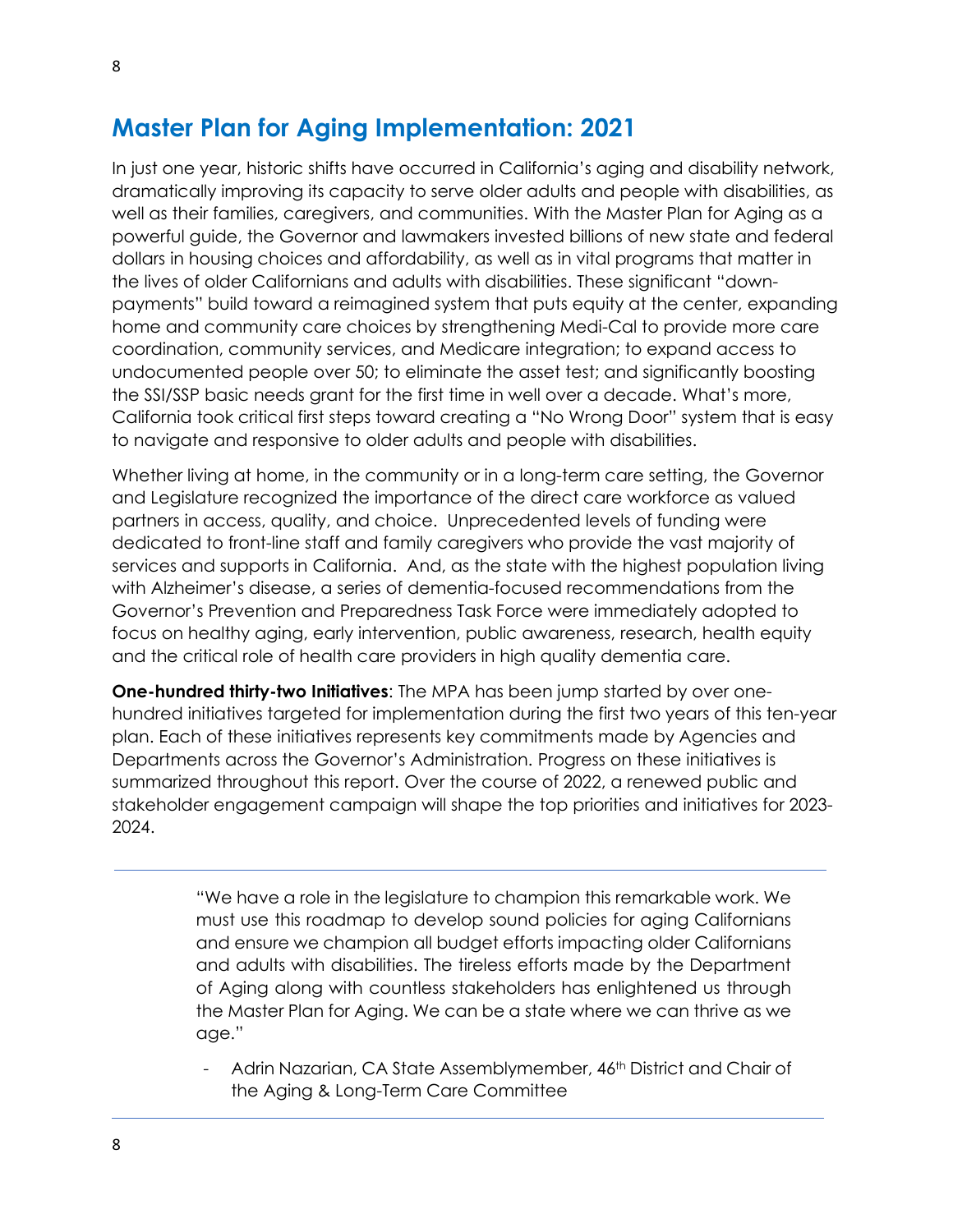## Master Plan for Aging Implementation: 2021

In just one year, historic shifts have occurred in California's aging and disability network, dramatically improving its capacity to serve older adults and people with disabilities, as well as their families, caregivers, and communities. With the Master Plan for Aging as a powerful guide, the Governor and lawmakers invested billions of new state and federal dollars in housing choices and affordability, as well as in vital programs that matter in the lives of older Californians and adults with disabilities. These significant "down-payments" build toward a reimagined system that puts equity at the center, expanding home and community care choices by strengthening Medi-Cal to provide more care coordination, community services, and Medicare integration; to expand access to undocumented people over 50; to eliminate the asset test; and significantly boosting the SSI/SSP basic needs grant for the first time in well over a decade. What's more, California took critical first steps toward creating a "No Wrong Door" system that is easy to navigate and responsive to older adults and people with disabilities.

Whether living at home, in the community or in a long-term care setting, the Governor and Legislature recognized the importance of the direct care workforce as valued partners in access, quality, and choice. Unprecedented levels of funding were dedicated to front-line staff and family caregivers who provide the vast majority of services and supports in California. And, as the state with the highest population living with Alzheimer's disease, a series of dementia-focused recommendations from the Governor's Prevention and Preparedness Task Force were immediately adopted to focus on healthy aging, early intervention, public awareness, research, health equity and the critical role of health care providers in high quality dementia care.

**One-hundred thirty-two Initiatives**: The MPA has been jump started by over one-hundred initiatives targeted for implementation during the first two years of this ten-year plan. Each of these initiatives represents key commitments made by Agencies and Departments across the Governor's Administration. Progress on these initiatives is summarized throughout this report. Over the course of 2022, a renewed public and stakeholder engagement campaign will shape the top priorities and initiatives for 2023-2024.

---

> "We have a role in the legislature to champion this remarkable work. We must use this roadmap to develop sound policies for aging Californians and ensure we champion all budget efforts impacting older Californians and adults with disabilities. The tireless efforts made by the Department of Aging along with countless stakeholders has enlightened us through the Master Plan for Aging. We can be a state where we can thrive as we age."
>
> - Adrin Nazarian, CA State Assemblymember, 46th District and Chair of the Aging & Long-Term Care Committee

---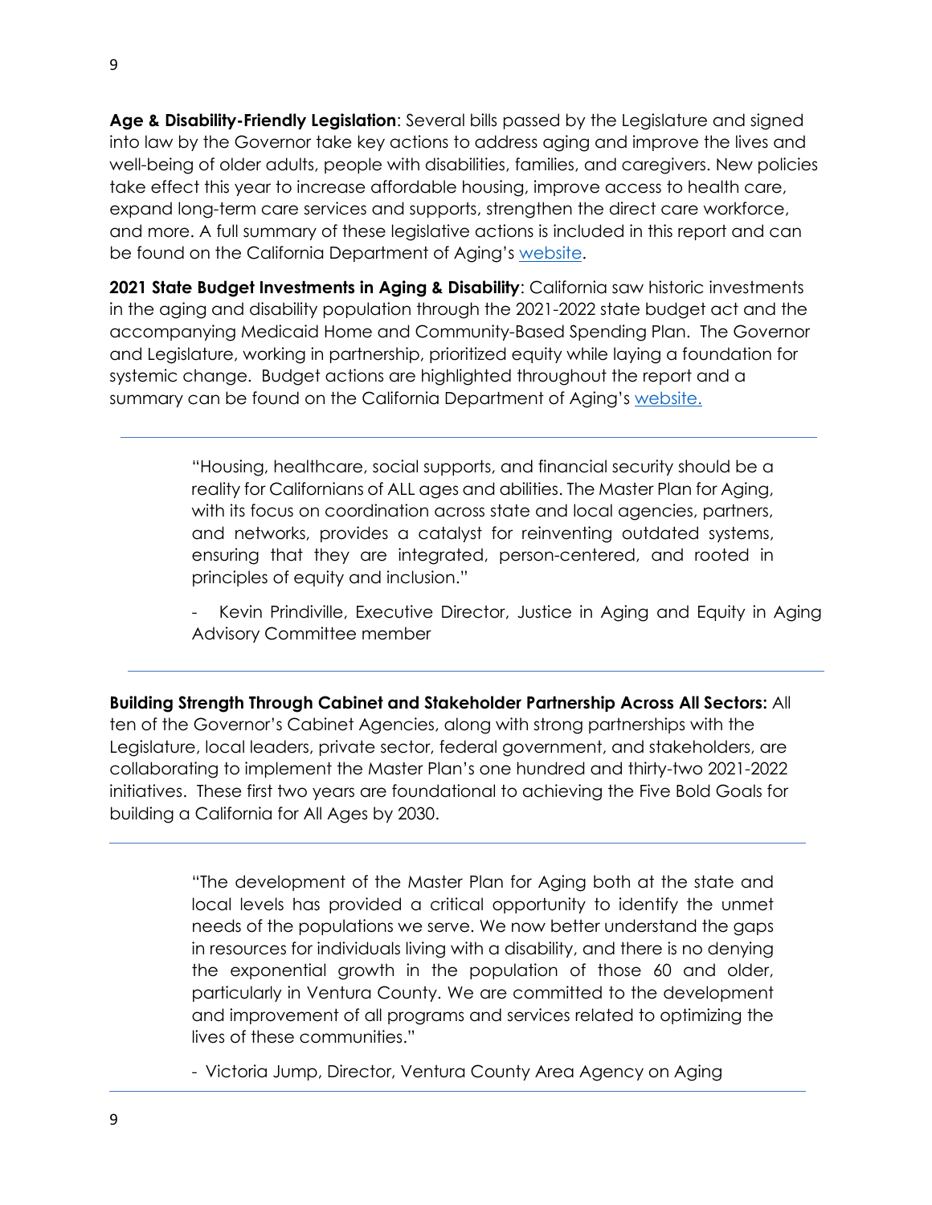**Age & Disability-Friendly Legislation**: Several bills passed by the Legislature and signed into law by the Governor take key actions to address aging and improve the lives and well-being of older adults, people with disabilities, families, and caregivers. New policies take effect this year to increase affordable housing, improve access to health care, expand long-term care services and supports, strengthen the direct care workforce, and more. A full summary of these legislative actions is included in this report and can be found on the California Department of Aging's website.

**2021 State Budget Investments in Aging & Disability**: California saw historic investments in the aging and disability population through the 2021-2022 state budget act and the accompanying Medicaid Home and Community-Based Spending Plan. The Governor and Legislature, working in partnership, prioritized equity while laying a foundation for systemic change. Budget actions are highlighted throughout the report and a summary can be found on the California Department of Aging's website.

---

> "Housing, healthcare, social supports, and financial security should be a reality for Californians of ALL ages and abilities. The Master Plan for Aging, with its focus on coordination across state and local agencies, partners, and networks, provides a catalyst for reinventing outdated systems, ensuring that they are integrated, person-centered, and rooted in principles of equity and inclusion."
>
> \- Kevin Prindiville, Executive Director, Justice in Aging and Equity in Aging Advisory Committee member

---

**Building Strength Through Cabinet and Stakeholder Partnership Across All Sectors:** All ten of the Governor's Cabinet Agencies, along with strong partnerships with the Legislature, local leaders, private sector, federal government, and stakeholders, are collaborating to implement the Master Plan's one hundred and thirty-two 2021-2022 initiatives. These first two years are foundational to achieving the Five Bold Goals for building a California for All Ages by 2030.

---

> "The development of the Master Plan for Aging both at the state and local levels has provided a critical opportunity to identify the unmet needs of the populations we serve. We now better understand the gaps in resources for individuals living with a disability, and there is no denying the exponential growth in the population of those 60 and older, particularly in Ventura County. We are committed to the development and improvement of all programs and services related to optimizing the lives of these communities."
>
> \- Victoria Jump, Director, Ventura County Area Agency on Aging

---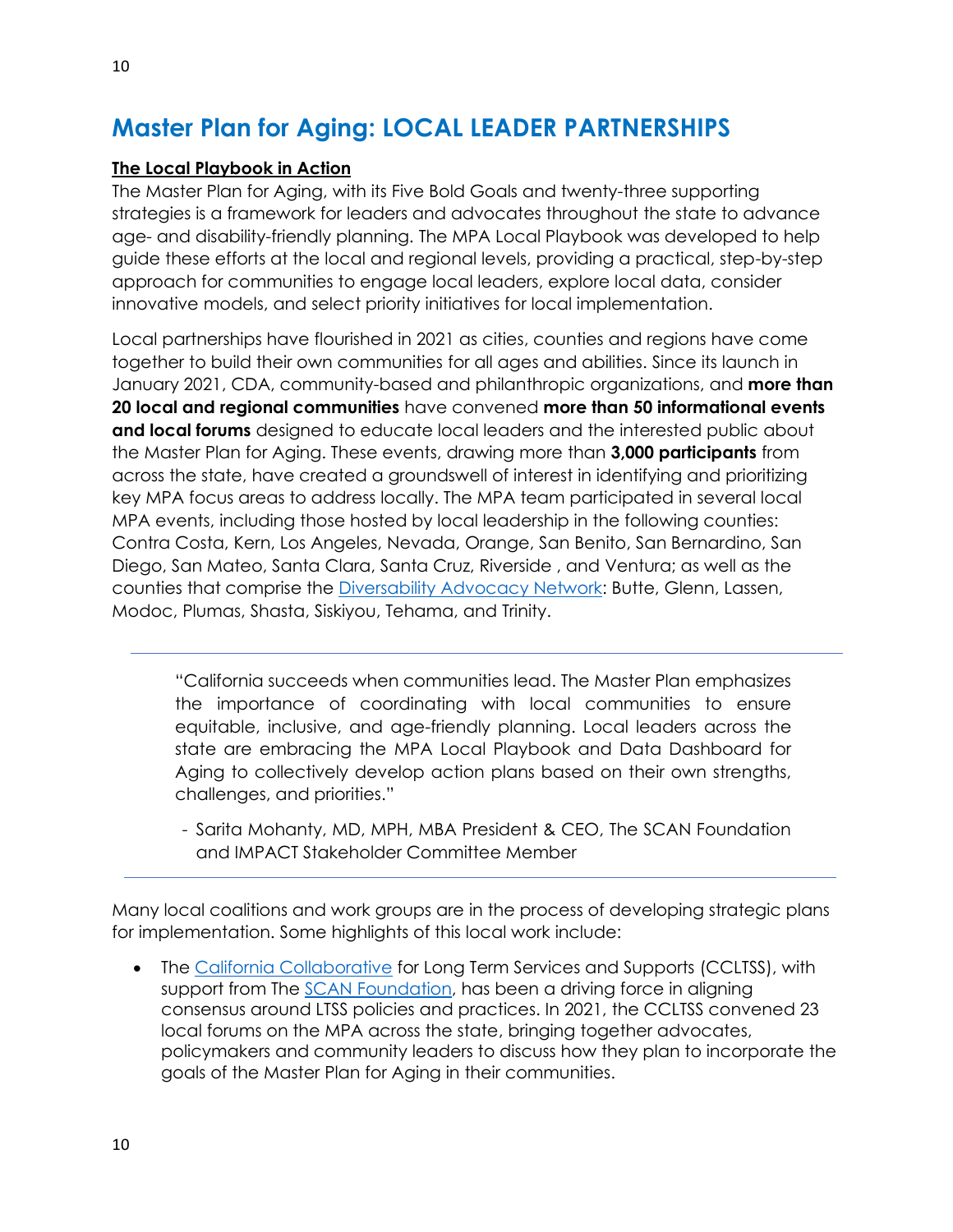# Master Plan for Aging: LOCAL LEADER PARTNERSHIPS

**The Local Playbook in Action**

The Master Plan for Aging, with its Five Bold Goals and twenty-three supporting strategies is a framework for leaders and advocates throughout the state to advance age- and disability-friendly planning. The MPA Local Playbook was developed to help guide these efforts at the local and regional levels, providing a practical, step-by-step approach for communities to engage local leaders, explore local data, consider innovative models, and select priority initiatives for local implementation.

Local partnerships have flourished in 2021 as cities, counties and regions have come together to build their own communities for all ages and abilities. Since its launch in January 2021, CDA, community-based and philanthropic organizations, and **more than 20 local and regional communities** have convened **more than 50 informational events and local forums** designed to educate local leaders and the interested public about the Master Plan for Aging. These events, drawing more than **3,000 participants** from across the state, have created a groundswell of interest in identifying and prioritizing key MPA focus areas to address locally. The MPA team participated in several local MPA events, including those hosted by local leadership in the following counties: Contra Costa, Kern, Los Angeles, Nevada, Orange, San Benito, San Bernardino, San Diego, San Mateo, Santa Clara, Santa Cruz, Riverside , and Ventura; as well as the counties that comprise the Diversability Advocacy Network: Butte, Glenn, Lassen, Modoc, Plumas, Shasta, Siskiyou, Tehama, and Trinity.

---

> "California succeeds when communities lead. The Master Plan emphasizes the importance of coordinating with local communities to ensure equitable, inclusive, and age-friendly planning. Local leaders across the state are embracing the MPA Local Playbook and Data Dashboard for Aging to collectively develop action plans based on their own strengths, challenges, and priorities."
>
> - Sarita Mohanty, MD, MPH, MBA President & CEO, The SCAN Foundation and IMPACT Stakeholder Committee Member

---

Many local coalitions and work groups are in the process of developing strategic plans for implementation. Some highlights of this local work include:

- The California Collaborative for Long Term Services and Supports (CCLTSS), with support from The SCAN Foundation, has been a driving force in aligning consensus around LTSS policies and practices. In 2021, the CCLTSS convened 23 local forums on the MPA across the state, bringing together advocates, policymakers and community leaders to discuss how they plan to incorporate the goals of the Master Plan for Aging in their communities.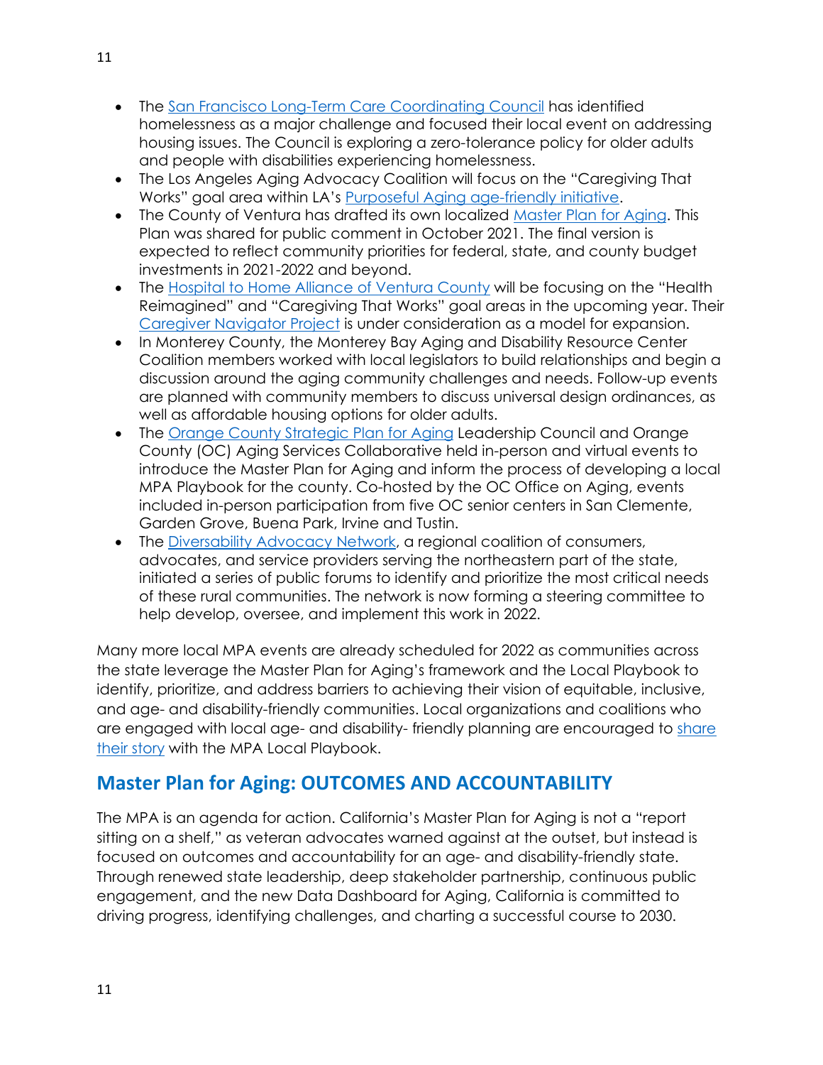- The San Francisco Long-Term Care Coordinating Council has identified homelessness as a major challenge and focused their local event on addressing housing issues. The Council is exploring a zero-tolerance policy for older adults and people with disabilities experiencing homelessness.
- The Los Angeles Aging Advocacy Coalition will focus on the "Caregiving That Works" goal area within LA's Purposeful Aging age-friendly initiative.
- The County of Ventura has drafted its own localized Master Plan for Aging. This Plan was shared for public comment in October 2021. The final version is expected to reflect community priorities for federal, state, and county budget investments in 2021-2022 and beyond.
- The Hospital to Home Alliance of Ventura County will be focusing on the "Health Reimagined" and "Caregiving That Works" goal areas in the upcoming year. Their Caregiver Navigator Project is under consideration as a model for expansion.
- In Monterey County, the Monterey Bay Aging and Disability Resource Center Coalition members worked with local legislators to build relationships and begin a discussion around the aging community challenges and needs. Follow-up events are planned with community members to discuss universal design ordinances, as well as affordable housing options for older adults.
- The Orange County Strategic Plan for Aging Leadership Council and Orange County (OC) Aging Services Collaborative held in-person and virtual events to introduce the Master Plan for Aging and inform the process of developing a local MPA Playbook for the county. Co-hosted by the OC Office on Aging, events included in-person participation from five OC senior centers in San Clemente, Garden Grove, Buena Park, Irvine and Tustin.
- The Diversability Advocacy Network, a regional coalition of consumers, advocates, and service providers serving the northeastern part of the state, initiated a series of public forums to identify and prioritize the most critical needs of these rural communities. The network is now forming a steering committee to help develop, oversee, and implement this work in 2022.

Many more local MPA events are already scheduled for 2022 as communities across the state leverage the Master Plan for Aging's framework and the Local Playbook to identify, prioritize, and address barriers to achieving their vision of equitable, inclusive, and age- and disability-friendly communities. Local organizations and coalitions who are engaged with local age- and disability- friendly planning are encouraged to share their story with the MPA Local Playbook.

## Master Plan for Aging: OUTCOMES AND ACCOUNTABILITY

The MPA is an agenda for action. California's Master Plan for Aging is not a "report sitting on a shelf," as veteran advocates warned against at the outset, but instead is focused on outcomes and accountability for an age- and disability-friendly state. Through renewed state leadership, deep stakeholder partnership, continuous public engagement, and the new Data Dashboard for Aging, California is committed to driving progress, identifying challenges, and charting a successful course to 2030.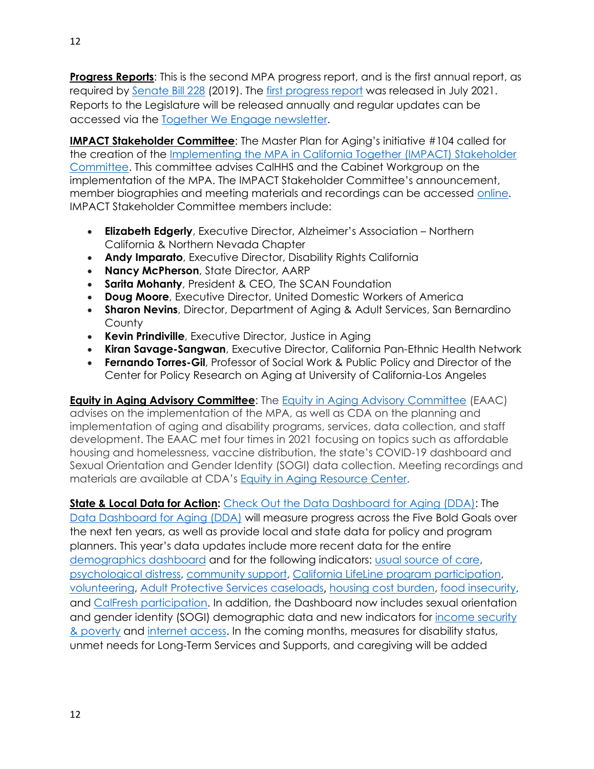**Progress Reports**: This is the second MPA progress report, and is the first annual report, as required by Senate Bill 228 (2019). The first progress report was released in July 2021. Reports to the Legislature will be released annually and regular updates can be accessed via the Together We Engage newsletter.

**IMPACT Stakeholder Committee**: The Master Plan for Aging's initiative #104 called for the creation of the Implementing the MPA in California Together (IMPACT) Stakeholder Committee. This committee advises CalHHS and the Cabinet Workgroup on the implementation of the MPA. The IMPACT Stakeholder Committee's announcement, member biographies and meeting materials and recordings can be accessed online. IMPACT Stakeholder Committee members include:

- **Elizabeth Edgerly**, Executive Director, Alzheimer's Association – Northern California & Northern Nevada Chapter
- **Andy Imparato**, Executive Director, Disability Rights California
- **Nancy McPherson**, State Director, AARP
- **Sarita Mohanty**, President & CEO, The SCAN Foundation
- **Doug Moore**, Executive Director, United Domestic Workers of America
- **Sharon Nevins**, Director, Department of Aging & Adult Services, San Bernardino County
- **Kevin Prindiville**, Executive Director, Justice in Aging
- **Kiran Savage-Sangwan**, Executive Director, California Pan-Ethnic Health Network
- **Fernando Torres-Gil**, Professor of Social Work & Public Policy and Director of the Center for Policy Research on Aging at University of California-Los Angeles

**Equity in Aging Advisory Committee**: The Equity in Aging Advisory Committee (EAAC) advises on the implementation of the MPA, as well as CDA on the planning and implementation of aging and disability programs, services, data collection, and staff development. The EAAC met four times in 2021 focusing on topics such as affordable housing and homelessness, vaccine distribution, the state's COVID-19 dashboard and Sexual Orientation and Gender Identity (SOGI) data collection. Meeting recordings and materials are available at CDA's Equity in Aging Resource Center.

**State & Local Data for Action:** Check Out the Data Dashboard for Aging (DDA): The Data Dashboard for Aging (DDA) will measure progress across the Five Bold Goals over the next ten years, as well as provide local and state data for policy and program planners. This year's data updates include more recent data for the entire demographics dashboard and for the following indicators: usual source of care, psychological distress, community support, California LifeLine program participation, volunteering, Adult Protective Services caseloads, housing cost burden, food insecurity, and CalFresh participation. In addition, the Dashboard now includes sexual orientation and gender identity (SOGI) demographic data and new indicators for income security & poverty and internet access. In the coming months, measures for disability status, unmet needs for Long-Term Services and Supports, and caregiving will be added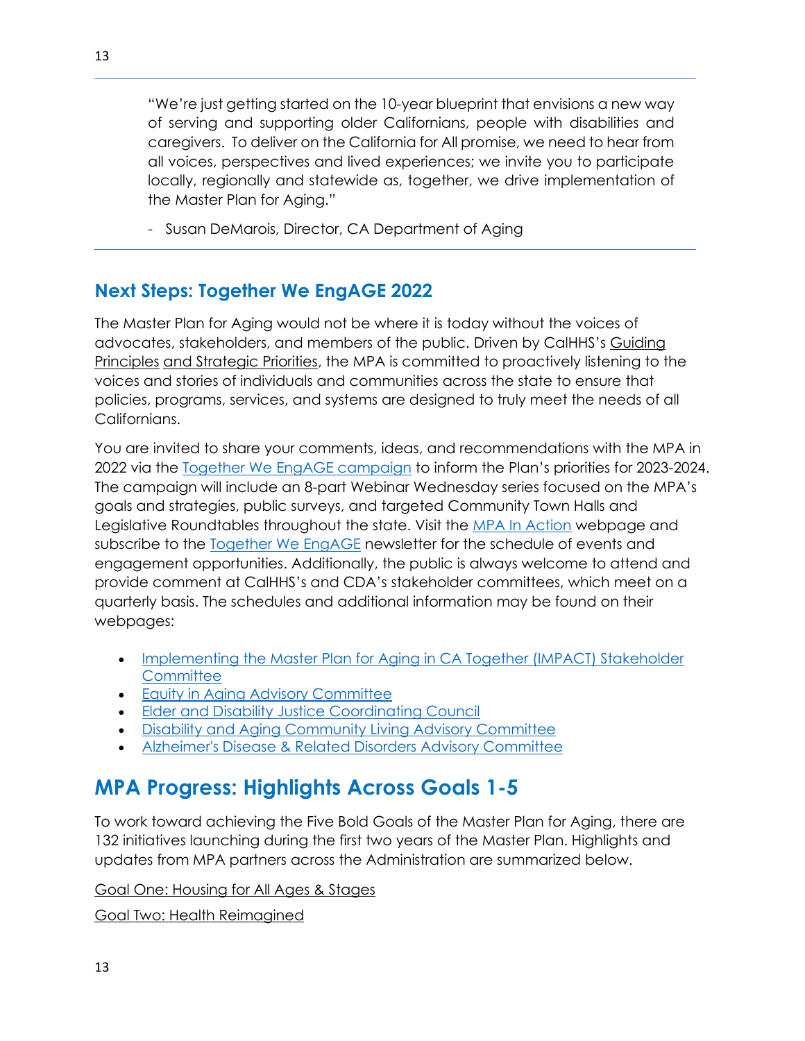---

"We're just getting started on the 10-year blueprint that envisions a new way of serving and supporting older Californians, people with disabilities and caregivers. To deliver on the California for All promise, we need to hear from all voices, perspectives and lived experiences; we invite you to participate locally, regionally and statewide as, together, we drive implementation of the Master Plan for Aging."

- Susan DeMarois, Director, CA Department of Aging

---

### Next Steps: Together We EngAGE 2022

The Master Plan for Aging would not be where it is today without the voices of advocates, stakeholders, and members of the public. Driven by CalHHS's Guiding Principles and Strategic Priorities, the MPA is committed to proactively listening to the voices and stories of individuals and communities across the state to ensure that policies, programs, services, and systems are designed to truly meet the needs of all Californians.

You are invited to share your comments, ideas, and recommendations with the MPA in 2022 via the Together We EngAGE campaign to inform the Plan's priorities for 2023-2024. The campaign will include an 8-part Webinar Wednesday series focused on the MPA's goals and strategies, public surveys, and targeted Community Town Halls and Legislative Roundtables throughout the state. Visit the MPA In Action webpage and subscribe to the Together We EngAGE newsletter for the schedule of events and engagement opportunities. Additionally, the public is always welcome to attend and provide comment at CalHHS's and CDA's stakeholder committees, which meet on a quarterly basis. The schedules and additional information may be found on their webpages:

- Implementing the Master Plan for Aging in CA Together (IMPACT) Stakeholder Committee
- Equity in Aging Advisory Committee
- Elder and Disability Justice Coordinating Council
- Disability and Aging Community Living Advisory Committee
- Alzheimer's Disease & Related Disorders Advisory Committee

## MPA Progress: Highlights Across Goals 1-5

To work toward achieving the Five Bold Goals of the Master Plan for Aging, there are 132 initiatives launching during the first two years of the Master Plan. Highlights and updates from MPA partners across the Administration are summarized below.

Goal One: Housing for All Ages & Stages

Goal Two: Health Reimagined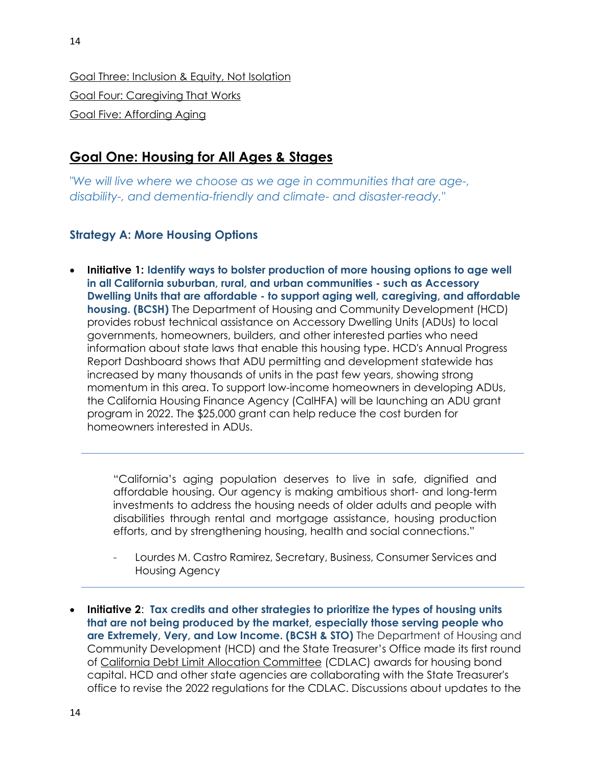Goal Three: Inclusion & Equity, Not Isolation

Goal Four: Caregiving That Works

Goal Five: Affording Aging

## Goal One: Housing for All Ages & Stages

*"We will live where we choose as we age in communities that are age-, disability-, and dementia-friendly and climate- and disaster-ready."*

### Strategy A: More Housing Options

- **Initiative 1: Identify ways to bolster production of more housing options to age well in all California suburban, rural, and urban communities - such as Accessory Dwelling Units that are affordable - to support aging well, caregiving, and affordable housing. (BCSH)** The Department of Housing and Community Development (HCD) provides robust technical assistance on Accessory Dwelling Units (ADUs) to local governments, homeowners, builders, and other interested parties who need information about state laws that enable this housing type. HCD's Annual Progress Report Dashboard shows that ADU permitting and development statewide has increased by many thousands of units in the past few years, showing strong momentum in this area. To support low-income homeowners in developing ADUs, the California Housing Finance Agency (CalHFA) will be launching an ADU grant program in 2022. The $25,000 grant can help reduce the cost burden for homeowners interested in ADUs.

---

> "California's aging population deserves to live in safe, dignified and affordable housing. Our agency is making ambitious short- and long-term investments to address the housing needs of older adults and people with disabilities through rental and mortgage assistance, housing production efforts, and by strengthening housing, health and social connections."
>
> - Lourdes M. Castro Ramirez, Secretary, Business, Consumer Services and Housing Agency

---

- **Initiative 2: Tax credits and other strategies to prioritize the types of housing units that are not being produced by the market, especially those serving people who are Extremely, Very, and Low Income. (BCSH & STO)** The Department of Housing and Community Development (HCD) and the State Treasurer's Office made its first round of California Debt Limit Allocation Committee (CDLAC) awards for housing bond capital. HCD and other state agencies are collaborating with the State Treasurer's office to revise the 2022 regulations for the CDLAC. Discussions about updates to the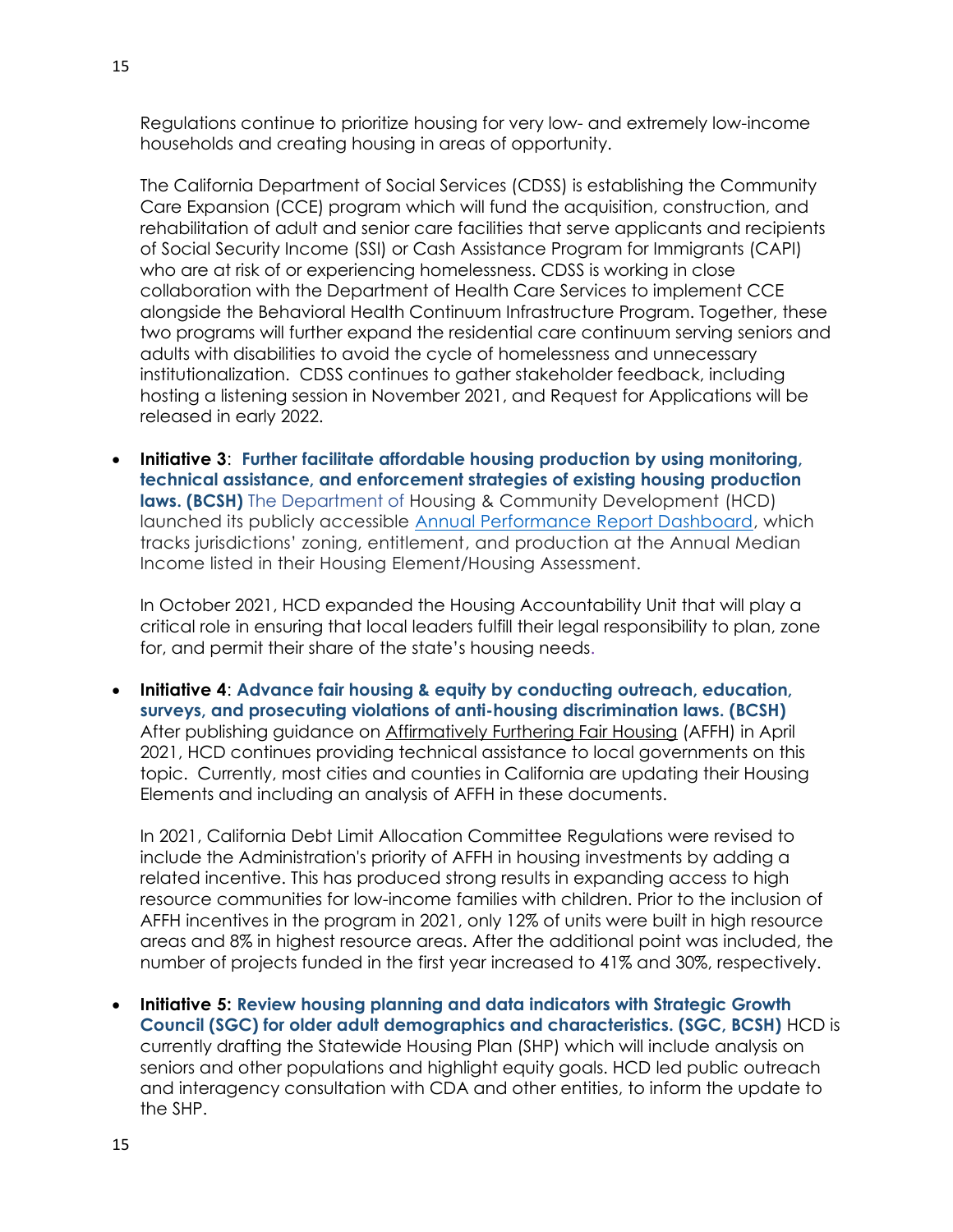Regulations continue to prioritize housing for very low- and extremely low-income households and creating housing in areas of opportunity.

The California Department of Social Services (CDSS) is establishing the Community Care Expansion (CCE) program which will fund the acquisition, construction, and rehabilitation of adult and senior care facilities that serve applicants and recipients of Social Security Income (SSI) or Cash Assistance Program for Immigrants (CAPI) who are at risk of or experiencing homelessness. CDSS is working in close collaboration with the Department of Health Care Services to implement CCE alongside the Behavioral Health Continuum Infrastructure Program. Together, these two programs will further expand the residential care continuum serving seniors and adults with disabilities to avoid the cycle of homelessness and unnecessary institutionalization. CDSS continues to gather stakeholder feedback, including hosting a listening session in November 2021, and Request for Applications will be released in early 2022.

- **Initiative 3**: **Further facilitate affordable housing production by using monitoring, technical assistance, and enforcement strategies of existing housing production laws. (BCSH)** The Department of Housing & Community Development (HCD) launched its publicly accessible [Annual Performance Report Dashboard](), which tracks jurisdictions' zoning, entitlement, and production at the Annual Median Income listed in their Housing Element/Housing Assessment.

  In October 2021, HCD expanded the Housing Accountability Unit that will play a critical role in ensuring that local leaders fulfill their legal responsibility to plan, zone for, and permit their share of the state's housing needs.

- **Initiative 4**: **Advance fair housing & equity by conducting outreach, education, surveys, and prosecuting violations of anti-housing discrimination laws. (BCSH)** After publishing guidance on Affirmatively Furthering Fair Housing (AFFH) in April 2021, HCD continues providing technical assistance to local governments on this topic. Currently, most cities and counties in California are updating their Housing Elements and including an analysis of AFFH in these documents.

  In 2021, California Debt Limit Allocation Committee Regulations were revised to include the Administration's priority of AFFH in housing investments by adding a related incentive. This has produced strong results in expanding access to high resource communities for low-income families with children. Prior to the inclusion of AFFH incentives in the program in 2021, only 12% of units were built in high resource areas and 8% in highest resource areas. After the additional point was included, the number of projects funded in the first year increased to 41% and 30%, respectively.

- **Initiative 5: Review housing planning and data indicators with Strategic Growth Council (SGC) for older adult demographics and characteristics. (SGC, BCSH)** HCD is currently drafting the Statewide Housing Plan (SHP) which will include analysis on seniors and other populations and highlight equity goals. HCD led public outreach and interagency consultation with CDA and other entities, to inform the update to the SHP.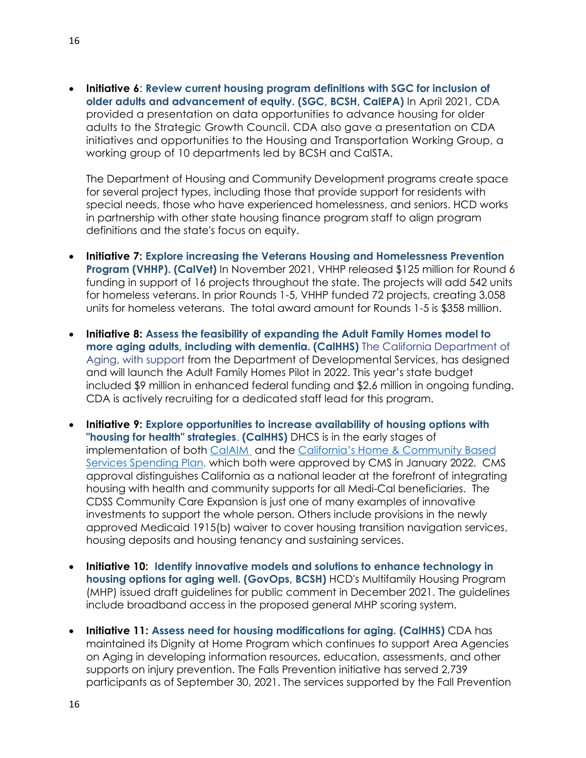- **Initiative 6**: **Review current housing program definitions with SGC for inclusion of older adults and advancement of equity. (SGC, BCSH, CalEPA)** In April 2021, CDA provided a presentation on data opportunities to advance housing for older adults to the Strategic Growth Council. CDA also gave a presentation on CDA initiatives and opportunities to the Housing and Transportation Working Group, a working group of 10 departments led by BCSH and CalSTA.

  The Department of Housing and Community Development programs create space for several project types, including those that provide support for residents with special needs, those who have experienced homelessness, and seniors. HCD works in partnership with other state housing finance program staff to align program definitions and the state's focus on equity.

- **Initiative 7: Explore increasing the Veterans Housing and Homelessness Prevention Program (VHHP). (CalVet)** In November 2021, VHHP released $125 million for Round 6 funding in support of 16 projects throughout the state. The projects will add 542 units for homeless veterans. In prior Rounds 1-5, VHHP funded 72 projects, creating 3,058 units for homeless veterans. The total award amount for Rounds 1-5 is $358 million.

- **Initiative 8: Assess the feasibility of expanding the Adult Family Homes model to more aging adults, including with dementia. (CalHHS)** The California Department of Aging, with support from the Department of Developmental Services, has designed and will launch the Adult Family Homes Pilot in 2022. This year's state budget included $9 million in enhanced federal funding and $2.6 million in ongoing funding. CDA is actively recruiting for a dedicated staff lead for this program.

- **Initiative 9: Explore opportunities to increase availability of housing options with "housing for health" strategies**. **(CalHHS)** DHCS is in the early stages of implementation of both CalAIM and the California's Home & Community Based Services Spending Plan, which both were approved by CMS in January 2022. CMS approval distinguishes California as a national leader at the forefront of integrating housing with health and community supports for all Medi-Cal beneficiaries. The CDSS Community Care Expansion is just one of many examples of innovative investments to support the whole person. Others include provisions in the newly approved Medicaid 1915(b) waiver to cover housing transition navigation services, housing deposits and housing tenancy and sustaining services.

- **Initiative 10: Identify innovative models and solutions to enhance technology in housing options for aging well. (GovOps, BCSH)** HCD's Multifamily Housing Program (MHP) issued draft guidelines for public comment in December 2021. The guidelines include broadband access in the proposed general MHP scoring system.

- **Initiative 11: Assess need for housing modifications for aging. (CalHHS)** CDA has maintained its Dignity at Home Program which continues to support Area Agencies on Aging in developing information resources, education, assessments, and other supports on injury prevention. The Falls Prevention initiative has served 2,739 participants as of September 30, 2021. The services supported by the Fall Prevention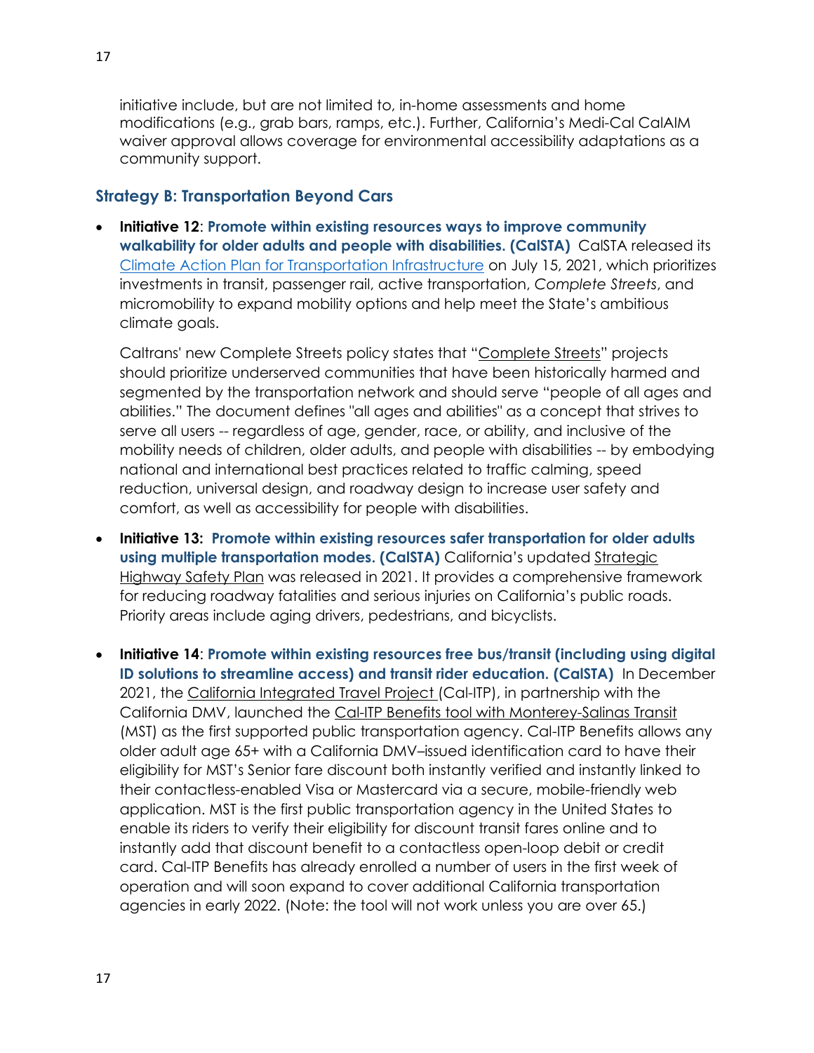initiative include, but are not limited to, in-home assessments and home modifications (e.g., grab bars, ramps, etc.). Further, California's Medi-Cal CalAIM waiver approval allows coverage for environmental accessibility adaptations as a community support.

### Strategy B: Transportation Beyond Cars

- **Initiative 12**: **Promote within existing resources ways to improve community walkability for older adults and people with disabilities. (CalSTA)** CalSTA released its Climate Action Plan for Transportation Infrastructure on July 15, 2021, which prioritizes investments in transit, passenger rail, active transportation, *Complete Streets*, and micromobility to expand mobility options and help meet the State's ambitious climate goals.

  Caltrans' new Complete Streets policy states that "Complete Streets" projects should prioritize underserved communities that have been historically harmed and segmented by the transportation network and should serve "people of all ages and abilities." The document defines "all ages and abilities" as a concept that strives to serve all users -- regardless of age, gender, race, or ability, and inclusive of the mobility needs of children, older adults, and people with disabilities -- by embodying national and international best practices related to traffic calming, speed reduction, universal design, and roadway design to increase user safety and comfort, as well as accessibility for people with disabilities.

- **Initiative 13: Promote within existing resources safer transportation for older adults using multiple transportation modes. (CalSTA)** California's updated Strategic Highway Safety Plan was released in 2021. It provides a comprehensive framework for reducing roadway fatalities and serious injuries on California's public roads. Priority areas include aging drivers, pedestrians, and bicyclists.

- **Initiative 14**: **Promote within existing resources free bus/transit (including using digital ID solutions to streamline access) and transit rider education. (CalSTA)** In December 2021, the California Integrated Travel Project (Cal-ITP), in partnership with the California DMV, launched the Cal-ITP Benefits tool with Monterey-Salinas Transit (MST) as the first supported public transportation agency. Cal-ITP Benefits allows any older adult age 65+ with a California DMV–issued identification card to have their eligibility for MST's Senior fare discount both instantly verified and instantly linked to their contactless-enabled Visa or Mastercard via a secure, mobile-friendly web application. MST is the first public transportation agency in the United States to enable its riders to verify their eligibility for discount transit fares online and to instantly add that discount benefit to a contactless open-loop debit or credit card. Cal-ITP Benefits has already enrolled a number of users in the first week of operation and will soon expand to cover additional California transportation agencies in early 2022. (Note: the tool will not work unless you are over 65.)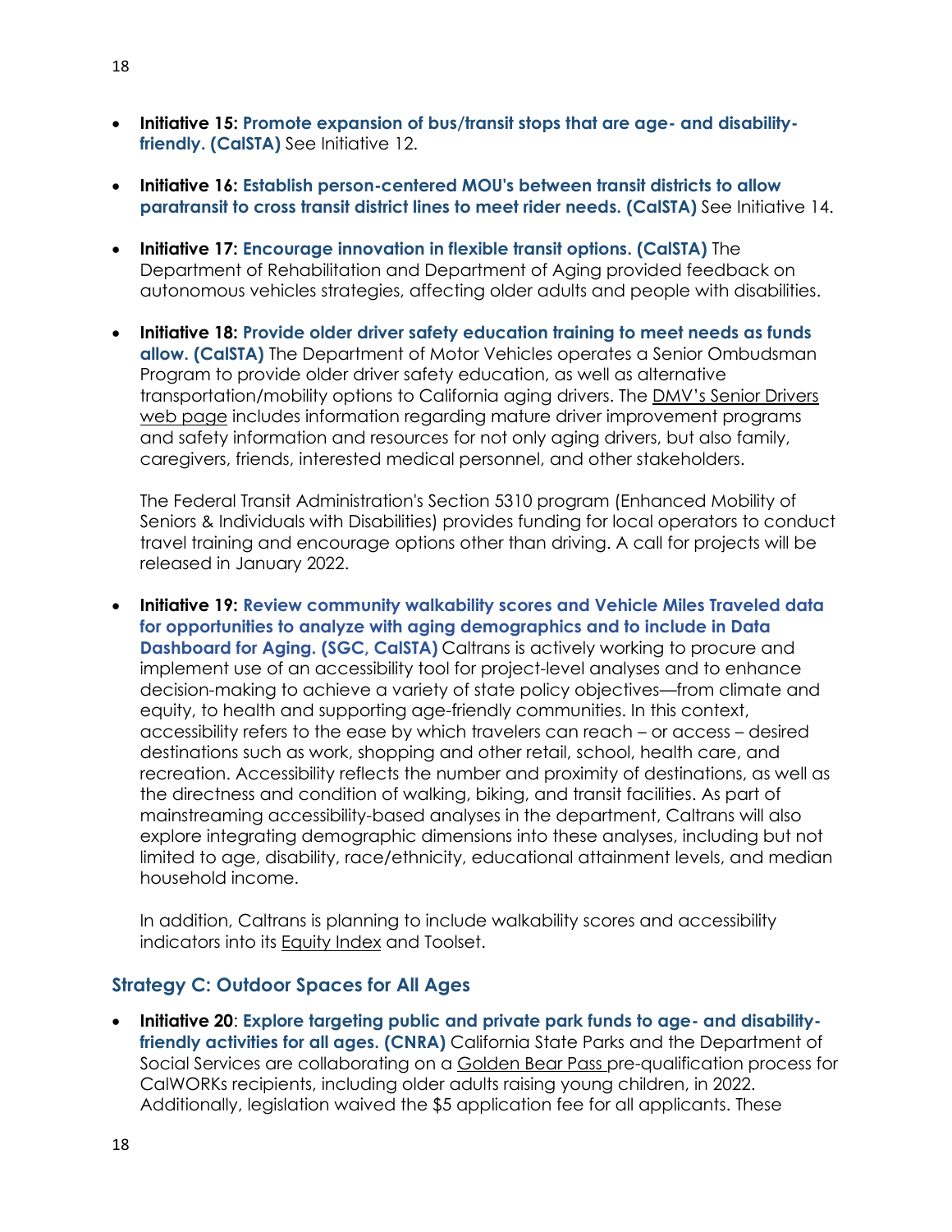- **Initiative 15: Promote expansion of bus/transit stops that are age- and disability-friendly. (CalSTA)** See Initiative 12.

- **Initiative 16: Establish person-centered MOU's between transit districts to allow paratransit to cross transit district lines to meet rider needs. (CalSTA)** See Initiative 14.

- **Initiative 17: Encourage innovation in flexible transit options. (CalSTA)** The Department of Rehabilitation and Department of Aging provided feedback on autonomous vehicles strategies, affecting older adults and people with disabilities.

- **Initiative 18: Provide older driver safety education training to meet needs as funds allow. (CalSTA)** The Department of Motor Vehicles operates a Senior Ombudsman Program to provide older driver safety education, as well as alternative transportation/mobility options to California aging drivers. The DMV's Senior Drivers web page includes information regarding mature driver improvement programs and safety information and resources for not only aging drivers, but also family, caregivers, friends, interested medical personnel, and other stakeholders.

  The Federal Transit Administration's Section 5310 program (Enhanced Mobility of Seniors & Individuals with Disabilities) provides funding for local operators to conduct travel training and encourage options other than driving. A call for projects will be released in January 2022.

- **Initiative 19: Review community walkability scores and Vehicle Miles Traveled data for opportunities to analyze with aging demographics and to include in Data Dashboard for Aging. (SGC, CalSTA)** Caltrans is actively working to procure and implement use of an accessibility tool for project-level analyses and to enhance decision-making to achieve a variety of state policy objectives—from climate and equity, to health and supporting age-friendly communities. In this context, accessibility refers to the ease by which travelers can reach – or access – desired destinations such as work, shopping and other retail, school, health care, and recreation. Accessibility reflects the number and proximity of destinations, as well as the directness and condition of walking, biking, and transit facilities. As part of mainstreaming accessibility-based analyses in the department, Caltrans will also explore integrating demographic dimensions into these analyses, including but not limited to age, disability, race/ethnicity, educational attainment levels, and median household income.

  In addition, Caltrans is planning to include walkability scores and accessibility indicators into its Equity Index and Toolset.

### Strategy C: Outdoor Spaces for All Ages

- **Initiative 20: Explore targeting public and private park funds to age- and disability-friendly activities for all ages. (CNRA)** California State Parks and the Department of Social Services are collaborating on a Golden Bear Pass pre-qualification process for CalWORKs recipients, including older adults raising young children, in 2022. Additionally, legislation waived the $5 application fee for all applicants. These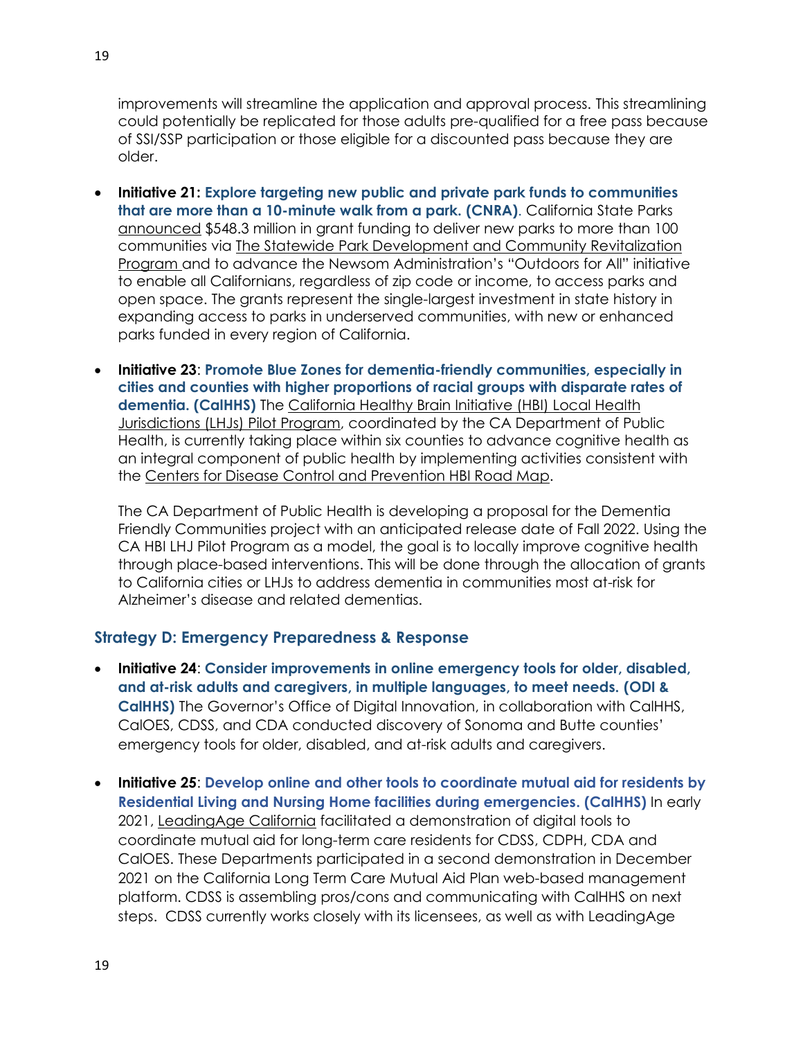improvements will streamline the application and approval process. This streamlining could potentially be replicated for those adults pre-qualified for a free pass because of SSI/SSP participation or those eligible for a discounted pass because they are older.

- **Initiative 21: Explore targeting new public and private park funds to communities that are more than a 10-minute walk from a park. (CNRA)**. California State Parks announced $548.3 million in grant funding to deliver new parks to more than 100 communities via The Statewide Park Development and Community Revitalization Program and to advance the Newsom Administration's "Outdoors for All" initiative to enable all Californians, regardless of zip code or income, to access parks and open space. The grants represent the single-largest investment in state history in expanding access to parks in underserved communities, with new or enhanced parks funded in every region of California.

- **Initiative 23**: **Promote Blue Zones for dementia-friendly communities, especially in cities and counties with higher proportions of racial groups with disparate rates of dementia. (CalHHS)** The California Healthy Brain Initiative (HBI) Local Health Jurisdictions (LHJs) Pilot Program, coordinated by the CA Department of Public Health, is currently taking place within six counties to advance cognitive health as an integral component of public health by implementing activities consistent with the Centers for Disease Control and Prevention HBI Road Map.

  The CA Department of Public Health is developing a proposal for the Dementia Friendly Communities project with an anticipated release date of Fall 2022. Using the CA HBI LHJ Pilot Program as a model, the goal is to locally improve cognitive health through place-based interventions. This will be done through the allocation of grants to California cities or LHJs to address dementia in communities most at-risk for Alzheimer's disease and related dementias.

### Strategy D: Emergency Preparedness & Response

- **Initiative 24**: **Consider improvements in online emergency tools for older, disabled, and at-risk adults and caregivers, in multiple languages, to meet needs. (ODI & CalHHS)** The Governor's Office of Digital Innovation, in collaboration with CalHHS, CalOES, CDSS, and CDA conducted discovery of Sonoma and Butte counties' emergency tools for older, disabled, and at-risk adults and caregivers.

- **Initiative 25**: **Develop online and other tools to coordinate mutual aid for residents by Residential Living and Nursing Home facilities during emergencies. (CalHHS)** In early 2021, LeadingAge California facilitated a demonstration of digital tools to coordinate mutual aid for long-term care residents for CDSS, CDPH, CDA and CalOES. These Departments participated in a second demonstration in December 2021 on the California Long Term Care Mutual Aid Plan web-based management platform. CDSS is assembling pros/cons and communicating with CalHHS on next steps. CDSS currently works closely with its licensees, as well as with LeadingAge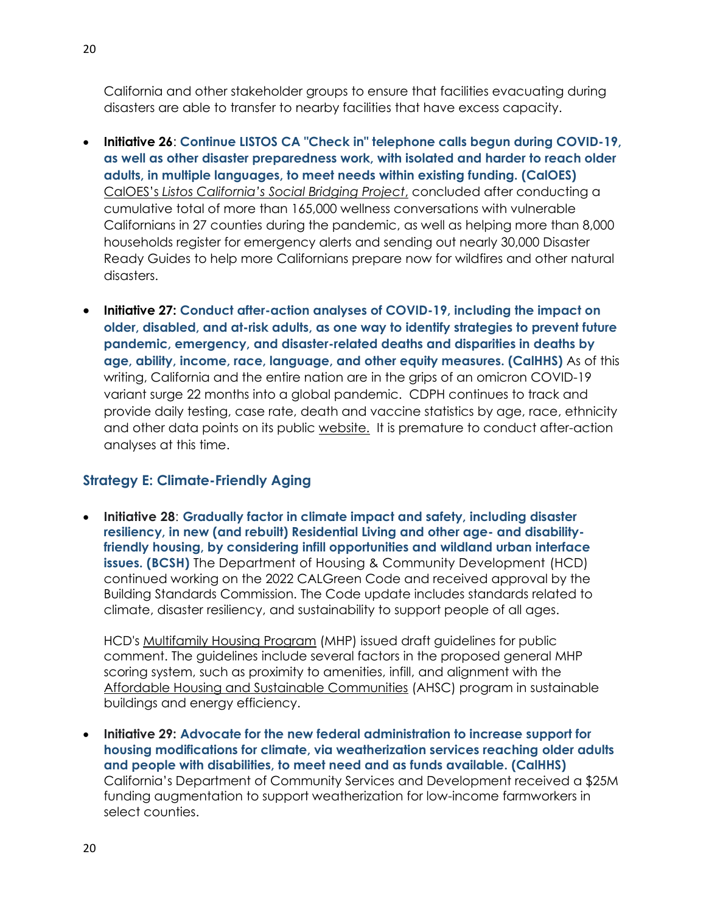California and other stakeholder groups to ensure that facilities evacuating during disasters are able to transfer to nearby facilities that have excess capacity.

- **Initiative 26**: **Continue LISTOS CA "Check in" telephone calls begun during COVID-19, as well as other disaster preparedness work, with isolated and harder to reach older adults, in multiple languages, to meet needs within existing funding. (CalOES)** CalOES's *Listos California's Social Bridging Project*, concluded after conducting a cumulative total of more than 165,000 wellness conversations with vulnerable Californians in 27 counties during the pandemic, as well as helping more than 8,000 households register for emergency alerts and sending out nearly 30,000 Disaster Ready Guides to help more Californians prepare now for wildfires and other natural disasters.

- **Initiative 27: Conduct after-action analyses of COVID-19, including the impact on older, disabled, and at-risk adults, as one way to identify strategies to prevent future pandemic, emergency, and disaster-related deaths and disparities in deaths by age, ability, income, race, language, and other equity measures. (CalHHS)** As of this writing, California and the entire nation are in the grips of an omicron COVID-19 variant surge 22 months into a global pandemic. CDPH continues to track and provide daily testing, case rate, death and vaccine statistics by age, race, ethnicity and other data points on its public website. It is premature to conduct after-action analyses at this time.

## Strategy E: Climate-Friendly Aging

- **Initiative 28**: **Gradually factor in climate impact and safety, including disaster resiliency, in new (and rebuilt) Residential Living and other age- and disability-friendly housing, by considering infill opportunities and wildland urban interface issues. (BCSH)** The Department of Housing & Community Development (HCD) continued working on the 2022 CALGreen Code and received approval by the Building Standards Commission. The Code update includes standards related to climate, disaster resiliency, and sustainability to support people of all ages.

  HCD's Multifamily Housing Program (MHP) issued draft guidelines for public comment. The guidelines include several factors in the proposed general MHP scoring system, such as proximity to amenities, infill, and alignment with the Affordable Housing and Sustainable Communities (AHSC) program in sustainable buildings and energy efficiency.

- **Initiative 29: Advocate for the new federal administration to increase support for housing modifications for climate, via weatherization services reaching older adults and people with disabilities, to meet need and as funds available. (CalHHS)** California's Department of Community Services and Development received a $25M funding augmentation to support weatherization for low-income farmworkers in select counties.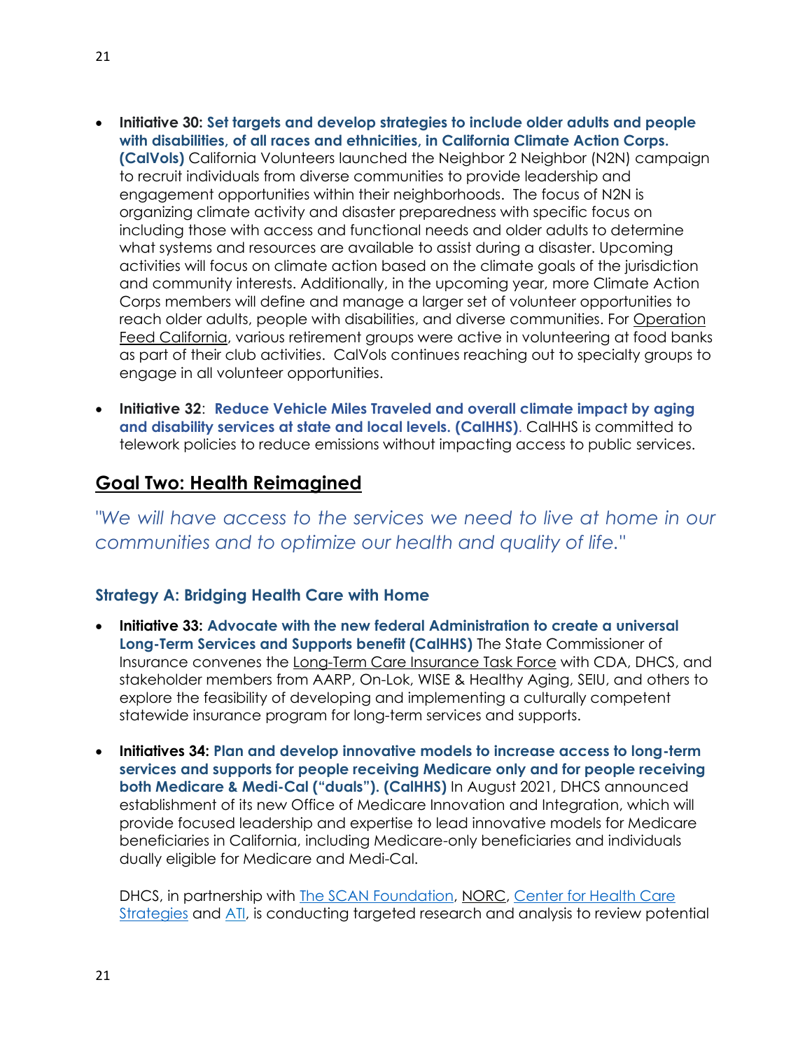- **Initiative 30: Set targets and develop strategies to include older adults and people with disabilities, of all races and ethnicities, in California Climate Action Corps. (CalVols)** California Volunteers launched the Neighbor 2 Neighbor (N2N) campaign to recruit individuals from diverse communities to provide leadership and engagement opportunities within their neighborhoods. The focus of N2N is organizing climate activity and disaster preparedness with specific focus on including those with access and functional needs and older adults to determine what systems and resources are available to assist during a disaster. Upcoming activities will focus on climate action based on the climate goals of the jurisdiction and community interests. Additionally, in the upcoming year, more Climate Action Corps members will define and manage a larger set of volunteer opportunities to reach older adults, people with disabilities, and diverse communities. For Operation Feed California, various retirement groups were active in volunteering at food banks as part of their club activities. CalVols continues reaching out to specialty groups to engage in all volunteer opportunities.

- **Initiative 32**: **Reduce Vehicle Miles Traveled and overall climate impact by aging and disability services at state and local levels. (CalHHS)**. CalHHS is committed to telework policies to reduce emissions without impacting access to public services.

## Goal Two: Health Reimagined

*"We will have access to the services we need to live at home in our communities and to optimize our health and quality of life."*

### Strategy A: Bridging Health Care with Home

- **Initiative 33: Advocate with the new federal Administration to create a universal Long-Term Services and Supports benefit (CalHHS)** The State Commissioner of Insurance convenes the Long-Term Care Insurance Task Force with CDA, DHCS, and stakeholder members from AARP, On-Lok, WISE & Healthy Aging, SEIU, and others to explore the feasibility of developing and implementing a culturally competent statewide insurance program for long-term services and supports.

- **Initiatives 34: Plan and develop innovative models to increase access to long-term services and supports for people receiving Medicare only and for people receiving both Medicare & Medi-Cal ("duals"). (CalHHS)** In August 2021, DHCS announced establishment of its new Office of Medicare Innovation and Integration, which will provide focused leadership and expertise to lead innovative models for Medicare beneficiaries in California, including Medicare-only beneficiaries and individuals dually eligible for Medicare and Medi-Cal.

  DHCS, in partnership with The SCAN Foundation, NORC, Center for Health Care Strategies and ATI, is conducting targeted research and analysis to review potential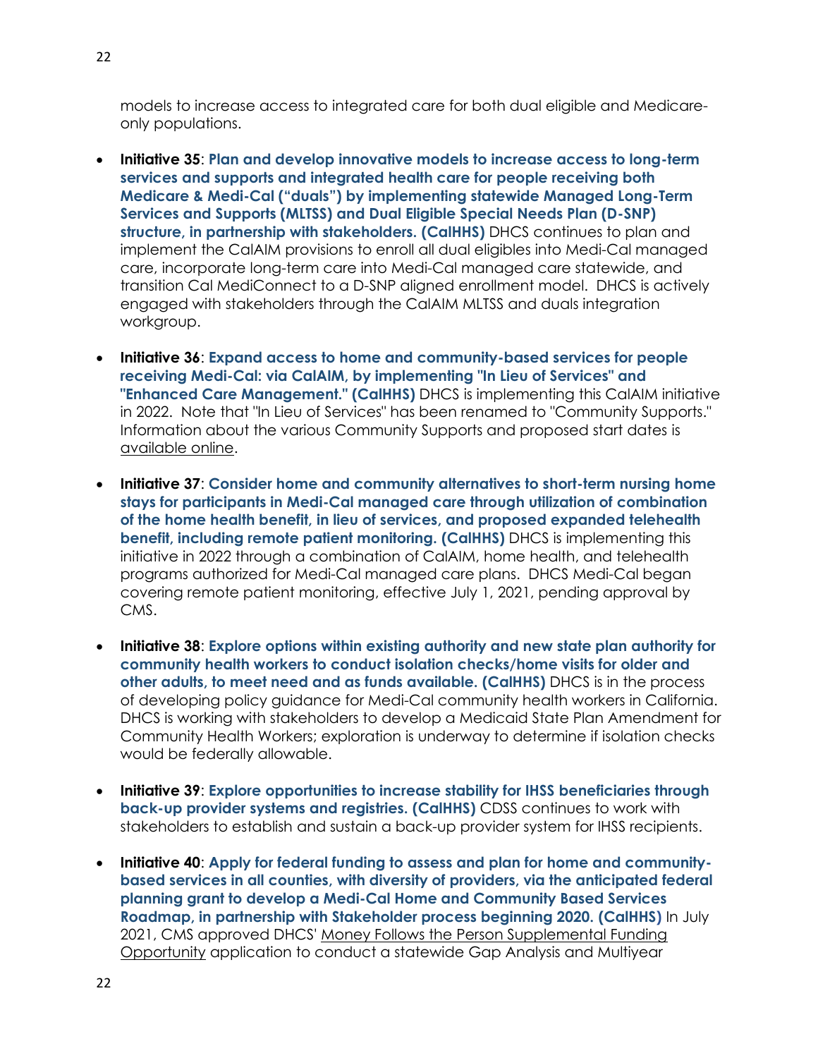models to increase access to integrated care for both dual eligible and Medicare-only populations.

- **Initiative 35**: **Plan and develop innovative models to increase access to long-term services and supports and integrated health care for people receiving both Medicare & Medi-Cal ("duals") by implementing statewide Managed Long-Term Services and Supports (MLTSS) and Dual Eligible Special Needs Plan (D-SNP) structure, in partnership with stakeholders. (CalHHS)** DHCS continues to plan and implement the CalAIM provisions to enroll all dual eligibles into Medi-Cal managed care, incorporate long-term care into Medi-Cal managed care statewide, and transition Cal MediConnect to a D-SNP aligned enrollment model. DHCS is actively engaged with stakeholders through the CalAIM MLTSS and duals integration workgroup.

- **Initiative 36**: **Expand access to home and community-based services for people receiving Medi-Cal: via CalAIM, by implementing "In Lieu of Services" and "Enhanced Care Management." (CalHHS)** DHCS is implementing this CalAIM initiative in 2022. Note that "In Lieu of Services" has been renamed to "Community Supports." Information about the various Community Supports and proposed start dates is available online.

- **Initiative 37**: **Consider home and community alternatives to short-term nursing home stays for participants in Medi-Cal managed care through utilization of combination of the home health benefit, in lieu of services, and proposed expanded telehealth benefit, including remote patient monitoring. (CalHHS)** DHCS is implementing this initiative in 2022 through a combination of CalAIM, home health, and telehealth programs authorized for Medi-Cal managed care plans. DHCS Medi-Cal began covering remote patient monitoring, effective July 1, 2021, pending approval by CMS.

- **Initiative 38**: **Explore options within existing authority and new state plan authority for community health workers to conduct isolation checks/home visits for older and other adults, to meet need and as funds available. (CalHHS)** DHCS is in the process of developing policy guidance for Medi-Cal community health workers in California. DHCS is working with stakeholders to develop a Medicaid State Plan Amendment for Community Health Workers; exploration is underway to determine if isolation checks would be federally allowable.

- **Initiative 39**: **Explore opportunities to increase stability for IHSS beneficiaries through back-up provider systems and registries. (CalHHS)** CDSS continues to work with stakeholders to establish and sustain a back-up provider system for IHSS recipients.

- **Initiative 40**: **Apply for federal funding to assess and plan for home and community-based services in all counties, with diversity of providers, via the anticipated federal planning grant to develop a Medi-Cal Home and Community Based Services Roadmap, in partnership with Stakeholder process beginning 2020. (CalHHS)** In July 2021, CMS approved DHCS' Money Follows the Person Supplemental Funding Opportunity application to conduct a statewide Gap Analysis and Multiyear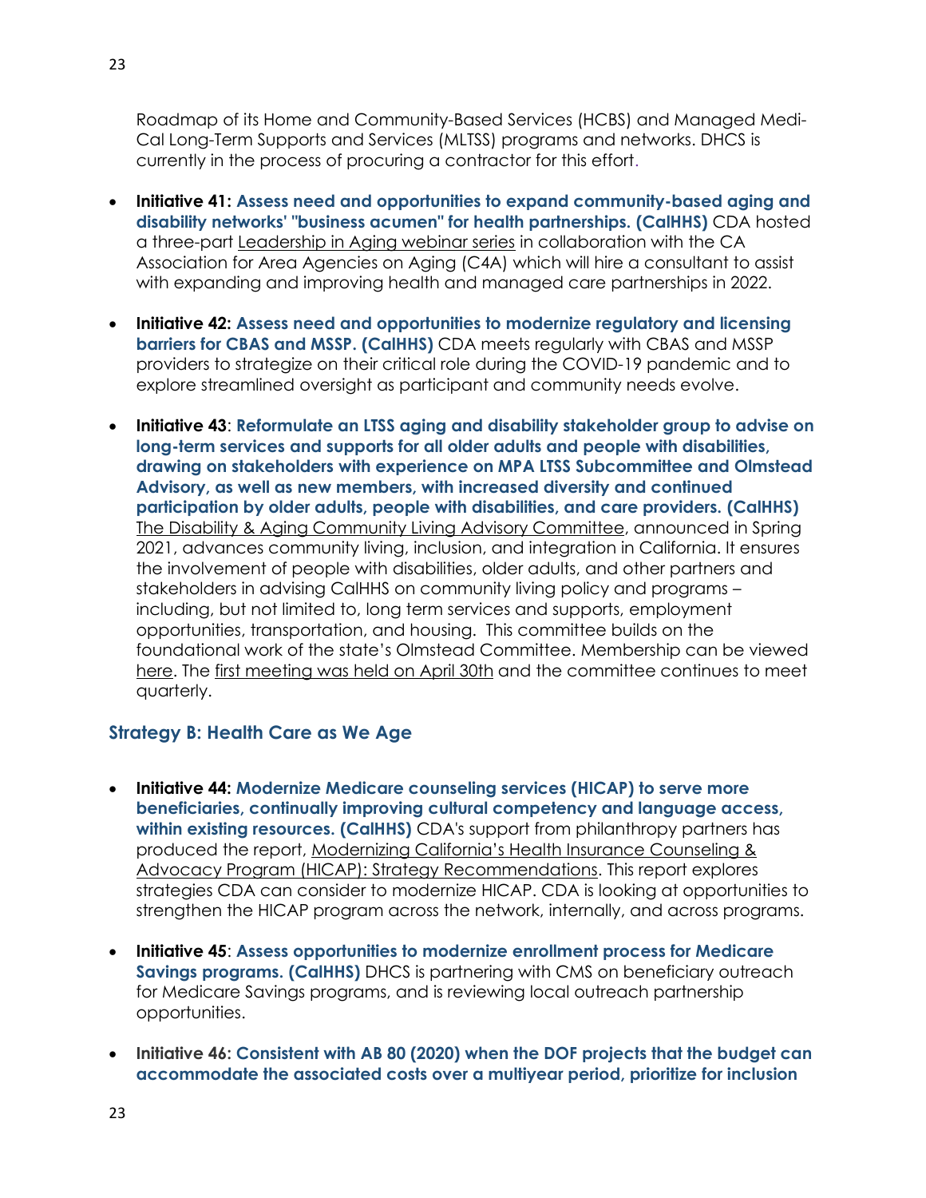Roadmap of its Home and Community-Based Services (HCBS) and Managed Medi-Cal Long-Term Supports and Services (MLTSS) programs and networks. DHCS is currently in the process of procuring a contractor for this effort.

- **Initiative 41: Assess need and opportunities to expand community-based aging and disability networks' "business acumen" for health partnerships. (CalHHS)** CDA hosted a three-part Leadership in Aging webinar series in collaboration with the CA Association for Area Agencies on Aging (C4A) which will hire a consultant to assist with expanding and improving health and managed care partnerships in 2022.

- **Initiative 42: Assess need and opportunities to modernize regulatory and licensing barriers for CBAS and MSSP. (CalHHS)** CDA meets regularly with CBAS and MSSP providers to strategize on their critical role during the COVID-19 pandemic and to explore streamlined oversight as participant and community needs evolve.

- **Initiative 43**: **Reformulate an LTSS aging and disability stakeholder group to advise on long-term services and supports for all older adults and people with disabilities, drawing on stakeholders with experience on MPA LTSS Subcommittee and Olmstead Advisory, as well as new members, with increased diversity and continued participation by older adults, people with disabilities, and care providers. (CalHHS)** The Disability & Aging Community Living Advisory Committee, announced in Spring 2021, advances community living, inclusion, and integration in California. It ensures the involvement of people with disabilities, older adults, and other partners and stakeholders in advising CalHHS on community living policy and programs – including, but not limited to, long term services and supports, employment opportunities, transportation, and housing. This committee builds on the foundational work of the state's Olmstead Committee. Membership can be viewed here. The first meeting was held on April 30th and the committee continues to meet quarterly.

## Strategy B: Health Care as We Age

- **Initiative 44: Modernize Medicare counseling services (HICAP) to serve more beneficiaries, continually improving cultural competency and language access, within existing resources. (CalHHS)** CDA's support from philanthropy partners has produced the report, Modernizing California's Health Insurance Counseling & Advocacy Program (HICAP): Strategy Recommendations. This report explores strategies CDA can consider to modernize HICAP. CDA is looking at opportunities to strengthen the HICAP program across the network, internally, and across programs.

- **Initiative 45**: **Assess opportunities to modernize enrollment process for Medicare Savings programs. (CalHHS)** DHCS is partnering with CMS on beneficiary outreach for Medicare Savings programs, and is reviewing local outreach partnership opportunities.

- **Initiative 46: Consistent with AB 80 (2020) when the DOF projects that the budget can accommodate the associated costs over a multiyear period, prioritize for inclusion**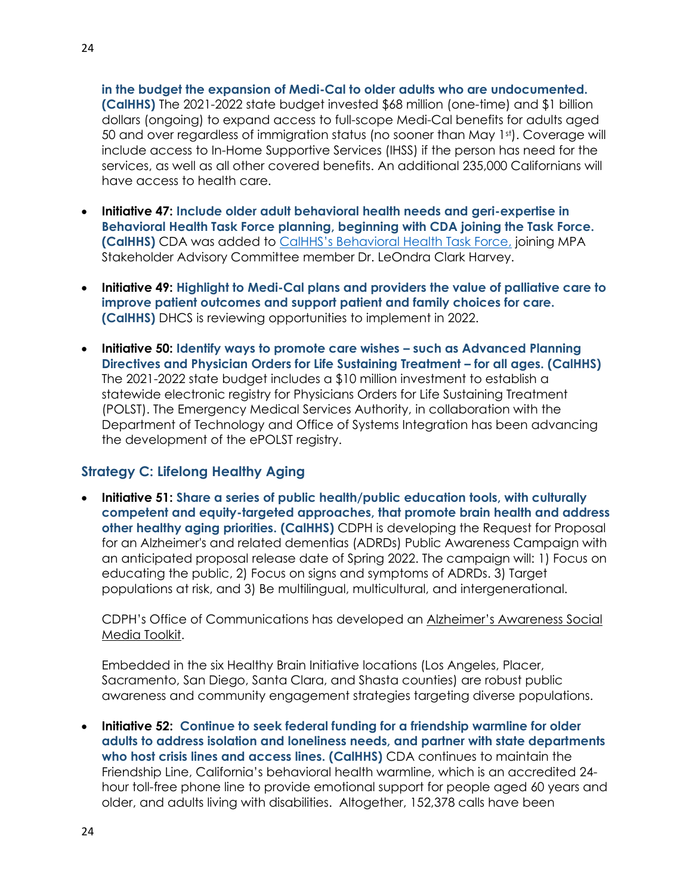**in the budget the expansion of Medi-Cal to older adults who are undocumented. (CalHHS)** The 2021-2022 state budget invested $68 million (one-time) and $1 billion dollars (ongoing) to expand access to full-scope Medi-Cal benefits for adults aged 50 and over regardless of immigration status (no sooner than May 1st). Coverage will include access to In-Home Supportive Services (IHSS) if the person has need for the services, as well as all other covered benefits. An additional 235,000 Californians will have access to health care.

- **Initiative 47: Include older adult behavioral health needs and geri-expertise in Behavioral Health Task Force planning, beginning with CDA joining the Task Force. (CalHHS)** CDA was added to CalHHS's Behavioral Health Task Force, joining MPA Stakeholder Advisory Committee member Dr. LeOndra Clark Harvey.

- **Initiative 49: Highlight to Medi-Cal plans and providers the value of palliative care to improve patient outcomes and support patient and family choices for care. (CalHHS)** DHCS is reviewing opportunities to implement in 2022.

- **Initiative 50: Identify ways to promote care wishes – such as Advanced Planning Directives and Physician Orders for Life Sustaining Treatment – for all ages. (CalHHS)** The 2021-2022 state budget includes a $10 million investment to establish a statewide electronic registry for Physicians Orders for Life Sustaining Treatment (POLST). The Emergency Medical Services Authority, in collaboration with the Department of Technology and Office of Systems Integration has been advancing the development of the ePOLST registry.

## Strategy C: Lifelong Healthy Aging

- **Initiative 51: Share a series of public health/public education tools, with culturally competent and equity-targeted approaches, that promote brain health and address other healthy aging priorities. (CalHHS)** CDPH is developing the Request for Proposal for an Alzheimer's and related dementias (ADRDs) Public Awareness Campaign with an anticipated proposal release date of Spring 2022. The campaign will: 1) Focus on educating the public, 2) Focus on signs and symptoms of ADRDs. 3) Target populations at risk, and 3) Be multilingual, multicultural, and intergenerational.

  CDPH's Office of Communications has developed an Alzheimer's Awareness Social Media Toolkit.

  Embedded in the six Healthy Brain Initiative locations (Los Angeles, Placer, Sacramento, San Diego, Santa Clara, and Shasta counties) are robust public awareness and community engagement strategies targeting diverse populations.

- **Initiative 52: Continue to seek federal funding for a friendship warmline for older adults to address isolation and loneliness needs, and partner with state departments who host crisis lines and access lines. (CalHHS)** CDA continues to maintain the Friendship Line, California's behavioral health warmline, which is an accredited 24-hour toll-free phone line to provide emotional support for people aged 60 years and older, and adults living with disabilities. Altogether, 152,378 calls have been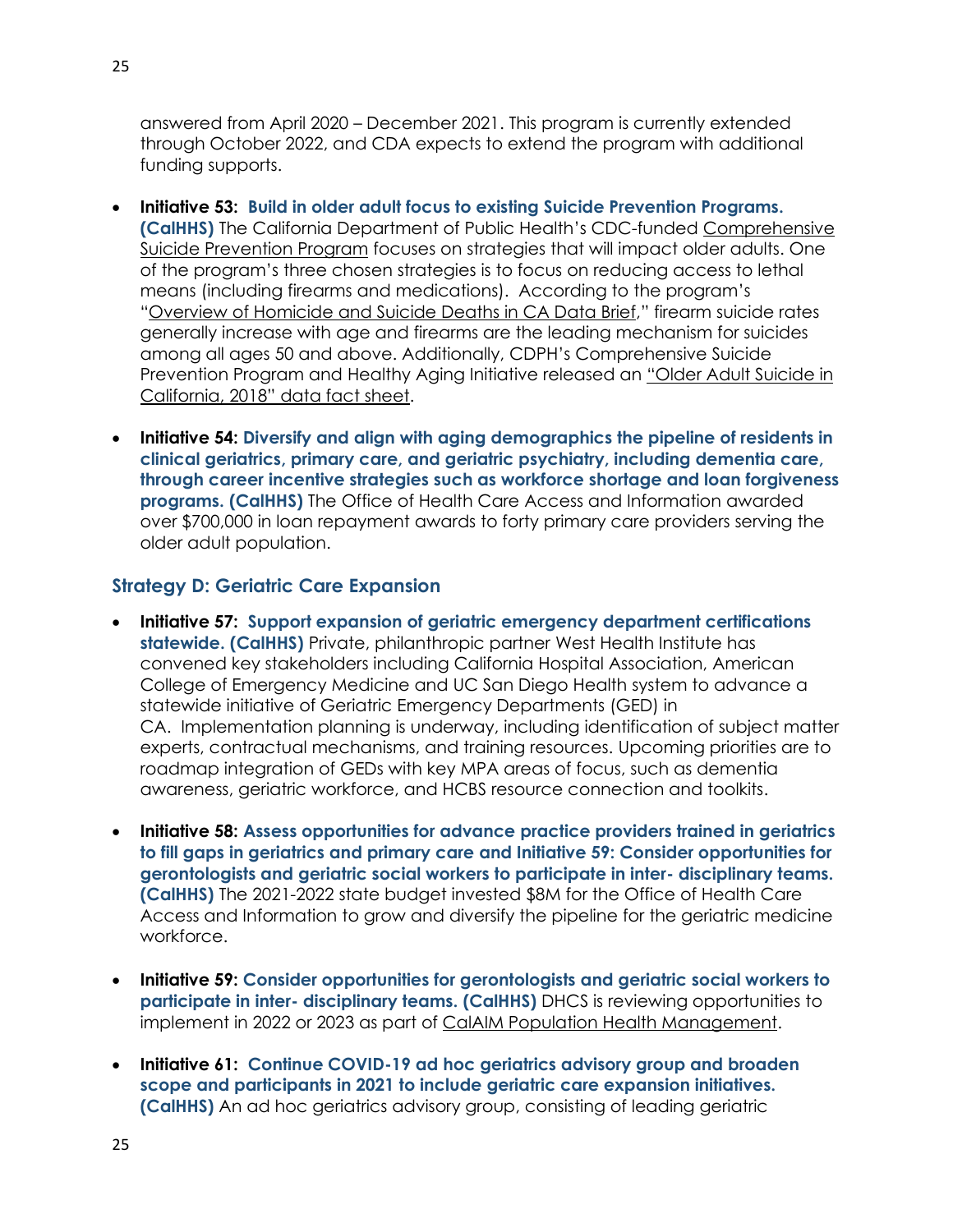answered from April 2020 – December 2021. This program is currently extended through October 2022, and CDA expects to extend the program with additional funding supports.

- **Initiative 53: Build in older adult focus to existing Suicide Prevention Programs. (CalHHS)** The California Department of Public Health's CDC-funded Comprehensive Suicide Prevention Program focuses on strategies that will impact older adults. One of the program's three chosen strategies is to focus on reducing access to lethal means (including firearms and medications). According to the program's "Overview of Homicide and Suicide Deaths in CA Data Brief," firearm suicide rates generally increase with age and firearms are the leading mechanism for suicides among all ages 50 and above. Additionally, CDPH's Comprehensive Suicide Prevention Program and Healthy Aging Initiative released an "Older Adult Suicide in California, 2018" data fact sheet.

- **Initiative 54: Diversify and align with aging demographics the pipeline of residents in clinical geriatrics, primary care, and geriatric psychiatry, including dementia care, through career incentive strategies such as workforce shortage and loan forgiveness programs. (CalHHS)** The Office of Health Care Access and Information awarded over $700,000 in loan repayment awards to forty primary care providers serving the older adult population.

### Strategy D: Geriatric Care Expansion

- **Initiative 57: Support expansion of geriatric emergency department certifications statewide. (CalHHS)** Private, philanthropic partner West Health Institute has convened key stakeholders including California Hospital Association, American College of Emergency Medicine and UC San Diego Health system to advance a statewide initiative of Geriatric Emergency Departments (GED) in CA. Implementation planning is underway, including identification of subject matter experts, contractual mechanisms, and training resources. Upcoming priorities are to roadmap integration of GEDs with key MPA areas of focus, such as dementia awareness, geriatric workforce, and HCBS resource connection and toolkits.

- **Initiative 58: Assess opportunities for advance practice providers trained in geriatrics to fill gaps in geriatrics and primary care and Initiative 59: Consider opportunities for gerontologists and geriatric social workers to participate in inter- disciplinary teams. (CalHHS)** The 2021-2022 state budget invested $8M for the Office of Health Care Access and Information to grow and diversify the pipeline for the geriatric medicine workforce.

- **Initiative 59: Consider opportunities for gerontologists and geriatric social workers to participate in inter- disciplinary teams. (CalHHS)** DHCS is reviewing opportunities to implement in 2022 or 2023 as part of CalAIM Population Health Management.

- **Initiative 61: Continue COVID-19 ad hoc geriatrics advisory group and broaden scope and participants in 2021 to include geriatric care expansion initiatives. (CalHHS)** An ad hoc geriatrics advisory group, consisting of leading geriatric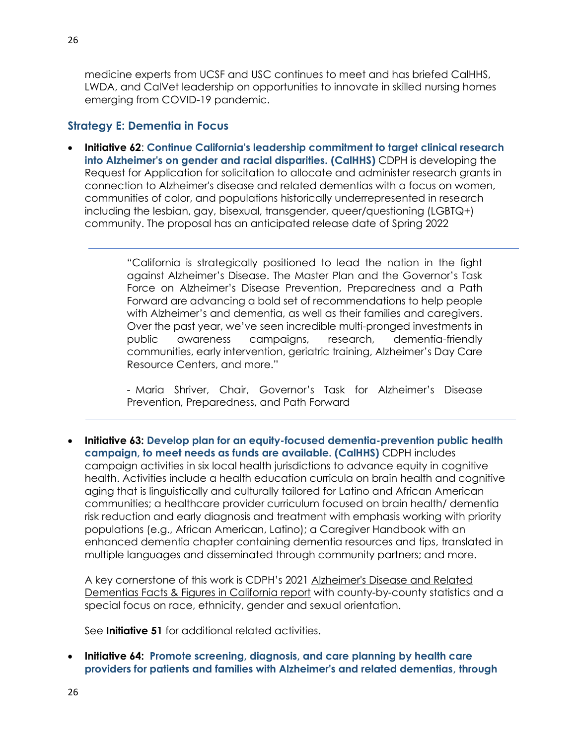medicine experts from UCSF and USC continues to meet and has briefed CalHHS, LWDA, and CalVet leadership on opportunities to innovate in skilled nursing homes emerging from COVID-19 pandemic.

### Strategy E: Dementia in Focus

- **Initiative 62**: **Continue California's leadership commitment to target clinical research into Alzheimer's on gender and racial disparities. (CalHHS)** CDPH is developing the Request for Application for solicitation to allocate and administer research grants in connection to Alzheimer's disease and related dementias with a focus on women, communities of color, and populations historically underrepresented in research including the lesbian, gay, bisexual, transgender, queer/questioning (LGBTQ+) community. The proposal has an anticipated release date of Spring 2022

---

> "California is strategically positioned to lead the nation in the fight against Alzheimer's Disease. The Master Plan and the Governor's Task Force on Alzheimer's Disease Prevention, Preparedness and a Path Forward are advancing a bold set of recommendations to help people with Alzheimer's and dementia, as well as their families and caregivers. Over the past year, we've seen incredible multi-pronged investments in public awareness campaigns, research, dementia-friendly communities, early intervention, geriatric training, Alzheimer's Day Care Resource Centers, and more."
>
> - Maria Shriver, Chair, Governor's Task for Alzheimer's Disease Prevention, Preparedness, and Path Forward

---

- **Initiative 63: Develop plan for an equity-focused dementia-prevention public health campaign, to meet needs as funds are available. (CalHHS)** CDPH includes campaign activities in six local health jurisdictions to advance equity in cognitive health. Activities include a health education curricula on brain health and cognitive aging that is linguistically and culturally tailored for Latino and African American communities; a healthcare provider curriculum focused on brain health/ dementia risk reduction and early diagnosis and treatment with emphasis working with priority populations (e.g., African American, Latino); a Caregiver Handbook with an enhanced dementia chapter containing dementia resources and tips, translated in multiple languages and disseminated through community partners; and more.

  A key cornerstone of this work is CDPH's 2021 Alzheimer's Disease and Related Dementias Facts & Figures in California report with county-by-county statistics and a special focus on race, ethnicity, gender and sexual orientation.

  See **Initiative 51** for additional related activities.

- **Initiative 64: Promote screening, diagnosis, and care planning by health care providers for patients and families with Alzheimer's and related dementias, through**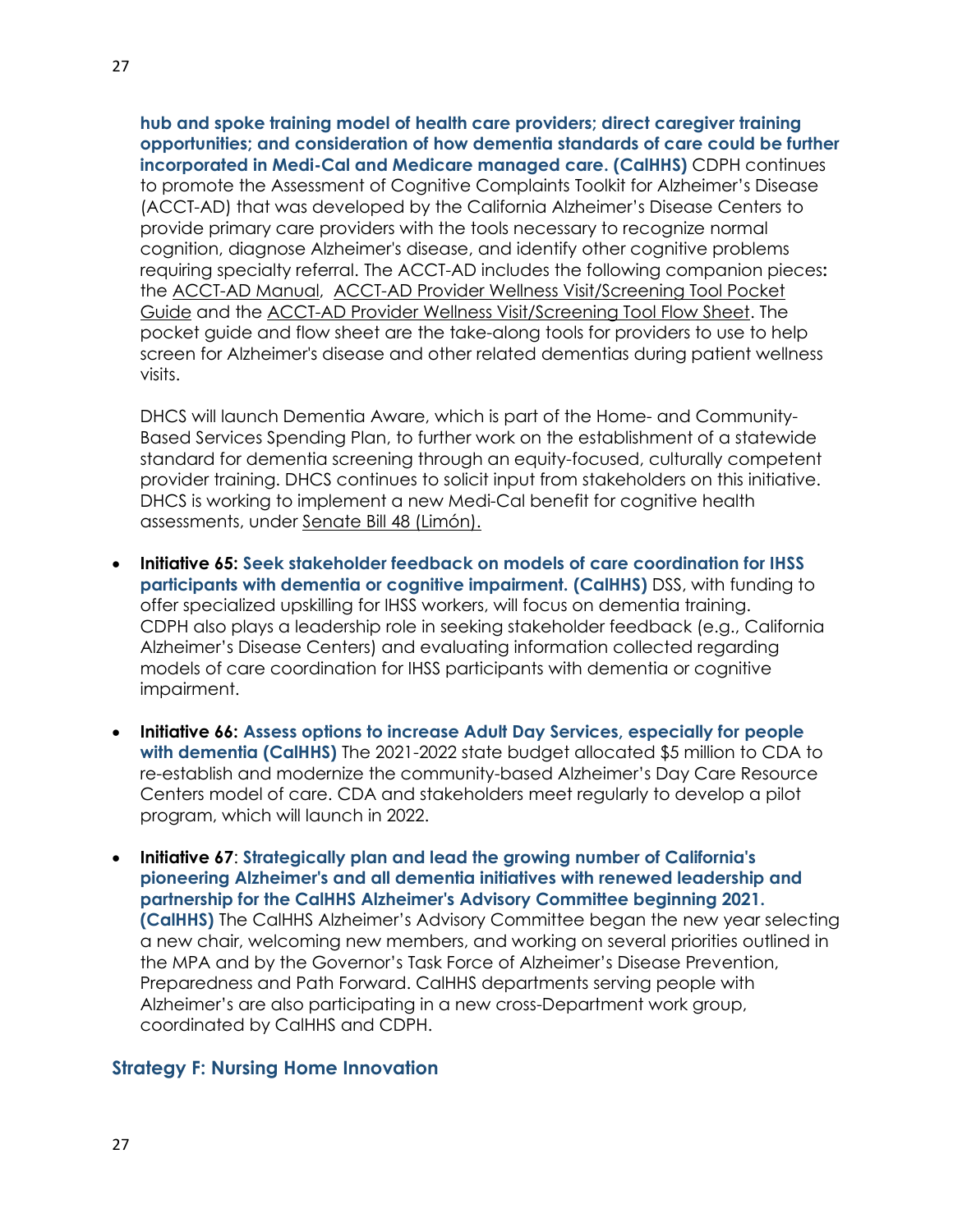**hub and spoke training model of health care providers; direct caregiver training opportunities; and consideration of how dementia standards of care could be further incorporated in Medi-Cal and Medicare managed care. (CalHHS)** CDPH continues to promote the Assessment of Cognitive Complaints Toolkit for Alzheimer's Disease (ACCT-AD) that was developed by the California Alzheimer's Disease Centers to provide primary care providers with the tools necessary to recognize normal cognition, diagnose Alzheimer's disease, and identify other cognitive problems requiring specialty referral. The ACCT-AD includes the following companion pieces: the ACCT-AD Manual, ACCT-AD Provider Wellness Visit/Screening Tool Pocket Guide and the ACCT-AD Provider Wellness Visit/Screening Tool Flow Sheet. The pocket guide and flow sheet are the take-along tools for providers to use to help screen for Alzheimer's disease and other related dementias during patient wellness visits.

DHCS will launch Dementia Aware, which is part of the Home- and Community-Based Services Spending Plan, to further work on the establishment of a statewide standard for dementia screening through an equity-focused, culturally competent provider training. DHCS continues to solicit input from stakeholders on this initiative. DHCS is working to implement a new Medi-Cal benefit for cognitive health assessments, under Senate Bill 48 (Limón).

- **Initiative 65: Seek stakeholder feedback on models of care coordination for IHSS participants with dementia or cognitive impairment. (CalHHS)** DSS, with funding to offer specialized upskilling for IHSS workers, will focus on dementia training. CDPH also plays a leadership role in seeking stakeholder feedback (e.g., California Alzheimer's Disease Centers) and evaluating information collected regarding models of care coordination for IHSS participants with dementia or cognitive impairment.

- **Initiative 66: Assess options to increase Adult Day Services, especially for people with dementia (CalHHS)** The 2021-2022 state budget allocated $5 million to CDA to re-establish and modernize the community-based Alzheimer's Day Care Resource Centers model of care. CDA and stakeholders meet regularly to develop a pilot program, which will launch in 2022.

- **Initiative 67**: **Strategically plan and lead the growing number of California's pioneering Alzheimer's and all dementia initiatives with renewed leadership and partnership for the CalHHS Alzheimer's Advisory Committee beginning 2021. (CalHHS)** The CalHHS Alzheimer's Advisory Committee began the new year selecting a new chair, welcoming new members, and working on several priorities outlined in the MPA and by the Governor's Task Force of Alzheimer's Disease Prevention, Preparedness and Path Forward. CalHHS departments serving people with Alzheimer's are also participating in a new cross-Department work group, coordinated by CalHHS and CDPH.

### Strategy F: Nursing Home Innovation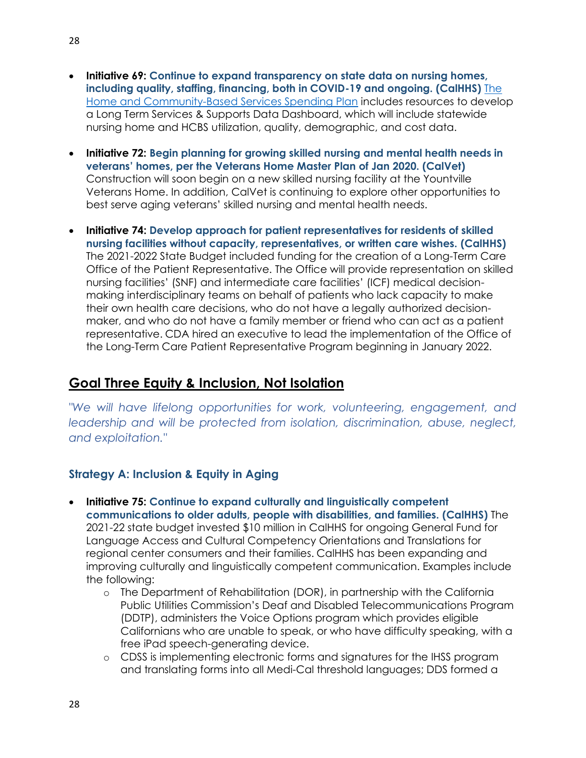- **Initiative 69: Continue to expand transparency on state data on nursing homes, including quality, staffing, financing, both in COVID-19 and ongoing. (CalHHS)** [The Home and Community-Based Services Spending Plan]() includes resources to develop a Long Term Services & Supports Data Dashboard, which will include statewide nursing home and HCBS utilization, quality, demographic, and cost data.

- **Initiative 72: Begin planning for growing skilled nursing and mental health needs in veterans' homes, per the Veterans Home Master Plan of Jan 2020. (CalVet)** Construction will soon begin on a new skilled nursing facility at the Yountville Veterans Home. In addition, CalVet is continuing to explore other opportunities to best serve aging veterans' skilled nursing and mental health needs.

- **Initiative 74: Develop approach for patient representatives for residents of skilled nursing facilities without capacity, representatives, or written care wishes. (CalHHS)** The 2021-2022 State Budget included funding for the creation of a Long-Term Care Office of the Patient Representative. The Office will provide representation on skilled nursing facilities' (SNF) and intermediate care facilities' (ICF) medical decision-making interdisciplinary teams on behalf of patients who lack capacity to make their own health care decisions, who do not have a legally authorized decision-maker, and who do not have a family member or friend who can act as a patient representative. CDA hired an executive to lead the implementation of the Office of the Long-Term Care Patient Representative Program beginning in January 2022.

## Goal Three Equity & Inclusion, Not Isolation

*"We will have lifelong opportunities for work, volunteering, engagement, and leadership and will be protected from isolation, discrimination, abuse, neglect, and exploitation."*

### Strategy A: Inclusion & Equity in Aging

- **Initiative 75: Continue to expand culturally and linguistically competent communications to older adults, people with disabilities, and families. (CalHHS)** The 2021-22 state budget invested $10 million in CalHHS for ongoing General Fund for Language Access and Cultural Competency Orientations and Translations for regional center consumers and their families. CalHHS has been expanding and improving culturally and linguistically competent communication. Examples include the following:
  - The Department of Rehabilitation (DOR), in partnership with the California Public Utilities Commission's Deaf and Disabled Telecommunications Program (DDTP), administers the Voice Options program which provides eligible Californians who are unable to speak, or who have difficulty speaking, with a free iPad speech-generating device.
  - CDSS is implementing electronic forms and signatures for the IHSS program and translating forms into all Medi-Cal threshold languages; DDS formed a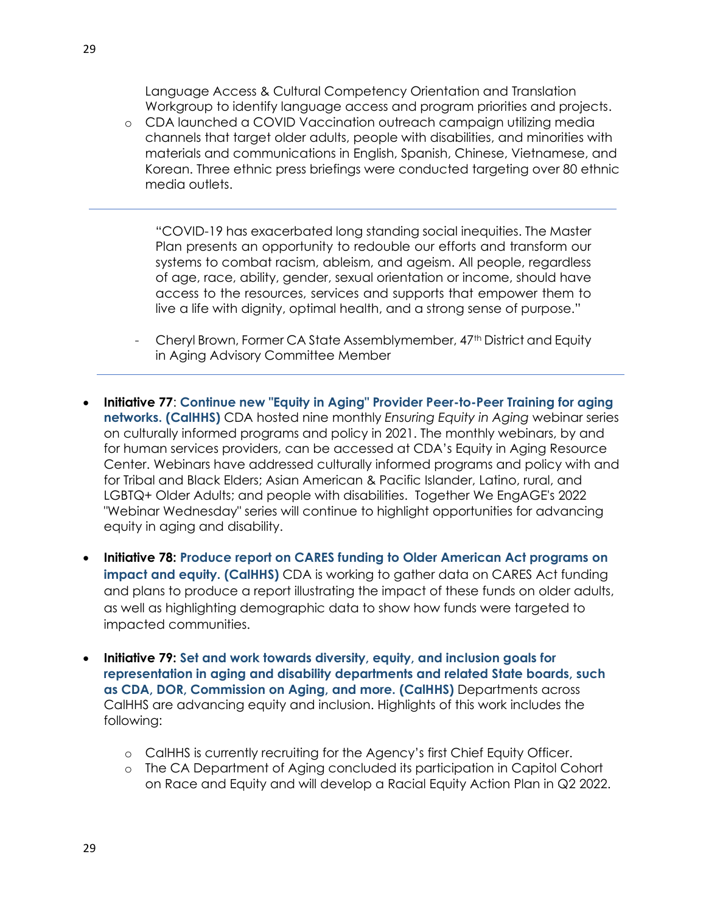Language Access & Cultural Competency Orientation and Translation Workgroup to identify language access and program priorities and projects.

- CDA launched a COVID Vaccination outreach campaign utilizing media channels that target older adults, people with disabilities, and minorities with materials and communications in English, Spanish, Chinese, Vietnamese, and Korean. Three ethnic press briefings were conducted targeting over 80 ethnic media outlets.

---

> "COVID-19 has exacerbated long standing social inequities. The Master Plan presents an opportunity to redouble our efforts and transform our systems to combat racism, ableism, and ageism. All people, regardless of age, race, ability, gender, sexual orientation or income, should have access to the resources, services and supports that empower them to live a life with dignity, optimal health, and a strong sense of purpose."
>
> - Cheryl Brown, Former CA State Assemblymember, 47th District and Equity in Aging Advisory Committee Member

---

- **Initiative 77**: **Continue new "Equity in Aging" Provider Peer-to-Peer Training for aging networks. (CalHHS)** CDA hosted nine monthly *Ensuring Equity in Aging* webinar series on culturally informed programs and policy in 2021. The monthly webinars, by and for human services providers, can be accessed at CDA's Equity in Aging Resource Center. Webinars have addressed culturally informed programs and policy with and for Tribal and Black Elders; Asian American & Pacific Islander, Latino, rural, and LGBTQ+ Older Adults; and people with disabilities. Together We EngAGE's 2022 "Webinar Wednesday" series will continue to highlight opportunities for advancing equity in aging and disability.

- **Initiative 78: Produce report on CARES funding to Older American Act programs on impact and equity. (CalHHS)** CDA is working to gather data on CARES Act funding and plans to produce a report illustrating the impact of these funds on older adults, as well as highlighting demographic data to show how funds were targeted to impacted communities.

- **Initiative 79: Set and work towards diversity, equity, and inclusion goals for representation in aging and disability departments and related State boards, such as CDA, DOR, Commission on Aging, and more. (CalHHS)** Departments across CalHHS are advancing equity and inclusion. Highlights of this work includes the following:
  - CalHHS is currently recruiting for the Agency's first Chief Equity Officer.
  - The CA Department of Aging concluded its participation in Capitol Cohort on Race and Equity and will develop a Racial Equity Action Plan in Q2 2022.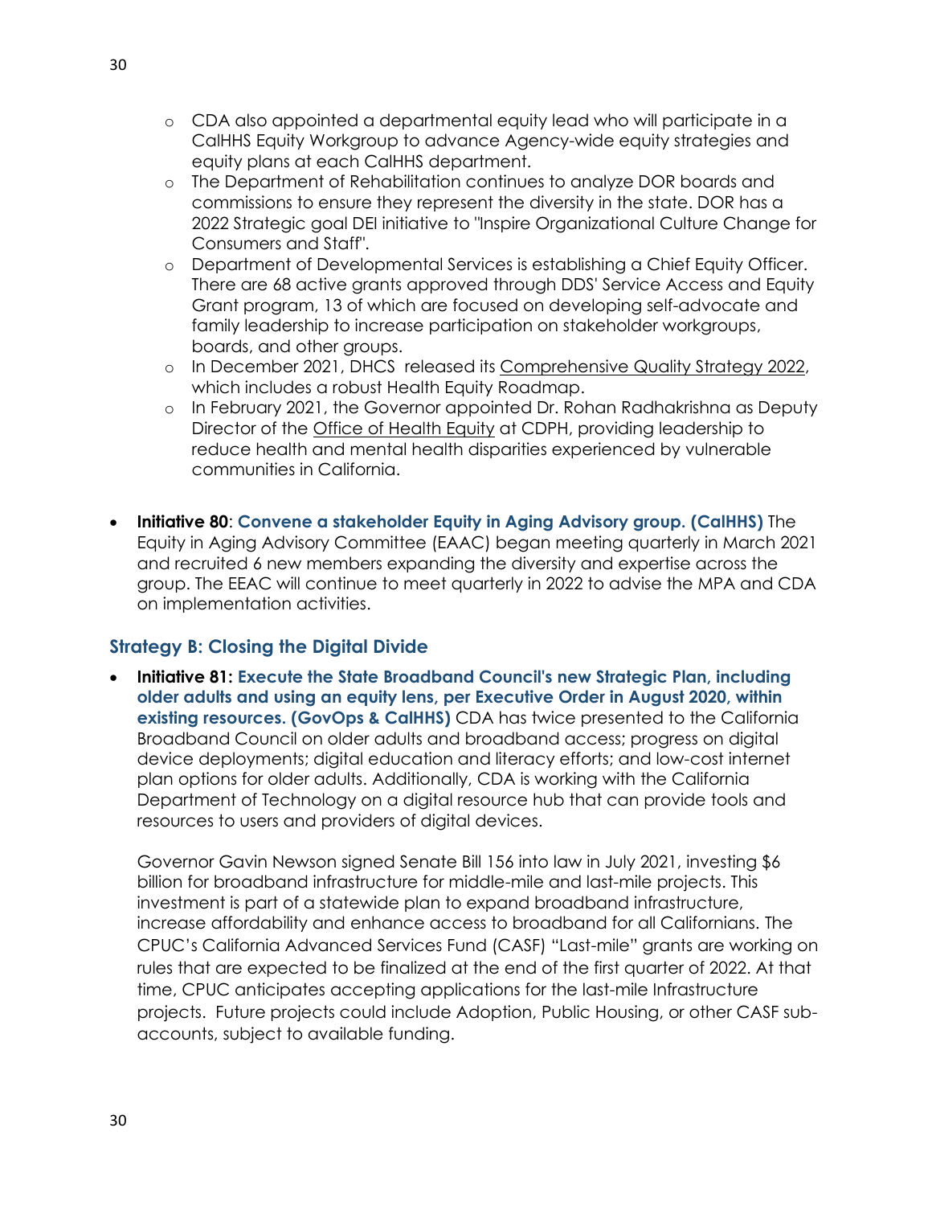- CDA also appointed a departmental equity lead who will participate in a CalHHS Equity Workgroup to advance Agency-wide equity strategies and equity plans at each CalHHS department.
    - The Department of Rehabilitation continues to analyze DOR boards and commissions to ensure they represent the diversity in the state. DOR has a 2022 Strategic goal DEI initiative to "Inspire Organizational Culture Change for Consumers and Staff".
    - Department of Developmental Services is establishing a Chief Equity Officer. There are 68 active grants approved through DDS' Service Access and Equity Grant program, 13 of which are focused on developing self-advocate and family leadership to increase participation on stakeholder workgroups, boards, and other groups.
    - In December 2021, DHCS released its Comprehensive Quality Strategy 2022, which includes a robust Health Equity Roadmap.
    - In February 2021, the Governor appointed Dr. Rohan Radhakrishna as Deputy Director of the Office of Health Equity at CDPH, providing leadership to reduce health and mental health disparities experienced by vulnerable communities in California.

- **Initiative 80**: **Convene a stakeholder Equity in Aging Advisory group. (CalHHS)** The Equity in Aging Advisory Committee (EAAC) began meeting quarterly in March 2021 and recruited 6 new members expanding the diversity and expertise across the group. The EEAC will continue to meet quarterly in 2022 to advise the MPA and CDA on implementation activities.

## Strategy B: Closing the Digital Divide

- **Initiative 81: Execute the State Broadband Council's new Strategic Plan, including older adults and using an equity lens, per Executive Order in August 2020, within existing resources. (GovOps & CalHHS)** CDA has twice presented to the California Broadband Council on older adults and broadband access; progress on digital device deployments; digital education and literacy efforts; and low-cost internet plan options for older adults. Additionally, CDA is working with the California Department of Technology on a digital resource hub that can provide tools and resources to users and providers of digital devices.

  Governor Gavin Newson signed Senate Bill 156 into law in July 2021, investing $6 billion for broadband infrastructure for middle-mile and last-mile projects. This investment is part of a statewide plan to expand broadband infrastructure, increase affordability and enhance access to broadband for all Californians. The CPUC's California Advanced Services Fund (CASF) "Last-mile" grants are working on rules that are expected to be finalized at the end of the first quarter of 2022. At that time, CPUC anticipates accepting applications for the last-mile Infrastructure projects. Future projects could include Adoption, Public Housing, or other CASF sub-accounts, subject to available funding.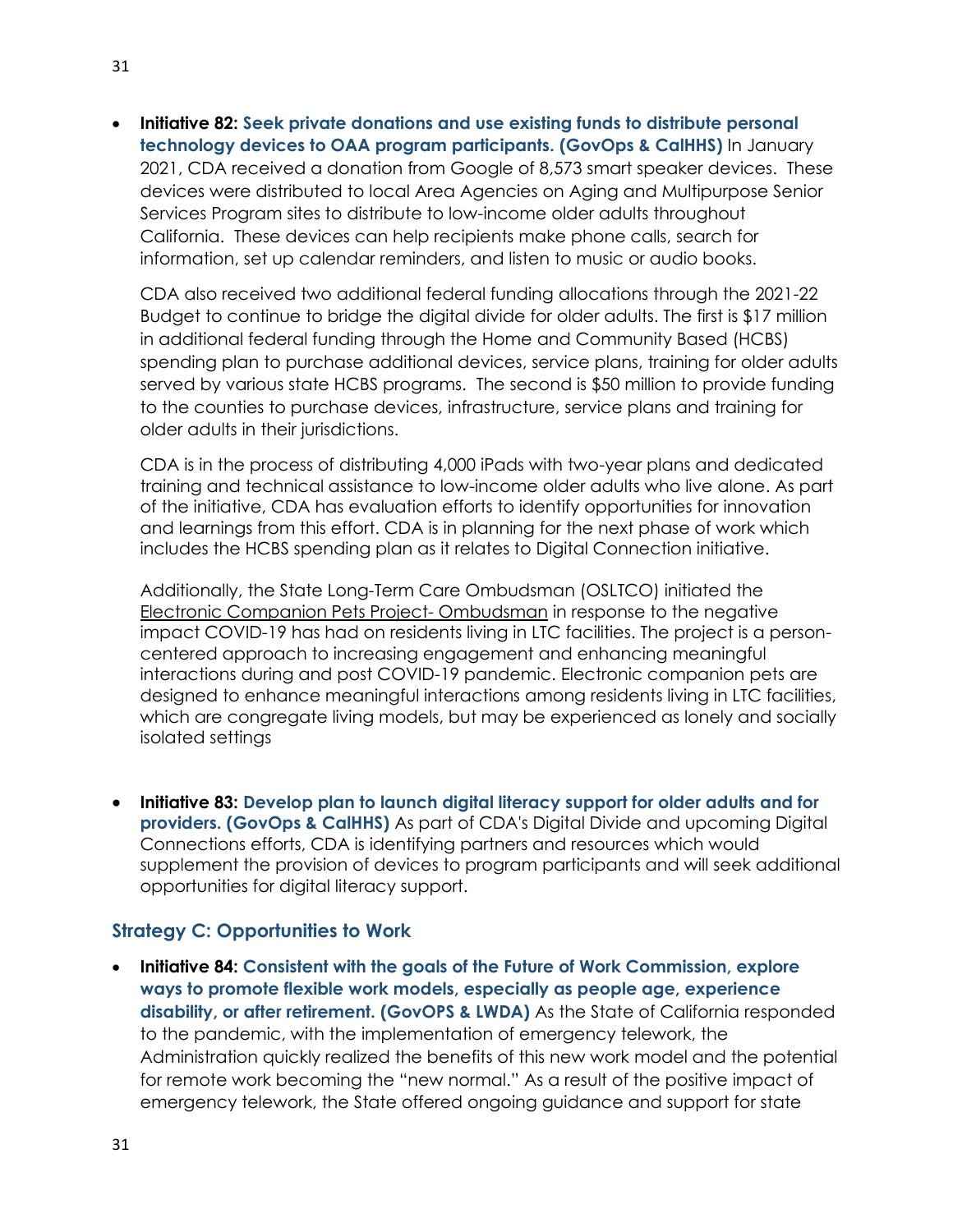- **Initiative 82: Seek private donations and use existing funds to distribute personal technology devices to OAA program participants. (GovOps & CalHHS)** In January 2021, CDA received a donation from Google of 8,573 smart speaker devices. These devices were distributed to local Area Agencies on Aging and Multipurpose Senior Services Program sites to distribute to low-income older adults throughout California. These devices can help recipients make phone calls, search for information, set up calendar reminders, and listen to music or audio books.

  CDA also received two additional federal funding allocations through the 2021-22 Budget to continue to bridge the digital divide for older adults. The first is $17 million in additional federal funding through the Home and Community Based (HCBS) spending plan to purchase additional devices, service plans, training for older adults served by various state HCBS programs. The second is $50 million to provide funding to the counties to purchase devices, infrastructure, service plans and training for older adults in their jurisdictions.

  CDA is in the process of distributing 4,000 iPads with two-year plans and dedicated training and technical assistance to low-income older adults who live alone. As part of the initiative, CDA has evaluation efforts to identify opportunities for innovation and learnings from this effort. CDA is in planning for the next phase of work which includes the HCBS spending plan as it relates to Digital Connection initiative.

  Additionally, the State Long-Term Care Ombudsman (OSLTCO) initiated the Electronic Companion Pets Project- Ombudsman in response to the negative impact COVID-19 has had on residents living in LTC facilities. The project is a person-centered approach to increasing engagement and enhancing meaningful interactions during and post COVID-19 pandemic. Electronic companion pets are designed to enhance meaningful interactions among residents living in LTC facilities, which are congregate living models, but may be experienced as lonely and socially isolated settings

- **Initiative 83: Develop plan to launch digital literacy support for older adults and for providers. (GovOps & CalHHS)** As part of CDA's Digital Divide and upcoming Digital Connections efforts, CDA is identifying partners and resources which would supplement the provision of devices to program participants and will seek additional opportunities for digital literacy support.

### Strategy C: Opportunities to Work

- **Initiative 84: Consistent with the goals of the Future of Work Commission, explore ways to promote flexible work models, especially as people age, experience disability, or after retirement. (GovOPS & LWDA)** As the State of California responded to the pandemic, with the implementation of emergency telework, the Administration quickly realized the benefits of this new work model and the potential for remote work becoming the "new normal." As a result of the positive impact of emergency telework, the State offered ongoing guidance and support for state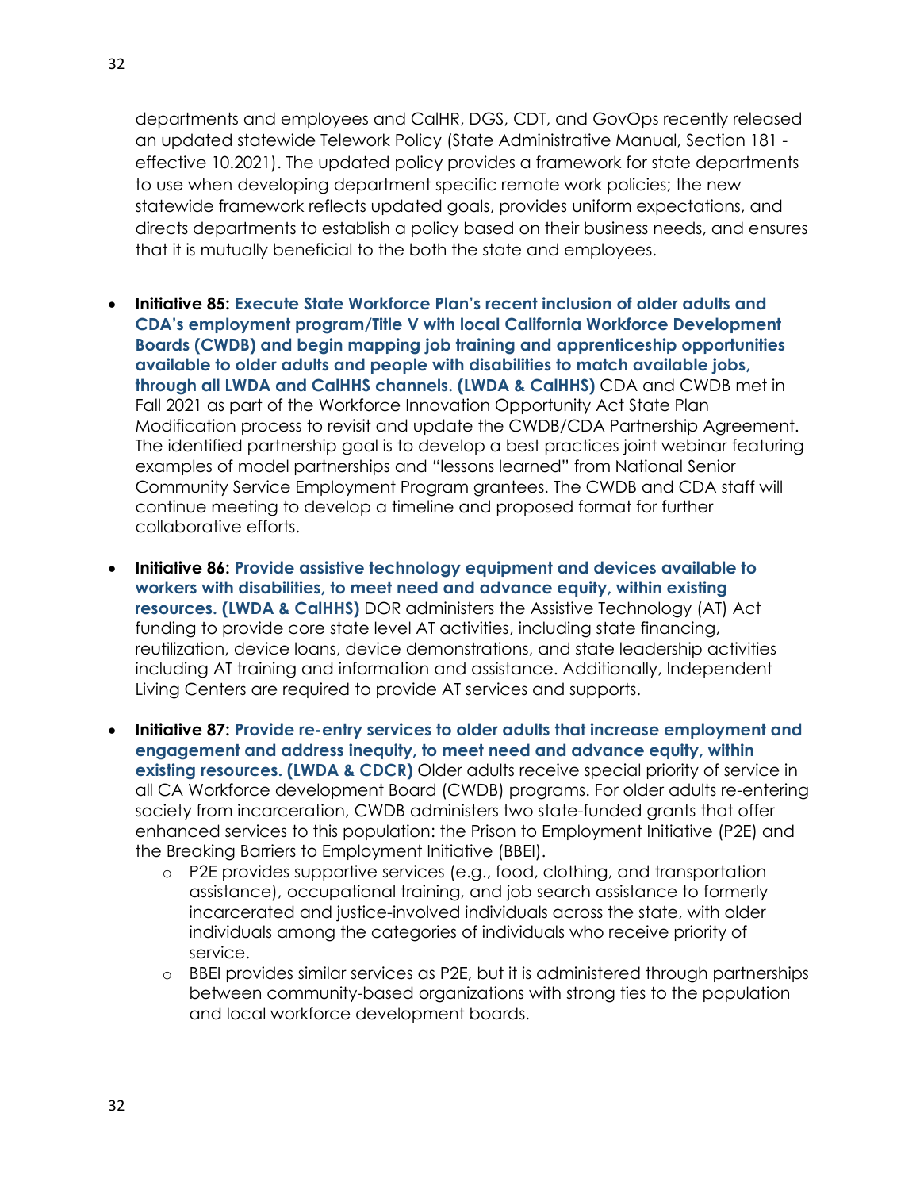departments and employees and CalHR, DGS, CDT, and GovOps recently released an updated statewide Telework Policy (State Administrative Manual, Section 181 - effective 10.2021). The updated policy provides a framework for state departments to use when developing department specific remote work policies; the new statewide framework reflects updated goals, provides uniform expectations, and directs departments to establish a policy based on their business needs, and ensures that it is mutually beneficial to the both the state and employees.

- **Initiative 85: Execute State Workforce Plan's recent inclusion of older adults and CDA's employment program/Title V with local California Workforce Development Boards (CWDB) and begin mapping job training and apprenticeship opportunities available to older adults and people with disabilities to match available jobs, through all LWDA and CalHHS channels. (LWDA & CalHHS)** CDA and CWDB met in Fall 2021 as part of the Workforce Innovation Opportunity Act State Plan Modification process to revisit and update the CWDB/CDA Partnership Agreement. The identified partnership goal is to develop a best practices joint webinar featuring examples of model partnerships and "lessons learned" from National Senior Community Service Employment Program grantees. The CWDB and CDA staff will continue meeting to develop a timeline and proposed format for further collaborative efforts.
- **Initiative 86: Provide assistive technology equipment and devices available to workers with disabilities, to meet need and advance equity, within existing resources. (LWDA & CalHHS)** DOR administers the Assistive Technology (AT) Act funding to provide core state level AT activities, including state financing, reutilization, device loans, device demonstrations, and state leadership activities including AT training and information and assistance. Additionally, Independent Living Centers are required to provide AT services and supports.
- **Initiative 87: Provide re-entry services to older adults that increase employment and engagement and address inequity, to meet need and advance equity, within existing resources. (LWDA & CDCR)** Older adults receive special priority of service in all CA Workforce development Board (CWDB) programs. For older adults re-entering society from incarceration, CWDB administers two state-funded grants that offer enhanced services to this population: the Prison to Employment Initiative (P2E) and the Breaking Barriers to Employment Initiative (BBEI).
    - P2E provides supportive services (e.g., food, clothing, and transportation assistance), occupational training, and job search assistance to formerly incarcerated and justice-involved individuals across the state, with older individuals among the categories of individuals who receive priority of service.
    - BBEI provides similar services as P2E, but it is administered through partnerships between community-based organizations with strong ties to the population and local workforce development boards.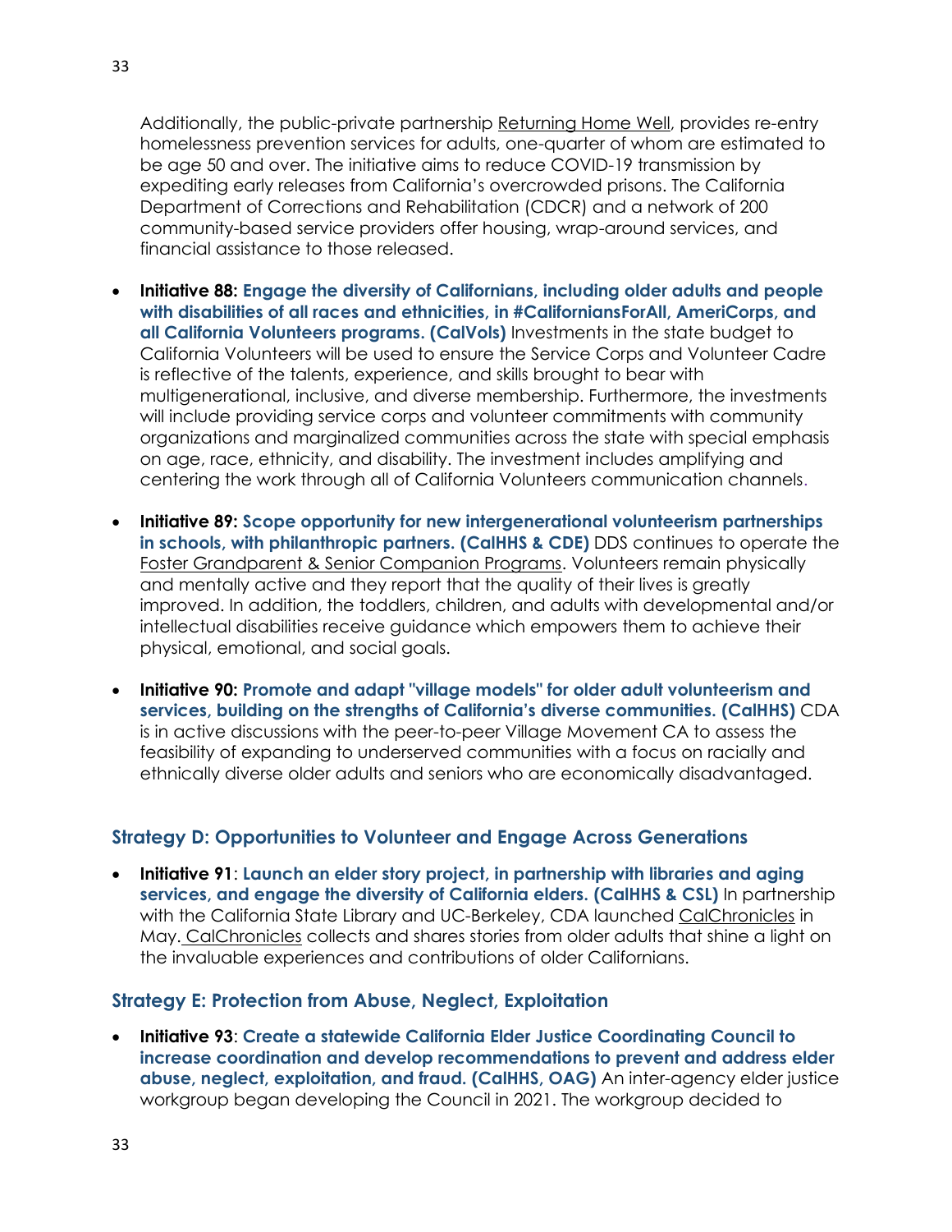Additionally, the public-private partnership Returning Home Well, provides re-entry homelessness prevention services for adults, one-quarter of whom are estimated to be age 50 and over. The initiative aims to reduce COVID-19 transmission by expediting early releases from California's overcrowded prisons. The California Department of Corrections and Rehabilitation (CDCR) and a network of 200 community-based service providers offer housing, wrap-around services, and financial assistance to those released.

- **Initiative 88: Engage the diversity of Californians, including older adults and people with disabilities of all races and ethnicities, in #CaliforniansForAll, AmeriCorps, and all California Volunteers programs. (CalVols)** Investments in the state budget to California Volunteers will be used to ensure the Service Corps and Volunteer Cadre is reflective of the talents, experience, and skills brought to bear with multigenerational, inclusive, and diverse membership. Furthermore, the investments will include providing service corps and volunteer commitments with community organizations and marginalized communities across the state with special emphasis on age, race, ethnicity, and disability. The investment includes amplifying and centering the work through all of California Volunteers communication channels.

- **Initiative 89: Scope opportunity for new intergenerational volunteerism partnerships in schools, with philanthropic partners. (CalHHS & CDE)** DDS continues to operate the Foster Grandparent & Senior Companion Programs. Volunteers remain physically and mentally active and they report that the quality of their lives is greatly improved. In addition, the toddlers, children, and adults with developmental and/or intellectual disabilities receive guidance which empowers them to achieve their physical, emotional, and social goals.

- **Initiative 90: Promote and adapt "village models" for older adult volunteerism and services, building on the strengths of California's diverse communities. (CalHHS)** CDA is in active discussions with the peer-to-peer Village Movement CA to assess the feasibility of expanding to underserved communities with a focus on racially and ethnically diverse older adults and seniors who are economically disadvantaged.

## Strategy D: Opportunities to Volunteer and Engage Across Generations

- **Initiative 91**: **Launch an elder story project, in partnership with libraries and aging services, and engage the diversity of California elders. (CalHHS & CSL)** In partnership with the California State Library and UC-Berkeley, CDA launched CalChronicles in May. CalChronicles collects and shares stories from older adults that shine a light on the invaluable experiences and contributions of older Californians.

## Strategy E: Protection from Abuse, Neglect, Exploitation

- **Initiative 93**: **Create a statewide California Elder Justice Coordinating Council to increase coordination and develop recommendations to prevent and address elder abuse, neglect, exploitation, and fraud. (CalHHS, OAG)** An inter-agency elder justice workgroup began developing the Council in 2021. The workgroup decided to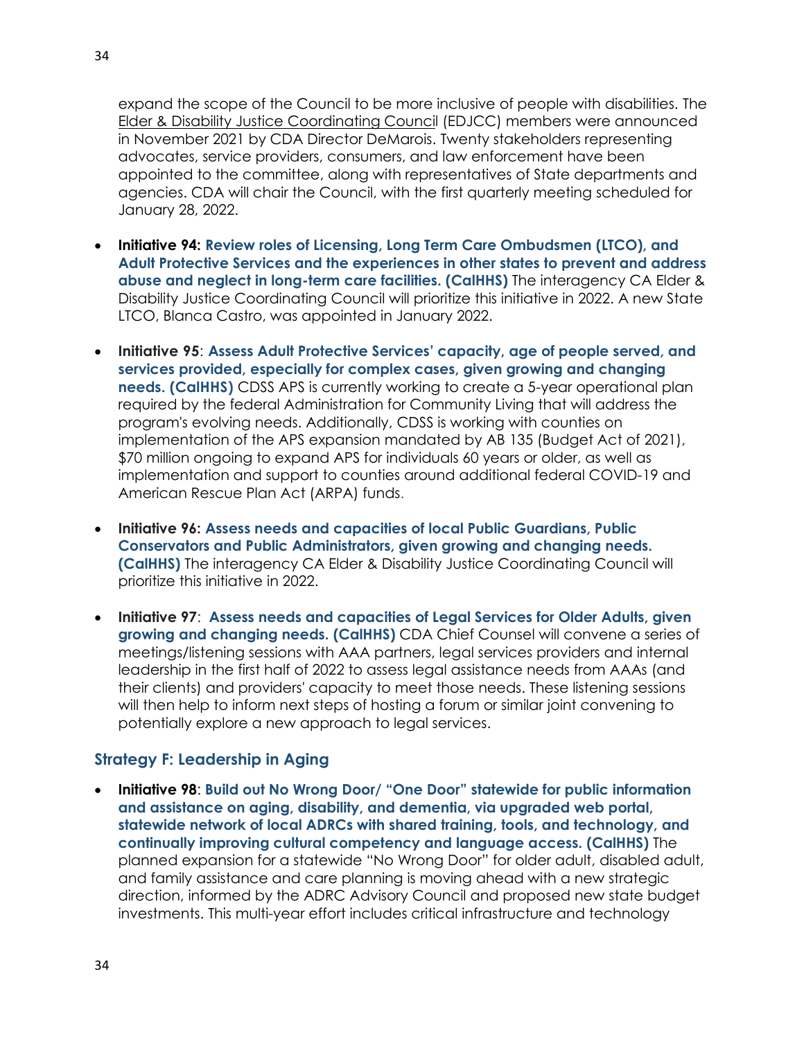expand the scope of the Council to be more inclusive of people with disabilities. The Elder & Disability Justice Coordinating Council (EDJCC) members were announced in November 2021 by CDA Director DeMarois. Twenty stakeholders representing advocates, service providers, consumers, and law enforcement have been appointed to the committee, along with representatives of State departments and agencies. CDA will chair the Council, with the first quarterly meeting scheduled for January 28, 2022.

- **Initiative 94: Review roles of Licensing, Long Term Care Ombudsmen (LTCO), and Adult Protective Services and the experiences in other states to prevent and address abuse and neglect in long-term care facilities. (CalHHS)** The interagency CA Elder & Disability Justice Coordinating Council will prioritize this initiative in 2022. A new State LTCO, Blanca Castro, was appointed in January 2022.

- **Initiative 95**: **Assess Adult Protective Services' capacity, age of people served, and services provided, especially for complex cases, given growing and changing needs. (CalHHS)** CDSS APS is currently working to create a 5-year operational plan required by the federal Administration for Community Living that will address the program's evolving needs. Additionally, CDSS is working with counties on implementation of the APS expansion mandated by AB 135 (Budget Act of 2021), $70 million ongoing to expand APS for individuals 60 years or older, as well as implementation and support to counties around additional federal COVID-19 and American Rescue Plan Act (ARPA) funds.

- **Initiative 96: Assess needs and capacities of local Public Guardians, Public Conservators and Public Administrators, given growing and changing needs. (CalHHS)** The interagency CA Elder & Disability Justice Coordinating Council will prioritize this initiative in 2022.

- **Initiative 97**: **Assess needs and capacities of Legal Services for Older Adults, given growing and changing needs. (CalHHS)** CDA Chief Counsel will convene a series of meetings/listening sessions with AAA partners, legal services providers and internal leadership in the first half of 2022 to assess legal assistance needs from AAAs (and their clients) and providers' capacity to meet those needs. These listening sessions will then help to inform next steps of hosting a forum or similar joint convening to potentially explore a new approach to legal services.

### Strategy F: Leadership in Aging

- **Initiative 98**: **Build out No Wrong Door/ "One Door" statewide for public information and assistance on aging, disability, and dementia, via upgraded web portal, statewide network of local ADRCs with shared training, tools, and technology, and continually improving cultural competency and language access. (CalHHS)** The planned expansion for a statewide "No Wrong Door" for older adult, disabled adult, and family assistance and care planning is moving ahead with a new strategic direction, informed by the ADRC Advisory Council and proposed new state budget investments. This multi-year effort includes critical infrastructure and technology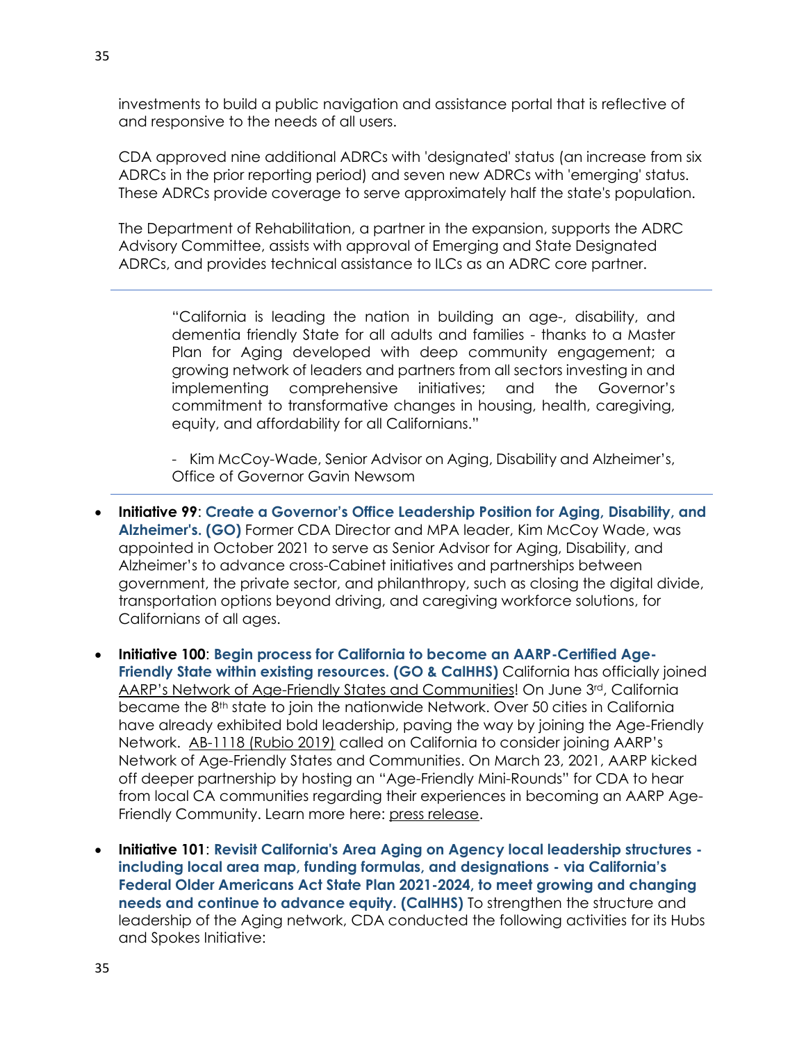investments to build a public navigation and assistance portal that is reflective of and responsive to the needs of all users.

CDA approved nine additional ADRCs with 'designated' status (an increase from six ADRCs in the prior reporting period) and seven new ADRCs with 'emerging' status. These ADRCs provide coverage to serve approximately half the state's population.

The Department of Rehabilitation, a partner in the expansion, supports the ADRC Advisory Committee, assists with approval of Emerging and State Designated ADRCs, and provides technical assistance to ILCs as an ADRC core partner.

---

> "California is leading the nation in building an age-, disability, and dementia friendly State for all adults and families - thanks to a Master Plan for Aging developed with deep community engagement; a growing network of leaders and partners from all sectors investing in and implementing comprehensive initiatives; and the Governor's commitment to transformative changes in housing, health, caregiving, equity, and affordability for all Californians."
>
> \- Kim McCoy-Wade, Senior Advisor on Aging, Disability and Alzheimer's, Office of Governor Gavin Newsom

---

- **Initiative 99**: **Create a Governor's Office Leadership Position for Aging, Disability, and Alzheimer's. (GO)** Former CDA Director and MPA leader, Kim McCoy Wade, was appointed in October 2021 to serve as Senior Advisor for Aging, Disability, and Alzheimer's to advance cross-Cabinet initiatives and partnerships between government, the private sector, and philanthropy, such as closing the digital divide, transportation options beyond driving, and caregiving workforce solutions, for Californians of all ages.

- **Initiative 100**: **Begin process for California to become an AARP-Certified Age-Friendly State within existing resources. (GO & CalHHS)** California has officially joined AARP's Network of Age-Friendly States and Communities! On June 3rd, California became the 8th state to join the nationwide Network. Over 50 cities in California have already exhibited bold leadership, paving the way by joining the Age-Friendly Network. AB-1118 (Rubio 2019) called on California to consider joining AARP's Network of Age-Friendly States and Communities. On March 23, 2021, AARP kicked off deeper partnership by hosting an "Age-Friendly Mini-Rounds" for CDA to hear from local CA communities regarding their experiences in becoming an AARP Age-Friendly Community. Learn more here: press release.

- **Initiative 101**: **Revisit California's Area Aging on Agency local leadership structures - including local area map, funding formulas, and designations - via California's Federal Older Americans Act State Plan 2021-2024, to meet growing and changing needs and continue to advance equity. (CalHHS)** To strengthen the structure and leadership of the Aging network, CDA conducted the following activities for its Hubs and Spokes Initiative: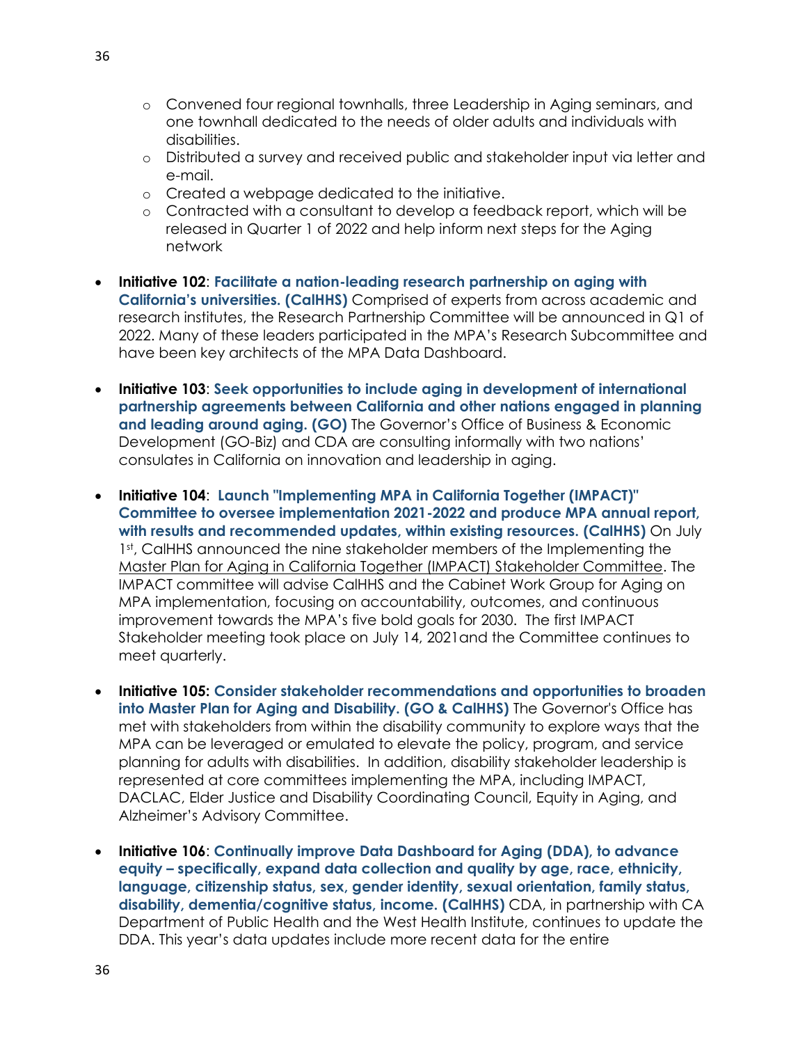- Convened four regional townhalls, three Leadership in Aging seminars, and one townhall dedicated to the needs of older adults and individuals with disabilities.
  - Distributed a survey and received public and stakeholder input via letter and e-mail.
  - Created a webpage dedicated to the initiative.
  - Contracted with a consultant to develop a feedback report, which will be released in Quarter 1 of 2022 and help inform next steps for the Aging network

- **Initiative 102**: **Facilitate a nation-leading research partnership on aging with California's universities. (CalHHS)** Comprised of experts from across academic and research institutes, the Research Partnership Committee will be announced in Q1 of 2022. Many of these leaders participated in the MPA's Research Subcommittee and have been key architects of the MPA Data Dashboard.

- **Initiative 103**: **Seek opportunities to include aging in development of international partnership agreements between California and other nations engaged in planning and leading around aging. (GO)** The Governor's Office of Business & Economic Development (GO-Biz) and CDA are consulting informally with two nations' consulates in California on innovation and leadership in aging.

- **Initiative 104**: **Launch "Implementing MPA in California Together (IMPACT)" Committee to oversee implementation 2021-2022 and produce MPA annual report, with results and recommended updates, within existing resources. (CalHHS)** On July 1st, CalHHS announced the nine stakeholder members of the Implementing the Master Plan for Aging in California Together (IMPACT) Stakeholder Committee. The IMPACT committee will advise CalHHS and the Cabinet Work Group for Aging on MPA implementation, focusing on accountability, outcomes, and continuous improvement towards the MPA's five bold goals for 2030. The first IMPACT Stakeholder meeting took place on July 14, 2021and the Committee continues to meet quarterly.

- **Initiative 105: Consider stakeholder recommendations and opportunities to broaden into Master Plan for Aging and Disability. (GO & CalHHS)** The Governor's Office has met with stakeholders from within the disability community to explore ways that the MPA can be leveraged or emulated to elevate the policy, program, and service planning for adults with disabilities. In addition, disability stakeholder leadership is represented at core committees implementing the MPA, including IMPACT, DACLAC, Elder Justice and Disability Coordinating Council, Equity in Aging, and Alzheimer's Advisory Committee.

- **Initiative 106**: **Continually improve Data Dashboard for Aging (DDA), to advance equity – specifically, expand data collection and quality by age, race, ethnicity, language, citizenship status, sex, gender identity, sexual orientation, family status, disability, dementia/cognitive status, income. (CalHHS)** CDA, in partnership with CA Department of Public Health and the West Health Institute, continues to update the DDA. This year's data updates include more recent data for the entire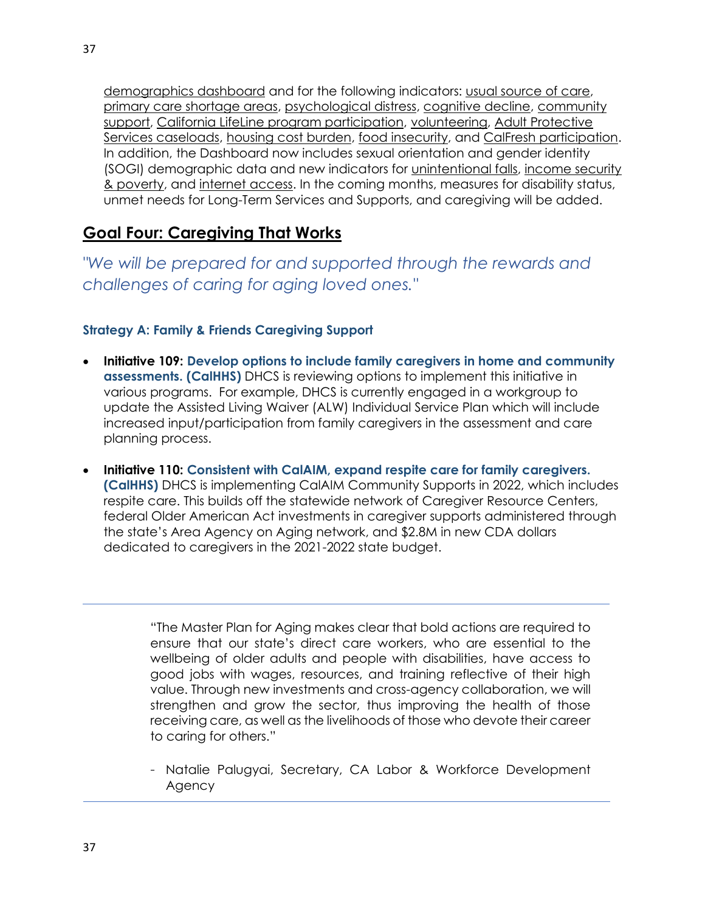demographics dashboard and for the following indicators: usual source of care, primary care shortage areas, psychological distress, cognitive decline, community support, California LifeLine program participation, volunteering, Adult Protective Services caseloads, housing cost burden, food insecurity, and CalFresh participation. In addition, the Dashboard now includes sexual orientation and gender identity (SOGI) demographic data and new indicators for unintentional falls, income security & poverty, and internet access. In the coming months, measures for disability status, unmet needs for Long-Term Services and Supports, and caregiving will be added.

## Goal Four: Caregiving That Works

*"We will be prepared for and supported through the rewards and challenges of caring for aging loved ones."*

### Strategy A: Family & Friends Caregiving Support

- **Initiative 109: Develop options to include family caregivers in home and community assessments. (CalHHS)** DHCS is reviewing options to implement this initiative in various programs. For example, DHCS is currently engaged in a workgroup to update the Assisted Living Waiver (ALW) Individual Service Plan which will include increased input/participation from family caregivers in the assessment and care planning process.
- **Initiative 110: Consistent with CalAIM, expand respite care for family caregivers. (CalHHS)** DHCS is implementing CalAIM Community Supports in 2022, which includes respite care. This builds off the statewide network of Caregiver Resource Centers, federal Older American Act investments in caregiver supports administered through the state's Area Agency on Aging network, and $2.8M in new CDA dollars dedicated to caregivers in the 2021-2022 state budget.

---

> "The Master Plan for Aging makes clear that bold actions are required to ensure that our state's direct care workers, who are essential to the wellbeing of older adults and people with disabilities, have access to good jobs with wages, resources, and training reflective of their high value. Through new investments and cross-agency collaboration, we will strengthen and grow the sector, thus improving the health of those receiving care, as well as the livelihoods of those who devote their career to caring for others."
>
> - Natalie Palugyai, Secretary, CA Labor & Workforce Development Agency

---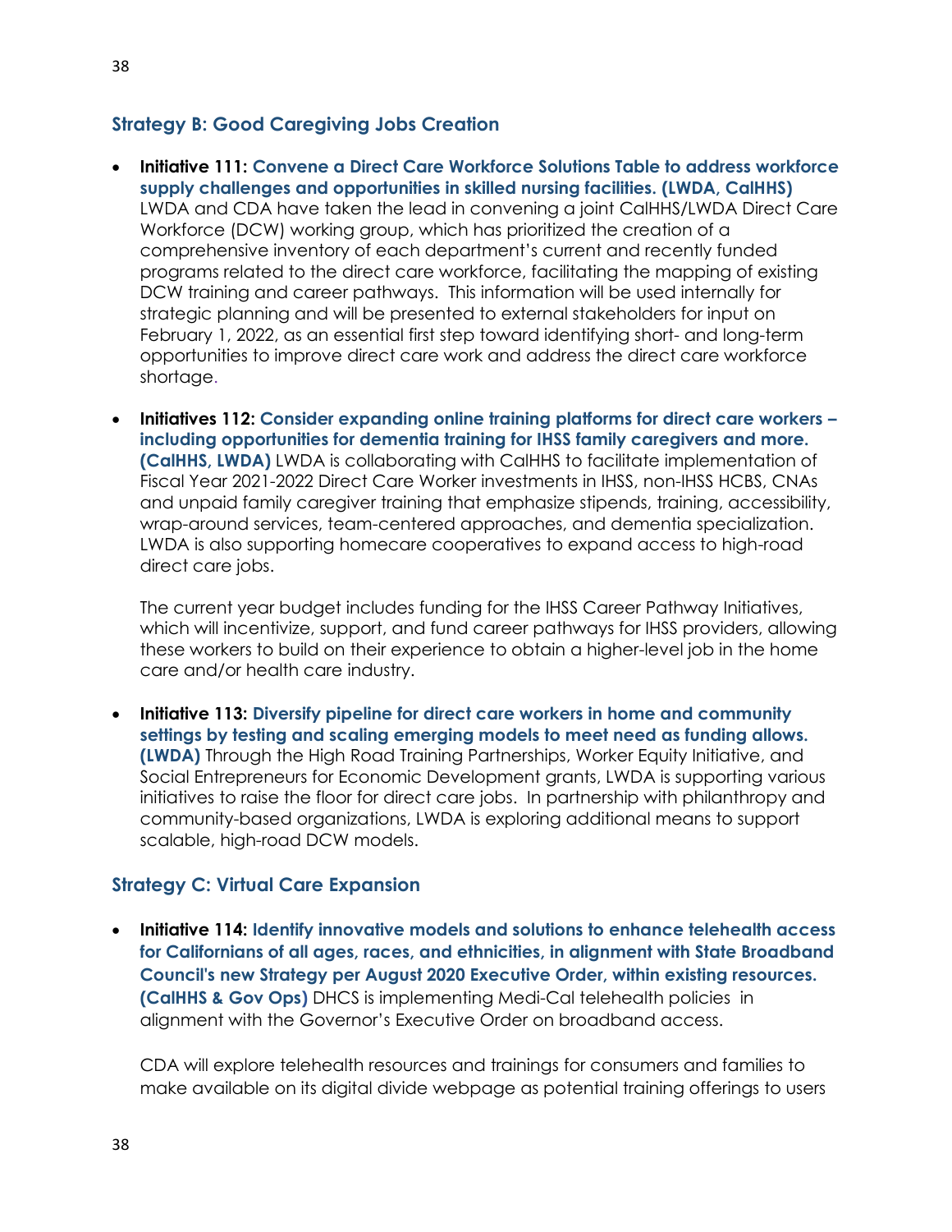### Strategy B: Good Caregiving Jobs Creation

- **Initiative 111: Convene a Direct Care Workforce Solutions Table to address workforce supply challenges and opportunities in skilled nursing facilities. (LWDA, CalHHS)** LWDA and CDA have taken the lead in convening a joint CalHHS/LWDA Direct Care Workforce (DCW) working group, which has prioritized the creation of a comprehensive inventory of each department's current and recently funded programs related to the direct care workforce, facilitating the mapping of existing DCW training and career pathways. This information will be used internally for strategic planning and will be presented to external stakeholders for input on February 1, 2022, as an essential first step toward identifying short- and long-term opportunities to improve direct care work and address the direct care workforce shortage.

- **Initiatives 112: Consider expanding online training platforms for direct care workers – including opportunities for dementia training for IHSS family caregivers and more. (CalHHS, LWDA)** LWDA is collaborating with CalHHS to facilitate implementation of Fiscal Year 2021-2022 Direct Care Worker investments in IHSS, non-IHSS HCBS, CNAs and unpaid family caregiver training that emphasize stipends, training, accessibility, wrap-around services, team-centered approaches, and dementia specialization. LWDA is also supporting homecare cooperatives to expand access to high-road direct care jobs.

  The current year budget includes funding for the IHSS Career Pathway Initiatives, which will incentivize, support, and fund career pathways for IHSS providers, allowing these workers to build on their experience to obtain a higher-level job in the home care and/or health care industry.

- **Initiative 113: Diversify pipeline for direct care workers in home and community settings by testing and scaling emerging models to meet need as funding allows. (LWDA)** Through the High Road Training Partnerships, Worker Equity Initiative, and Social Entrepreneurs for Economic Development grants, LWDA is supporting various initiatives to raise the floor for direct care jobs. In partnership with philanthropy and community-based organizations, LWDA is exploring additional means to support scalable, high-road DCW models.

### Strategy C: Virtual Care Expansion

- **Initiative 114: Identify innovative models and solutions to enhance telehealth access for Californians of all ages, races, and ethnicities, in alignment with State Broadband Council's new Strategy per August 2020 Executive Order, within existing resources. (CalHHS & Gov Ops)** DHCS is implementing Medi-Cal telehealth policies in alignment with the Governor's Executive Order on broadband access.

  CDA will explore telehealth resources and trainings for consumers and families to make available on its digital divide webpage as potential training offerings to users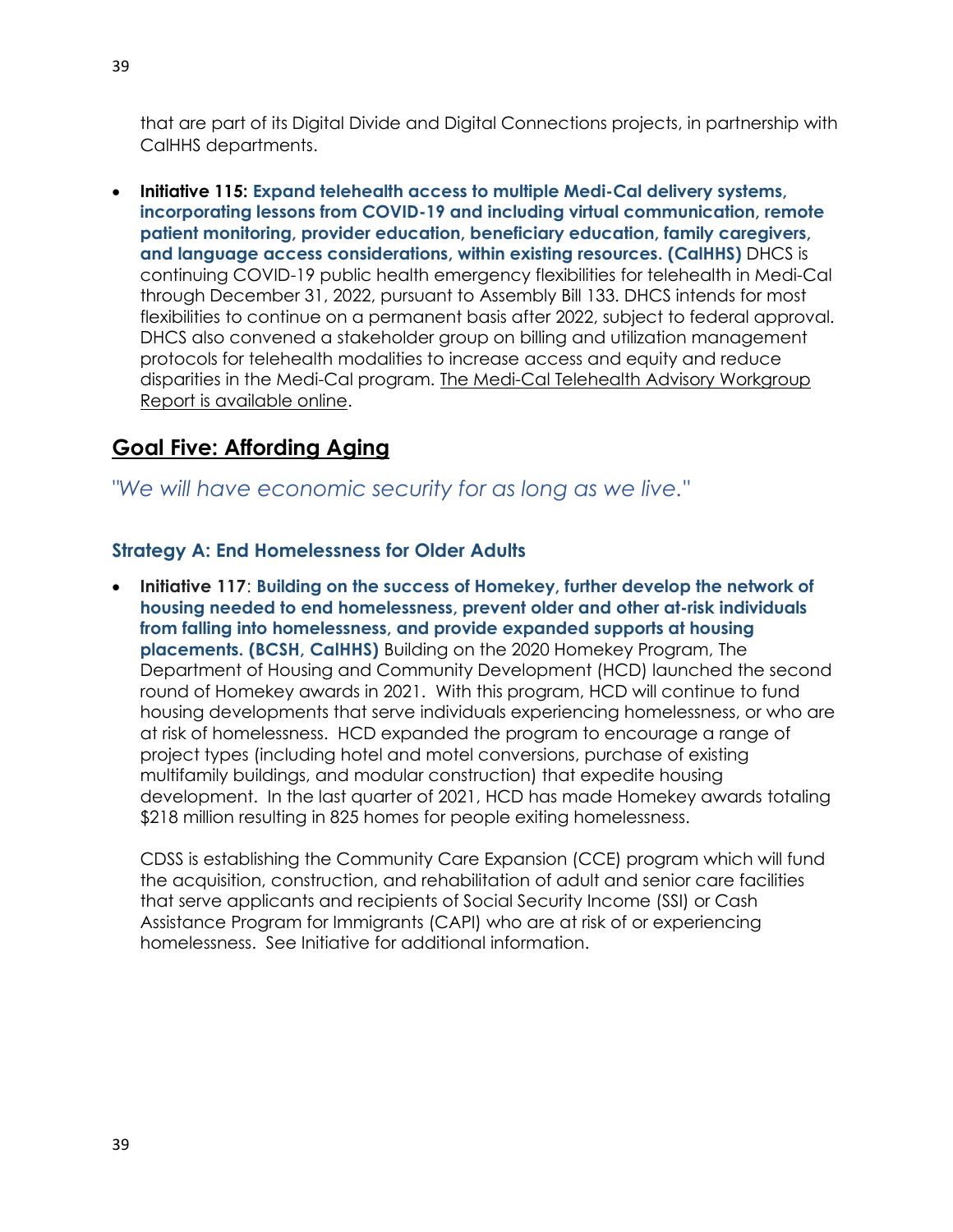that are part of its Digital Divide and Digital Connections projects, in partnership with CalHHS departments.

- **Initiative 115: Expand telehealth access to multiple Medi-Cal delivery systems, incorporating lessons from COVID-19 and including virtual communication, remote patient monitoring, provider education, beneficiary education, family caregivers, and language access considerations, within existing resources. (CalHHS)** DHCS is continuing COVID-19 public health emergency flexibilities for telehealth in Medi-Cal through December 31, 2022, pursuant to Assembly Bill 133. DHCS intends for most flexibilities to continue on a permanent basis after 2022, subject to federal approval. DHCS also convened a stakeholder group on billing and utilization management protocols for telehealth modalities to increase access and equity and reduce disparities in the Medi-Cal program. The Medi-Cal Telehealth Advisory Workgroup Report is available online.

## Goal Five: Affording Aging

*"We will have economic security for as long as we live."*

### Strategy A: End Homelessness for Older Adults

- **Initiative 117**: **Building on the success of Homekey, further develop the network of housing needed to end homelessness, prevent older and other at-risk individuals from falling into homelessness, and provide expanded supports at housing placements. (BCSH, CalHHS)** Building on the 2020 Homekey Program, The Department of Housing and Community Development (HCD) launched the second round of Homekey awards in 2021. With this program, HCD will continue to fund housing developments that serve individuals experiencing homelessness, or who are at risk of homelessness. HCD expanded the program to encourage a range of project types (including hotel and motel conversions, purchase of existing multifamily buildings, and modular construction) that expedite housing development. In the last quarter of 2021, HCD has made Homekey awards totaling $218 million resulting in 825 homes for people exiting homelessness.

  CDSS is establishing the Community Care Expansion (CCE) program which will fund the acquisition, construction, and rehabilitation of adult and senior care facilities that serve applicants and recipients of Social Security Income (SSI) or Cash Assistance Program for Immigrants (CAPI) who are at risk of or experiencing homelessness. See Initiative for additional information.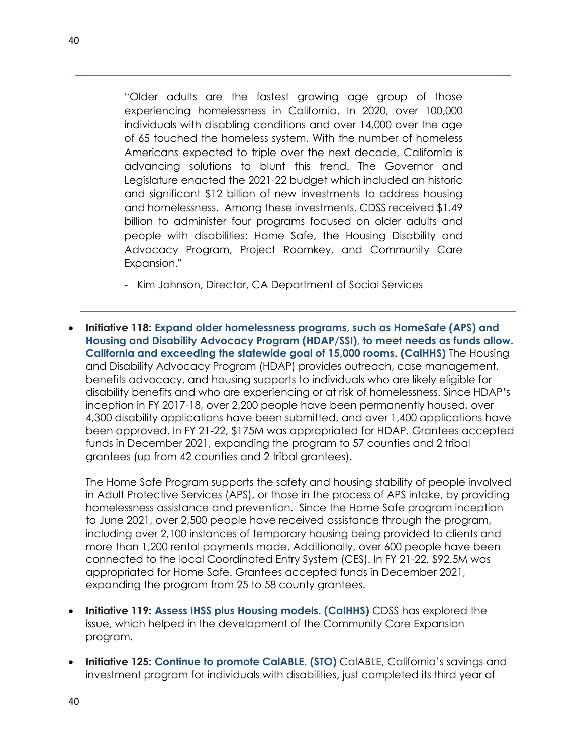> "Older adults are the fastest growing age group of those experiencing homelessness in California. In 2020, over 100,000 individuals with disabling conditions and over 14,000 over the age of 65 touched the homeless system. With the number of homeless Americans expected to triple over the next decade, California is advancing solutions to blunt this trend. The Governor and Legislature enacted the 2021-22 budget which included an historic and significant $12 billion of new investments to address housing and homelessness. Among these investments, CDSS received $1.49 billion to administer four programs focused on older adults and people with disabilities: Home Safe, the Housing Disability and Advocacy Program, Project Roomkey, and Community Care Expansion."
>
> - Kim Johnson, Director, CA Department of Social Services

- **Initiative 118: Expand older homelessness programs, such as HomeSafe (APS) and Housing and Disability Advocacy Program (HDAP/SSI), to meet needs as funds allow. California and exceeding the statewide goal of 15,000 rooms. (CalHHS)** The Housing and Disability Advocacy Program (HDAP) provides outreach, case management, benefits advocacy, and housing supports to individuals who are likely eligible for disability benefits and who are experiencing or at risk of homelessness. Since HDAP's inception in FY 2017-18, over 2,200 people have been permanently housed, over 4,300 disability applications have been submitted, and over 1,400 applications have been approved. In FY 21-22, $175M was appropriated for HDAP. Grantees accepted funds in December 2021, expanding the program to 57 counties and 2 tribal grantees (up from 42 counties and 2 tribal grantees).

  The Home Safe Program supports the safety and housing stability of people involved in Adult Protective Services (APS), or those in the process of APS intake, by providing homelessness assistance and prevention. Since the Home Safe program inception to June 2021, over 2,500 people have received assistance through the program, including over 2,100 instances of temporary housing being provided to clients and more than 1,200 rental payments made. Additionally, over 600 people have been connected to the local Coordinated Entry System (CES). In FY 21-22, $92.5M was appropriated for Home Safe. Grantees accepted funds in December 2021, expanding the program from 25 to 58 county grantees.

- **Initiative 119: Assess IHSS plus Housing models. (CalHHS)** CDSS has explored the issue, which helped in the development of the Community Care Expansion program.

- **Initiative 125: Continue to promote CalABLE. (STO)** CalABLE, California's savings and investment program for individuals with disabilities, just completed its third year of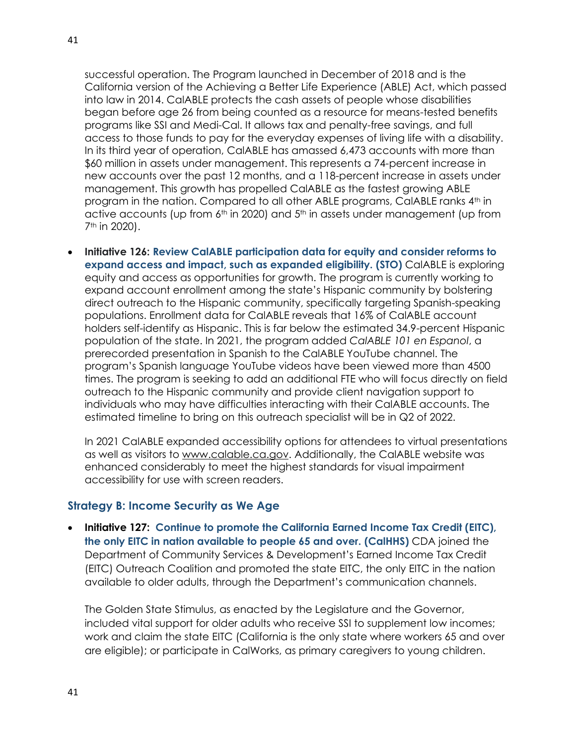successful operation. The Program launched in December of 2018 and is the California version of the Achieving a Better Life Experience (ABLE) Act, which passed into law in 2014. CalABLE protects the cash assets of people whose disabilities began before age 26 from being counted as a resource for means-tested benefits programs like SSI and Medi-Cal. It allows tax and penalty-free savings, and full access to those funds to pay for the everyday expenses of living life with a disability. In its third year of operation, CalABLE has amassed 6,473 accounts with more than $60 million in assets under management. This represents a 74-percent increase in new accounts over the past 12 months, and a 118-percent increase in assets under management. This growth has propelled CalABLE as the fastest growing ABLE program in the nation. Compared to all other ABLE programs, CalABLE ranks 4th in active accounts (up from 6th in 2020) and 5th in assets under management (up from 7th in 2020).

- **Initiative 126: Review CalABLE participation data for equity and consider reforms to expand access and impact, such as expanded eligibility. (STO)** CalABLE is exploring equity and access as opportunities for growth. The program is currently working to expand account enrollment among the state's Hispanic community by bolstering direct outreach to the Hispanic community, specifically targeting Spanish-speaking populations. Enrollment data for CalABLE reveals that 16% of CalABLE account holders self-identify as Hispanic. This is far below the estimated 34.9-percent Hispanic population of the state. In 2021, the program added *CalABLE 101 en Espanol*, a prerecorded presentation in Spanish to the CalABLE YouTube channel. The program's Spanish language YouTube videos have been viewed more than 4500 times. The program is seeking to add an additional FTE who will focus directly on field outreach to the Hispanic community and provide client navigation support to individuals who may have difficulties interacting with their CalABLE accounts. The estimated timeline to bring on this outreach specialist will be in Q2 of 2022.

  In 2021 CalABLE expanded accessibility options for attendees to virtual presentations as well as visitors to www.calable.ca.gov. Additionally, the CalABLE website was enhanced considerably to meet the highest standards for visual impairment accessibility for use with screen readers.

### Strategy B: Income Security as We Age

- **Initiative 127: Continue to promote the California Earned Income Tax Credit (EITC), the only EITC in nation available to people 65 and over. (CalHHS)** CDA joined the Department of Community Services & Development's Earned Income Tax Credit (EITC) Outreach Coalition and promoted the state EITC, the only EITC in the nation available to older adults, through the Department's communication channels.

  The Golden State Stimulus, as enacted by the Legislature and the Governor, included vital support for older adults who receive SSI to supplement low incomes; work and claim the state EITC (California is the only state where workers 65 and over are eligible); or participate in CalWorks, as primary caregivers to young children.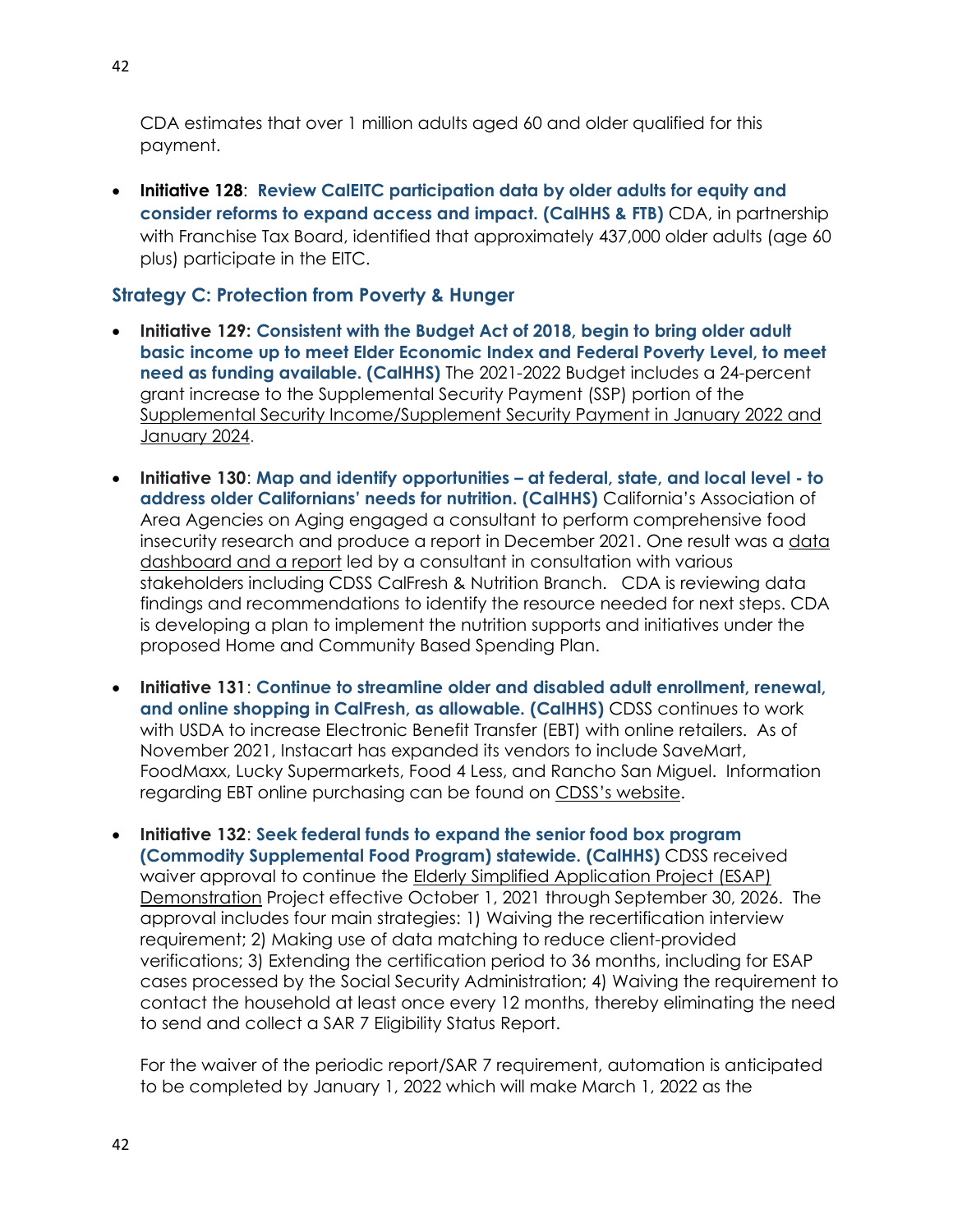CDA estimates that over 1 million adults aged 60 and older qualified for this payment.

- **Initiative 128**: **Review CalEITC participation data by older adults for equity and consider reforms to expand access and impact. (CalHHS & FTB)** CDA, in partnership with Franchise Tax Board, identified that approximately 437,000 older adults (age 60 plus) participate in the EITC.

### Strategy C: Protection from Poverty & Hunger

- **Initiative 129: Consistent with the Budget Act of 2018, begin to bring older adult basic income up to meet Elder Economic Index and Federal Poverty Level, to meet need as funding available. (CalHHS)** The 2021-2022 Budget includes a 24-percent grant increase to the Supplemental Security Payment (SSP) portion of the Supplemental Security Income/Supplement Security Payment in January 2022 and January 2024.

- **Initiative 130**: **Map and identify opportunities – at federal, state, and local level - to address older Californians' needs for nutrition. (CalHHS)** California's Association of Area Agencies on Aging engaged a consultant to perform comprehensive food insecurity research and produce a report in December 2021. One result was a data dashboard and a report led by a consultant in consultation with various stakeholders including CDSS CalFresh & Nutrition Branch. CDA is reviewing data findings and recommendations to identify the resource needed for next steps. CDA is developing a plan to implement the nutrition supports and initiatives under the proposed Home and Community Based Spending Plan.

- **Initiative 131**: **Continue to streamline older and disabled adult enrollment, renewal, and online shopping in CalFresh, as allowable. (CalHHS)** CDSS continues to work with USDA to increase Electronic Benefit Transfer (EBT) with online retailers. As of November 2021, Instacart has expanded its vendors to include SaveMart, FoodMaxx, Lucky Supermarkets, Food 4 Less, and Rancho San Miguel. Information regarding EBT online purchasing can be found on CDSS's website.

- **Initiative 132**: **Seek federal funds to expand the senior food box program (Commodity Supplemental Food Program) statewide. (CalHHS)** CDSS received waiver approval to continue the Elderly Simplified Application Project (ESAP) Demonstration Project effective October 1, 2021 through September 30, 2026. The approval includes four main strategies: 1) Waiving the recertification interview requirement; 2) Making use of data matching to reduce client-provided verifications; 3) Extending the certification period to 36 months, including for ESAP cases processed by the Social Security Administration; 4) Waiving the requirement to contact the household at least once every 12 months, thereby eliminating the need to send and collect a SAR 7 Eligibility Status Report.

  For the waiver of the periodic report/SAR 7 requirement, automation is anticipated to be completed by January 1, 2022 which will make March 1, 2022 as the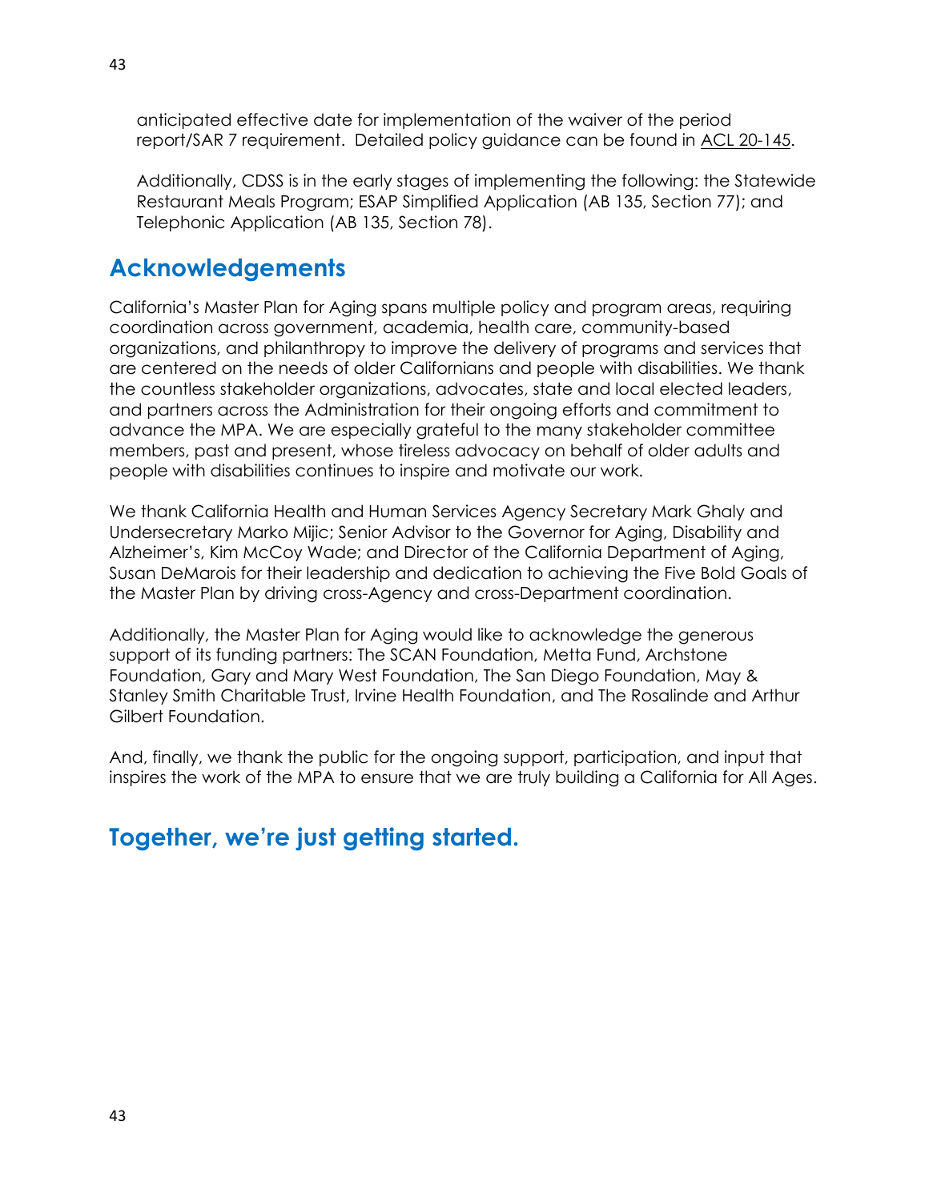anticipated effective date for implementation of the waiver of the period report/SAR 7 requirement. Detailed policy guidance can be found in ACL 20-145.

Additionally, CDSS is in the early stages of implementing the following: the Statewide Restaurant Meals Program; ESAP Simplified Application (AB 135, Section 77); and Telephonic Application (AB 135, Section 78).

## Acknowledgements

California's Master Plan for Aging spans multiple policy and program areas, requiring coordination across government, academia, health care, community-based organizations, and philanthropy to improve the delivery of programs and services that are centered on the needs of older Californians and people with disabilities. We thank the countless stakeholder organizations, advocates, state and local elected leaders, and partners across the Administration for their ongoing efforts and commitment to advance the MPA. We are especially grateful to the many stakeholder committee members, past and present, whose tireless advocacy on behalf of older adults and people with disabilities continues to inspire and motivate our work.

We thank California Health and Human Services Agency Secretary Mark Ghaly and Undersecretary Marko Mijic; Senior Advisor to the Governor for Aging, Disability and Alzheimer's, Kim McCoy Wade; and Director of the California Department of Aging, Susan DeMarois for their leadership and dedication to achieving the Five Bold Goals of the Master Plan by driving cross-Agency and cross-Department coordination.

Additionally, the Master Plan for Aging would like to acknowledge the generous support of its funding partners: The SCAN Foundation, Metta Fund, Archstone Foundation, Gary and Mary West Foundation, The San Diego Foundation, May & Stanley Smith Charitable Trust, Irvine Health Foundation, and The Rosalinde and Arthur Gilbert Foundation.

And, finally, we thank the public for the ongoing support, participation, and input that inspires the work of the MPA to ensure that we are truly building a California for All Ages.

## Together, we're just getting started.